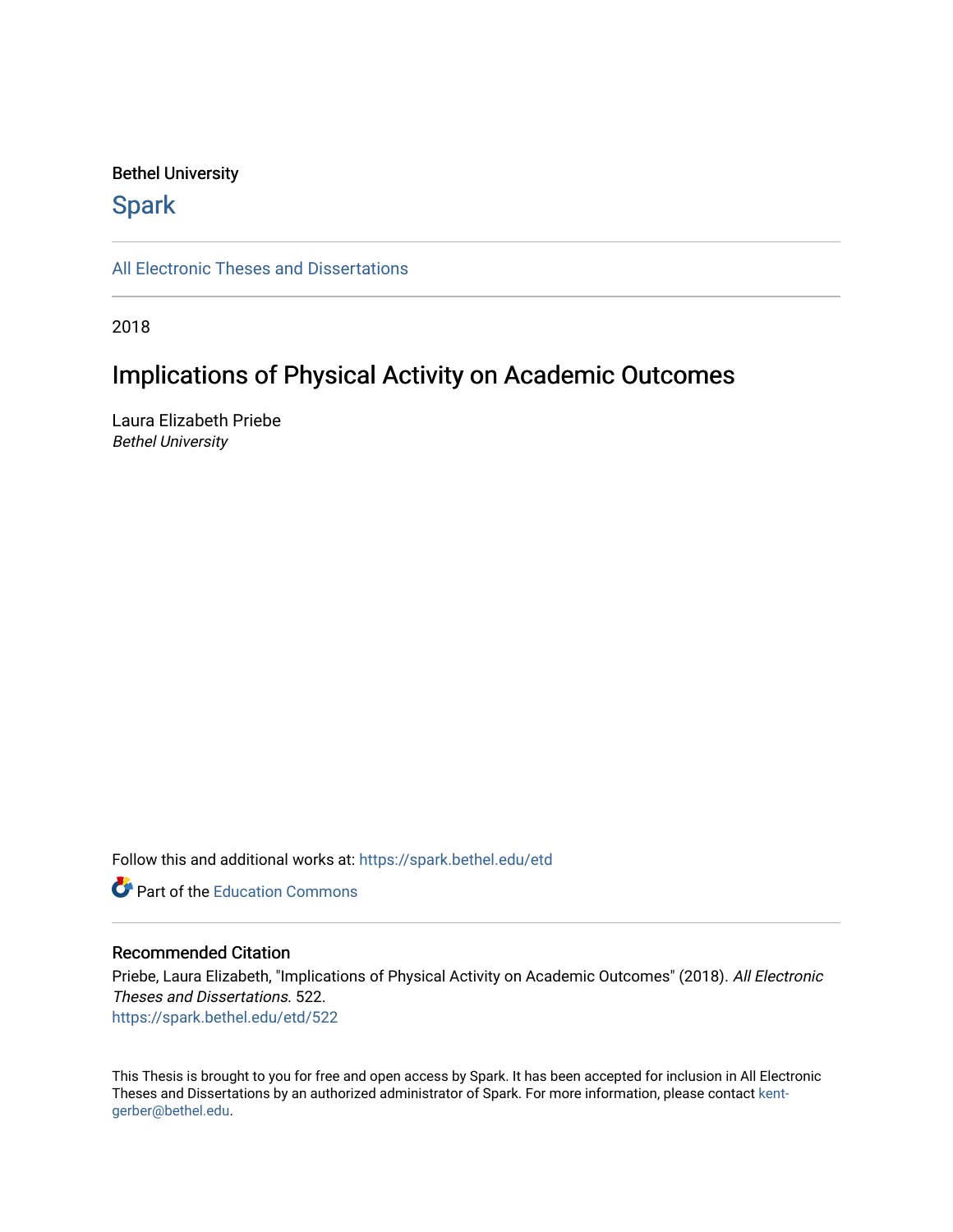Bethel University

# Spark

All Electronic Theses and Dissertations

2018

## Implications of Physical Activity on Academic Outcomes

Laura Elizabeth Priebe
*Bethel University*

Follow this and additional works at: https://spark.bethel.edu/etd

Part of the Education Commons

### Recommended Citation

Priebe, Laura Elizabeth, "Implications of Physical Activity on Academic Outcomes" (2018). *All Electronic Theses and Dissertations*. 522.
https://spark.bethel.edu/etd/522

This Thesis is brought to you for free and open access by Spark. It has been accepted for inclusion in All Electronic Theses and Dissertations by an authorized administrator of Spark. For more information, please contact kent-gerber@bethel.edu.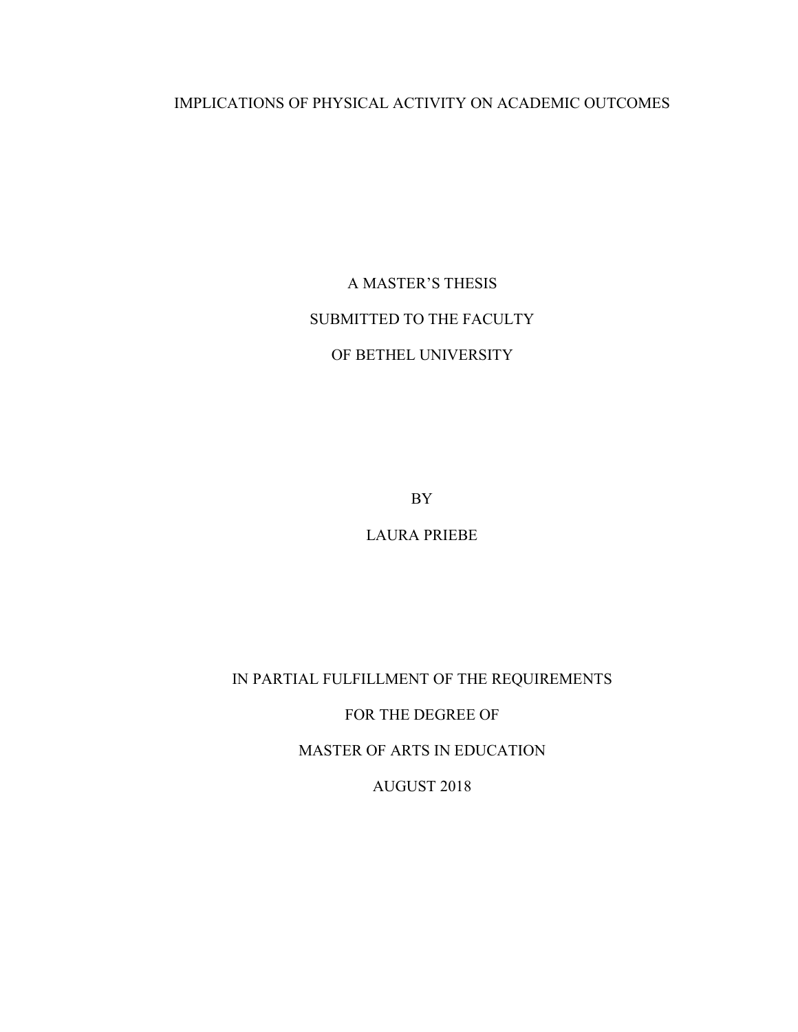# IMPLICATIONS OF PHYSICAL ACTIVITY ON ACADEMIC OUTCOMES

A MASTER'S THESIS

SUBMITTED TO THE FACULTY

OF BETHEL UNIVERSITY

BY

LAURA PRIEBE

IN PARTIAL FULFILLMENT OF THE REQUIREMENTS

FOR THE DEGREE OF

MASTER OF ARTS IN EDUCATION

AUGUST 2018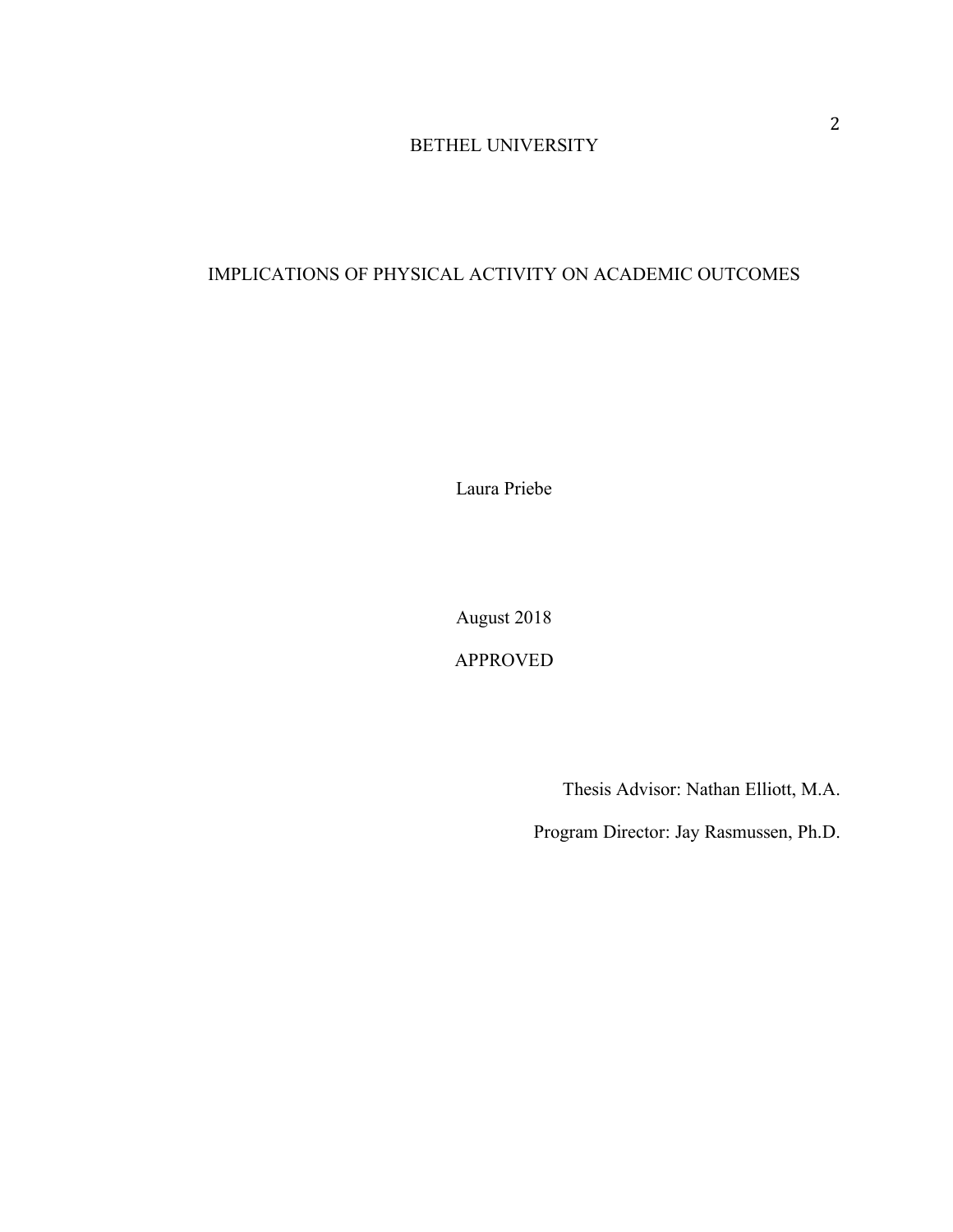BETHEL UNIVERSITY

IMPLICATIONS OF PHYSICAL ACTIVITY ON ACADEMIC OUTCOMES

Laura Priebe

August 2018

APPROVED

Thesis Advisor: Nathan Elliott, M.A.

Program Director: Jay Rasmussen, Ph.D.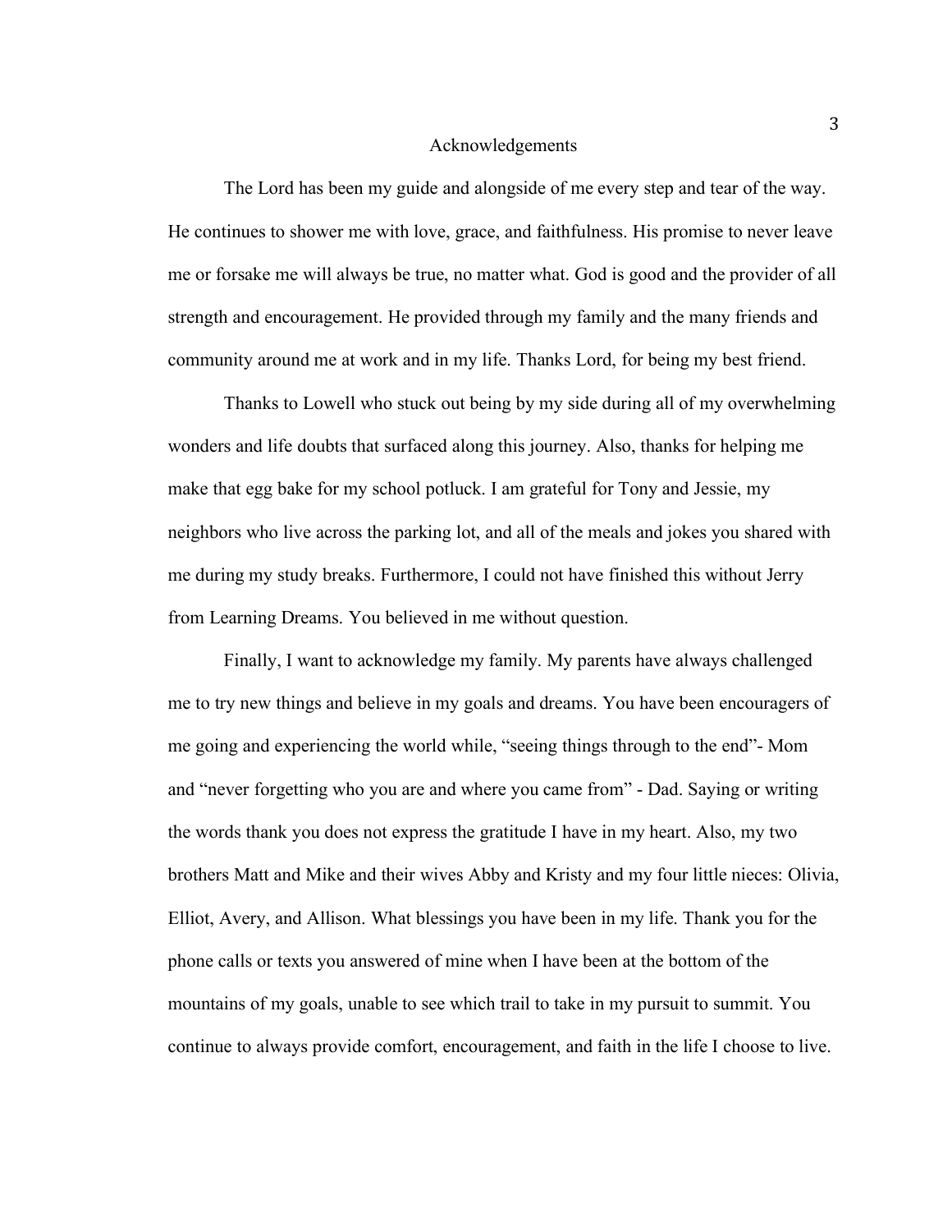# Acknowledgements

The Lord has been my guide and alongside of me every step and tear of the way. He continues to shower me with love, grace, and faithfulness. His promise to never leave me or forsake me will always be true, no matter what. God is good and the provider of all strength and encouragement. He provided through my family and the many friends and community around me at work and in my life. Thanks Lord, for being my best friend.

Thanks to Lowell who stuck out being by my side during all of my overwhelming wonders and life doubts that surfaced along this journey. Also, thanks for helping me make that egg bake for my school potluck. I am grateful for Tony and Jessie, my neighbors who live across the parking lot, and all of the meals and jokes you shared with me during my study breaks. Furthermore, I could not have finished this without Jerry from Learning Dreams. You believed in me without question.

Finally, I want to acknowledge my family. My parents have always challenged me to try new things and believe in my goals and dreams. You have been encouragers of me going and experiencing the world while, "seeing things through to the end"- Mom and "never forgetting who you are and where you came from" - Dad. Saying or writing the words thank you does not express the gratitude I have in my heart. Also, my two brothers Matt and Mike and their wives Abby and Kristy and my four little nieces: Olivia, Elliot, Avery, and Allison. What blessings you have been in my life. Thank you for the phone calls or texts you answered of mine when I have been at the bottom of the mountains of my goals, unable to see which trail to take in my pursuit to summit. You continue to always provide comfort, encouragement, and faith in the life I choose to live.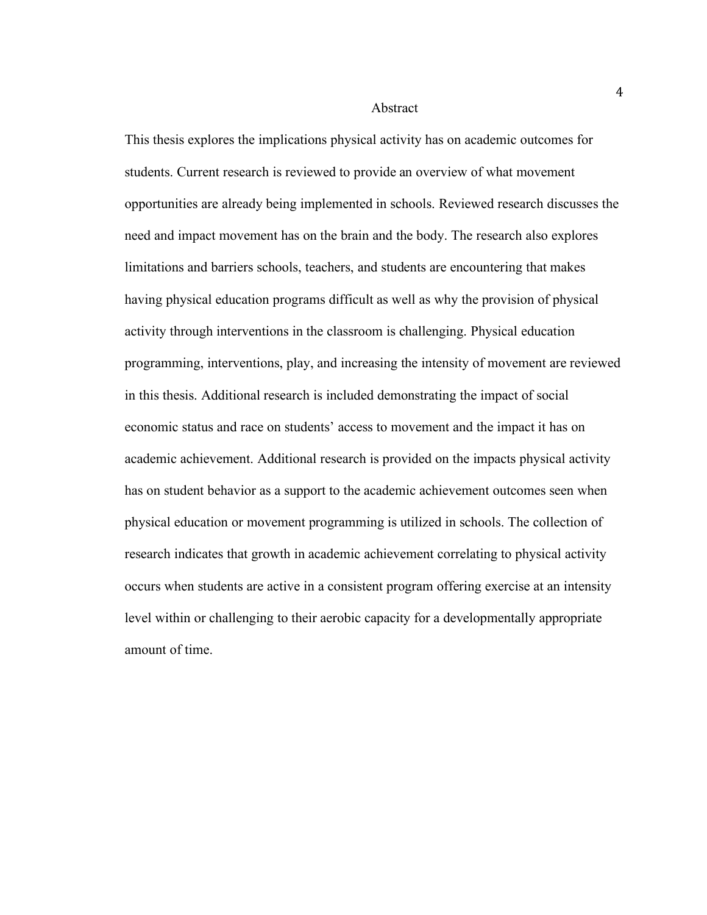# Abstract

This thesis explores the implications physical activity has on academic outcomes for students. Current research is reviewed to provide an overview of what movement opportunities are already being implemented in schools. Reviewed research discusses the need and impact movement has on the brain and the body. The research also explores limitations and barriers schools, teachers, and students are encountering that makes having physical education programs difficult as well as why the provision of physical activity through interventions in the classroom is challenging. Physical education programming, interventions, play, and increasing the intensity of movement are reviewed in this thesis. Additional research is included demonstrating the impact of social economic status and race on students' access to movement and the impact it has on academic achievement. Additional research is provided on the impacts physical activity has on student behavior as a support to the academic achievement outcomes seen when physical education or movement programming is utilized in schools. The collection of research indicates that growth in academic achievement correlating to physical activity occurs when students are active in a consistent program offering exercise at an intensity level within or challenging to their aerobic capacity for a developmentally appropriate amount of time.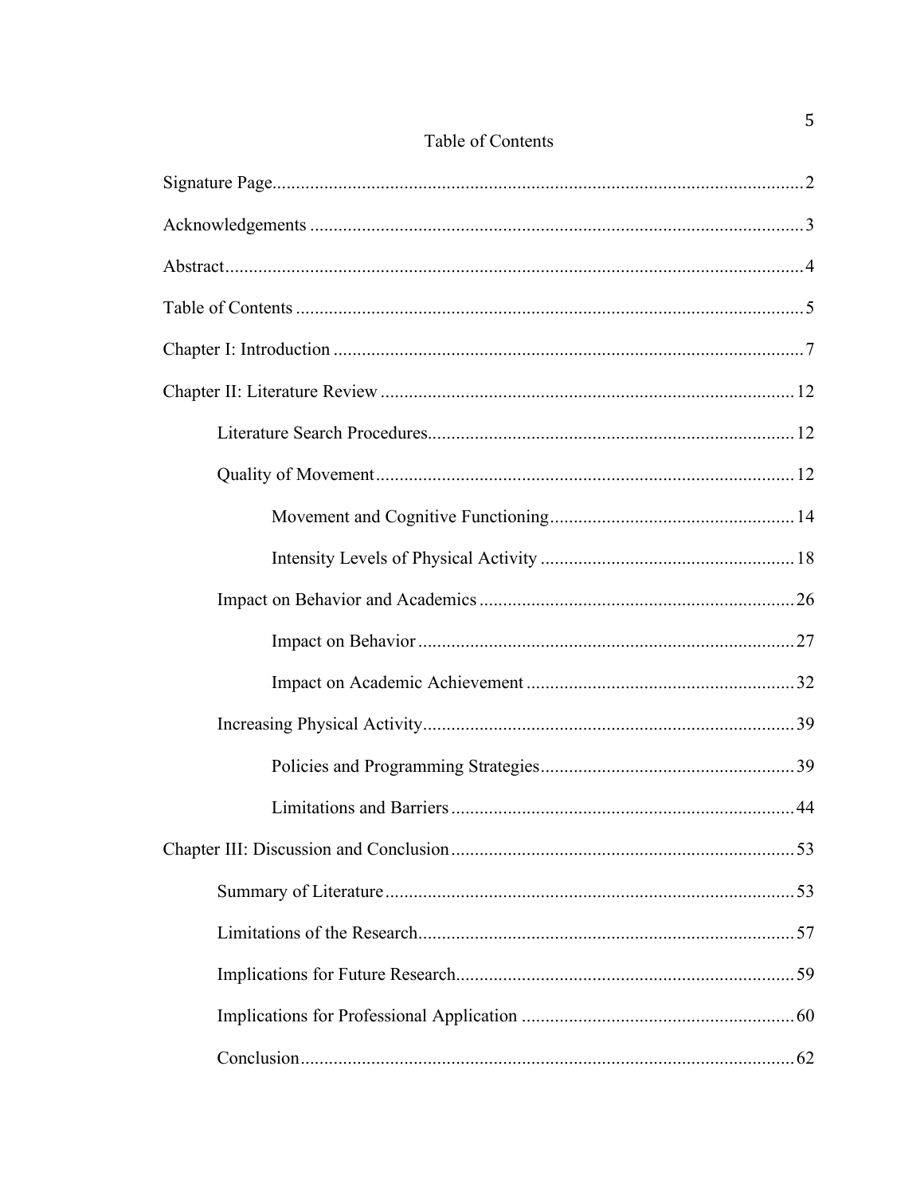# Table of Contents

Signature Page........................................................................................................2

Acknowledgements ..................................................................................................3

Abstract....................................................................................................................4

Table of Contents .....................................................................................................5

Chapter I: Introduction ............................................................................................7

Chapter II: Literature Review ...............................................................................12

- Literature Search Procedures.....................................................................12
- Quality of Movement................................................................................12
  - Movement and Cognitive Functioning.............................................14
  - Intensity Levels of Physical Activity ...............................................18
- Impact on Behavior and Academics .........................................................26
  - Impact on Behavior .........................................................................27
  - Impact on Academic Achievement ..................................................32
- Increasing Physical Activity......................................................................39
  - Policies and Programming Strategies...............................................39
  - Limitations and Barriers ..................................................................44

Chapter III: Discussion and Conclusion ................................................................53

- Summary of Literature..............................................................................53
- Limitations of the Research.......................................................................57
- Implications for Future Research...............................................................59
- Implications for Professional Application .................................................60
- Conclusion................................................................................................62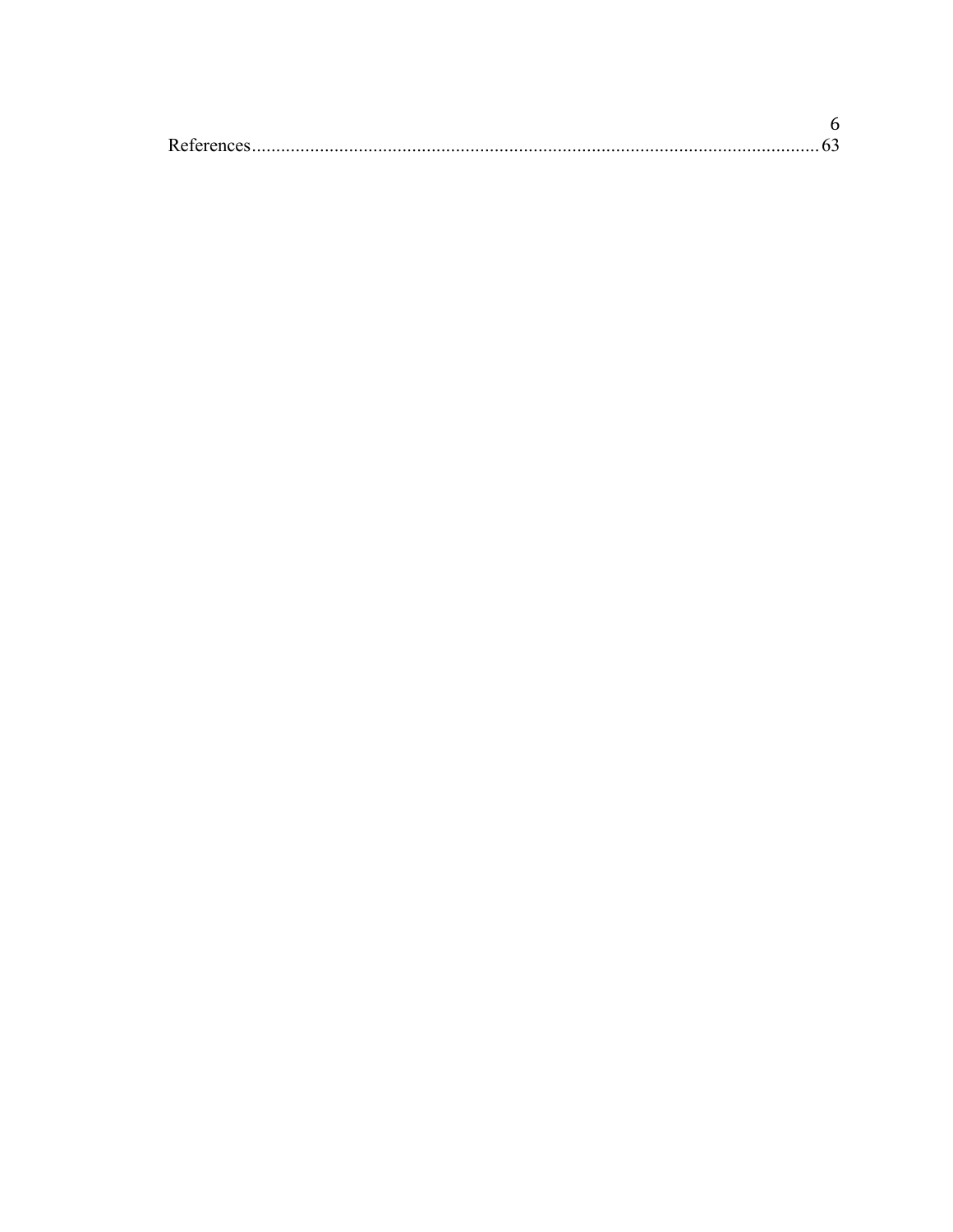References....................................................................................................................... 63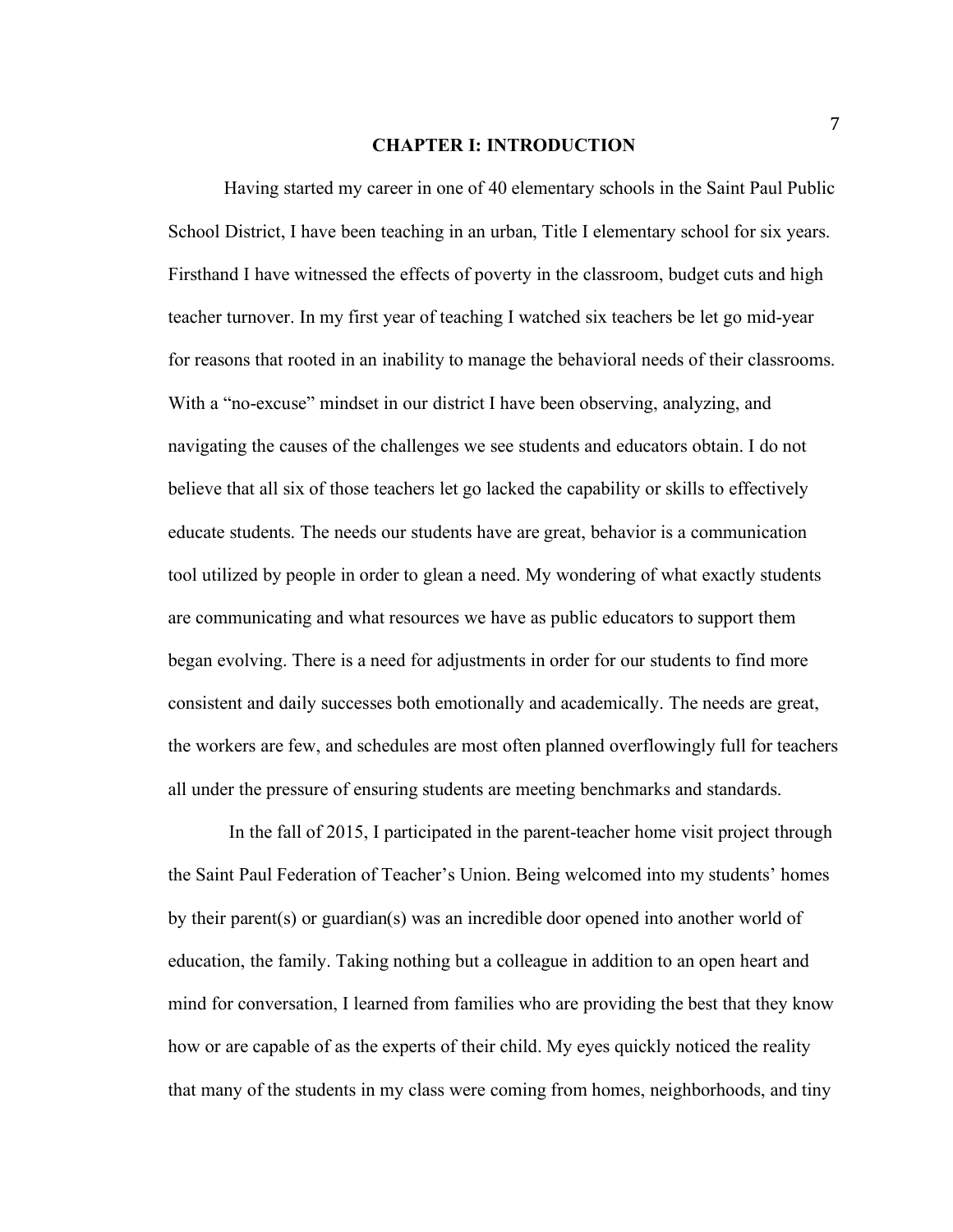# CHAPTER I: INTRODUCTION

Having started my career in one of 40 elementary schools in the Saint Paul Public School District, I have been teaching in an urban, Title I elementary school for six years. Firsthand I have witnessed the effects of poverty in the classroom, budget cuts and high teacher turnover. In my first year of teaching I watched six teachers be let go mid-year for reasons that rooted in an inability to manage the behavioral needs of their classrooms. With a "no-excuse" mindset in our district I have been observing, analyzing, and navigating the causes of the challenges we see students and educators obtain. I do not believe that all six of those teachers let go lacked the capability or skills to effectively educate students. The needs our students have are great, behavior is a communication tool utilized by people in order to glean a need. My wondering of what exactly students are communicating and what resources we have as public educators to support them began evolving. There is a need for adjustments in order for our students to find more consistent and daily successes both emotionally and academically. The needs are great, the workers are few, and schedules are most often planned overflowingly full for teachers all under the pressure of ensuring students are meeting benchmarks and standards.

In the fall of 2015, I participated in the parent-teacher home visit project through the Saint Paul Federation of Teacher's Union. Being welcomed into my students' homes by their parent(s) or guardian(s) was an incredible door opened into another world of education, the family. Taking nothing but a colleague in addition to an open heart and mind for conversation, I learned from families who are providing the best that they know how or are capable of as the experts of their child. My eyes quickly noticed the reality that many of the students in my class were coming from homes, neighborhoods, and tiny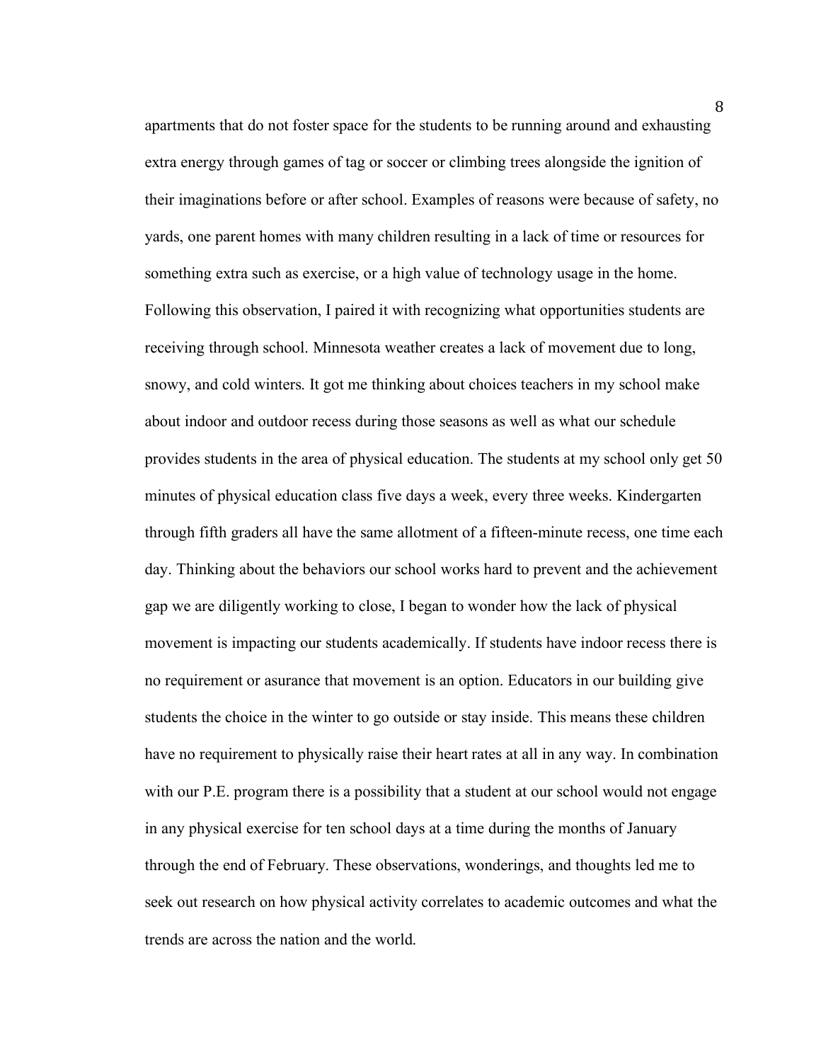apartments that do not foster space for the students to be running around and exhausting extra energy through games of tag or soccer or climbing trees alongside the ignition of their imaginations before or after school. Examples of reasons were because of safety, no yards, one parent homes with many children resulting in a lack of time or resources for something extra such as exercise, or a high value of technology usage in the home. Following this observation, I paired it with recognizing what opportunities students are receiving through school. Minnesota weather creates a lack of movement due to long, snowy, and cold winters. It got me thinking about choices teachers in my school make about indoor and outdoor recess during those seasons as well as what our schedule provides students in the area of physical education. The students at my school only get 50 minutes of physical education class five days a week, every three weeks. Kindergarten through fifth graders all have the same allotment of a fifteen-minute recess, one time each day. Thinking about the behaviors our school works hard to prevent and the achievement gap we are diligently working to close, I began to wonder how the lack of physical movement is impacting our students academically. If students have indoor recess there is no requirement or asurance that movement is an option. Educators in our building give students the choice in the winter to go outside or stay inside. This means these children have no requirement to physically raise their heart rates at all in any way. In combination with our P.E. program there is a possibility that a student at our school would not engage in any physical exercise for ten school days at a time during the months of January through the end of February. These observations, wonderings, and thoughts led me to seek out research on how physical activity correlates to academic outcomes and what the trends are across the nation and the world.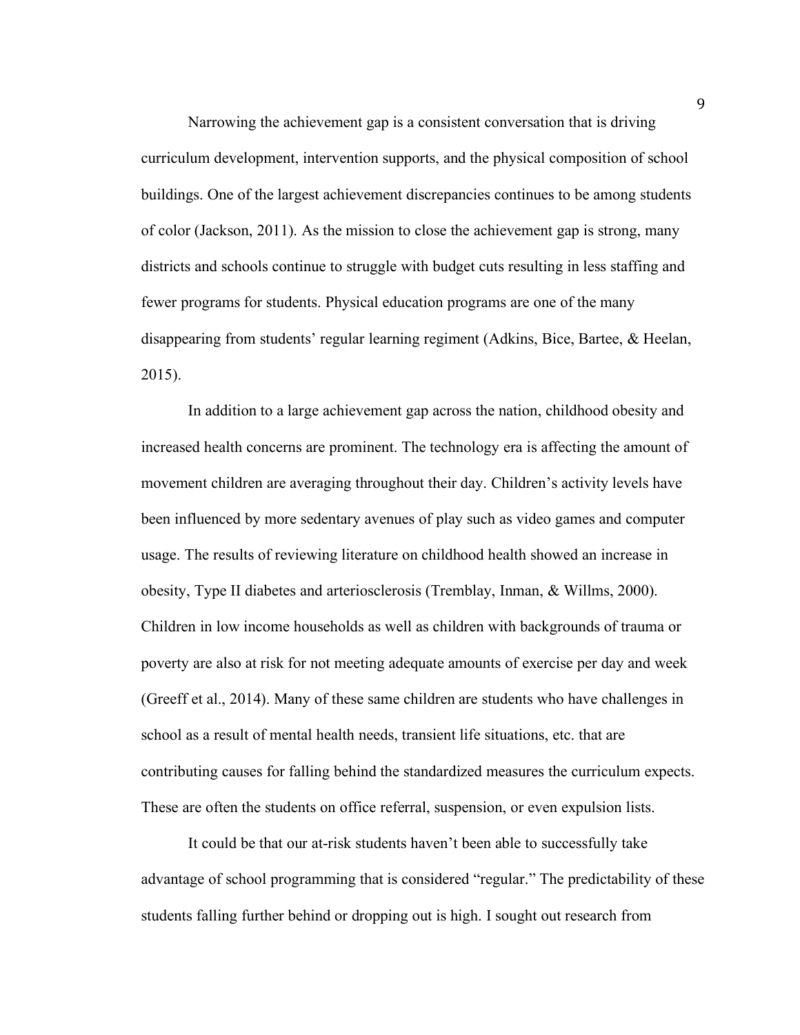Narrowing the achievement gap is a consistent conversation that is driving curriculum development, intervention supports, and the physical composition of school buildings. One of the largest achievement discrepancies continues to be among students of color (Jackson, 2011). As the mission to close the achievement gap is strong, many districts and schools continue to struggle with budget cuts resulting in less staffing and fewer programs for students. Physical education programs are one of the many disappearing from students' regular learning regiment (Adkins, Bice, Bartee, & Heelan, 2015).

In addition to a large achievement gap across the nation, childhood obesity and increased health concerns are prominent. The technology era is affecting the amount of movement children are averaging throughout their day. Children's activity levels have been influenced by more sedentary avenues of play such as video games and computer usage. The results of reviewing literature on childhood health showed an increase in obesity, Type II diabetes and arteriosclerosis (Tremblay, Inman, & Willms, 2000). Children in low income households as well as children with backgrounds of trauma or poverty are also at risk for not meeting adequate amounts of exercise per day and week (Greeff et al., 2014). Many of these same children are students who have challenges in school as a result of mental health needs, transient life situations, etc. that are contributing causes for falling behind the standardized measures the curriculum expects. These are often the students on office referral, suspension, or even expulsion lists.

It could be that our at-risk students haven't been able to successfully take advantage of school programming that is considered "regular." The predictability of these students falling further behind or dropping out is high. I sought out research from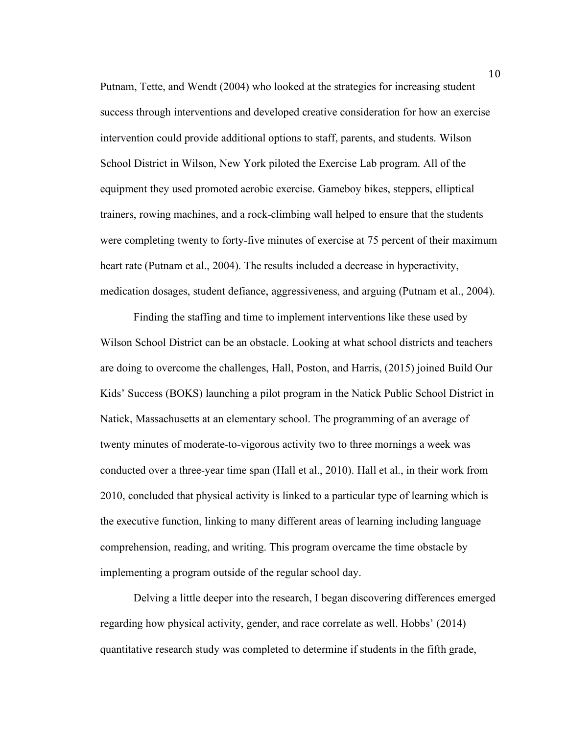Putnam, Tette, and Wendt (2004) who looked at the strategies for increasing student success through interventions and developed creative consideration for how an exercise intervention could provide additional options to staff, parents, and students. Wilson School District in Wilson, New York piloted the Exercise Lab program. All of the equipment they used promoted aerobic exercise. Gameboy bikes, steppers, elliptical trainers, rowing machines, and a rock-climbing wall helped to ensure that the students were completing twenty to forty-five minutes of exercise at 75 percent of their maximum heart rate (Putnam et al., 2004). The results included a decrease in hyperactivity, medication dosages, student defiance, aggressiveness, and arguing (Putnam et al., 2004).

Finding the staffing and time to implement interventions like these used by Wilson School District can be an obstacle. Looking at what school districts and teachers are doing to overcome the challenges, Hall, Poston, and Harris, (2015) joined Build Our Kids' Success (BOKS) launching a pilot program in the Natick Public School District in Natick, Massachusetts at an elementary school. The programming of an average of twenty minutes of moderate-to-vigorous activity two to three mornings a week was conducted over a three-year time span (Hall et al., 2010). Hall et al., in their work from 2010, concluded that physical activity is linked to a particular type of learning which is the executive function, linking to many different areas of learning including language comprehension, reading, and writing. This program overcame the time obstacle by implementing a program outside of the regular school day.

Delving a little deeper into the research, I began discovering differences emerged regarding how physical activity, gender, and race correlate as well. Hobbs' (2014) quantitative research study was completed to determine if students in the fifth grade,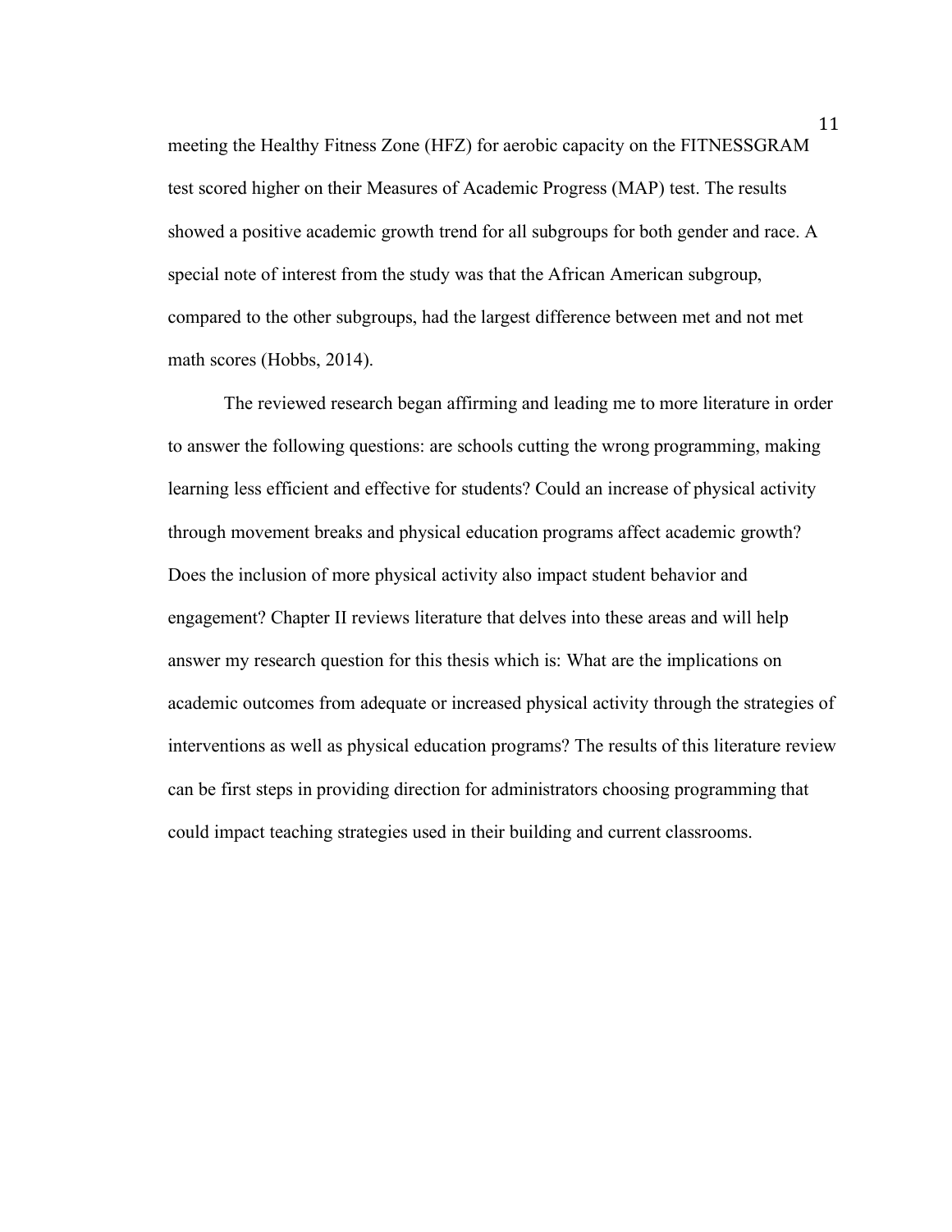meeting the Healthy Fitness Zone (HFZ) for aerobic capacity on the FITNESSGRAM test scored higher on their Measures of Academic Progress (MAP) test. The results showed a positive academic growth trend for all subgroups for both gender and race. A special note of interest from the study was that the African American subgroup, compared to the other subgroups, had the largest difference between met and not met math scores (Hobbs, 2014).

The reviewed research began affirming and leading me to more literature in order to answer the following questions: are schools cutting the wrong programming, making learning less efficient and effective for students? Could an increase of physical activity through movement breaks and physical education programs affect academic growth? Does the inclusion of more physical activity also impact student behavior and engagement? Chapter II reviews literature that delves into these areas and will help answer my research question for this thesis which is: What are the implications on academic outcomes from adequate or increased physical activity through the strategies of interventions as well as physical education programs? The results of this literature review can be first steps in providing direction for administrators choosing programming that could impact teaching strategies used in their building and current classrooms.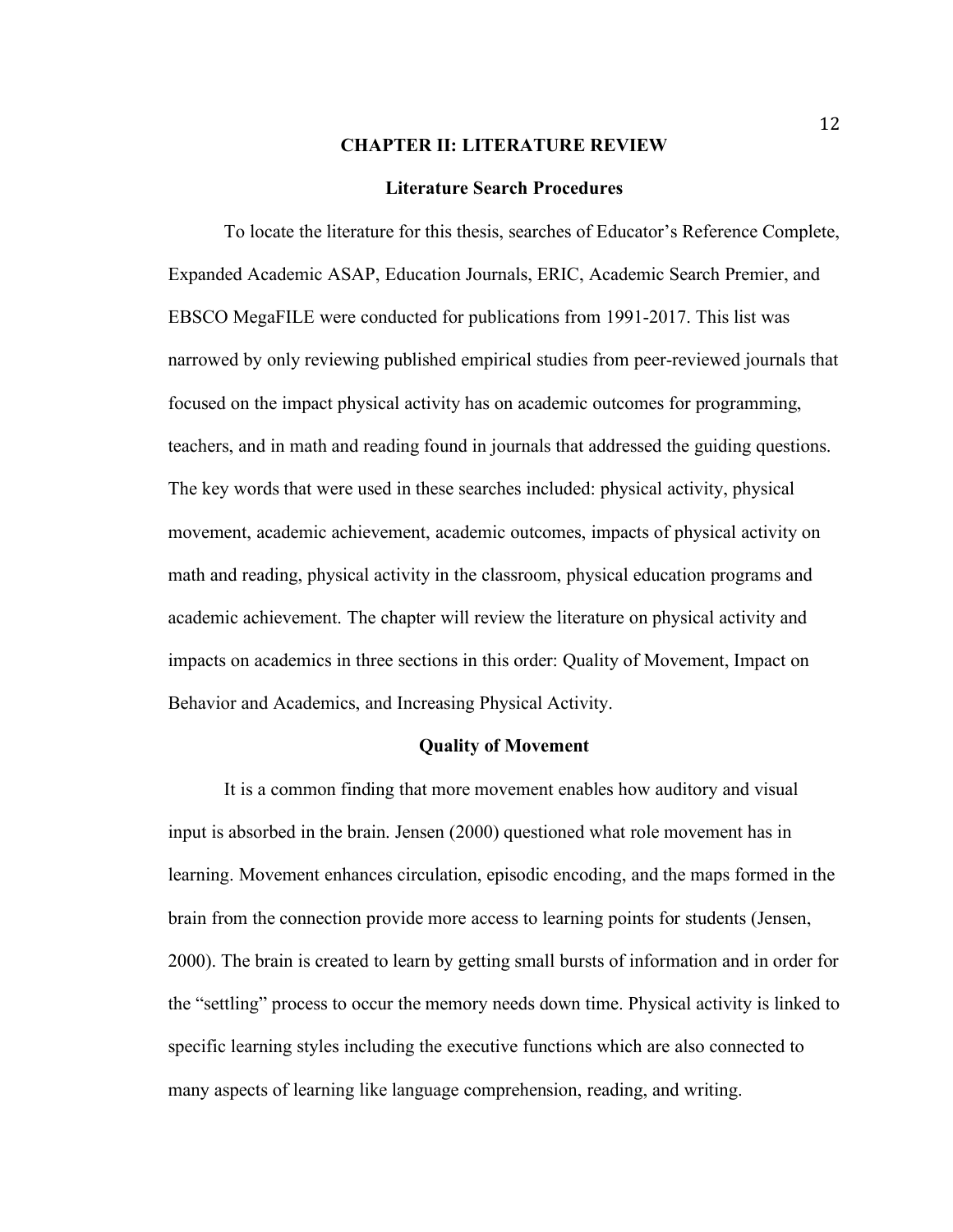# CHAPTER II: LITERATURE REVIEW

## Literature Search Procedures

To locate the literature for this thesis, searches of Educator's Reference Complete, Expanded Academic ASAP, Education Journals, ERIC, Academic Search Premier, and EBSCO MegaFILE were conducted for publications from 1991-2017. This list was narrowed by only reviewing published empirical studies from peer-reviewed journals that focused on the impact physical activity has on academic outcomes for programming, teachers, and in math and reading found in journals that addressed the guiding questions. The key words that were used in these searches included: physical activity, physical movement, academic achievement, academic outcomes, impacts of physical activity on math and reading, physical activity in the classroom, physical education programs and academic achievement. The chapter will review the literature on physical activity and impacts on academics in three sections in this order: Quality of Movement, Impact on Behavior and Academics, and Increasing Physical Activity.

## Quality of Movement

It is a common finding that more movement enables how auditory and visual input is absorbed in the brain. Jensen (2000) questioned what role movement has in learning. Movement enhances circulation, episodic encoding, and the maps formed in the brain from the connection provide more access to learning points for students (Jensen, 2000). The brain is created to learn by getting small bursts of information and in order for the "settling" process to occur the memory needs down time. Physical activity is linked to specific learning styles including the executive functions which are also connected to many aspects of learning like language comprehension, reading, and writing.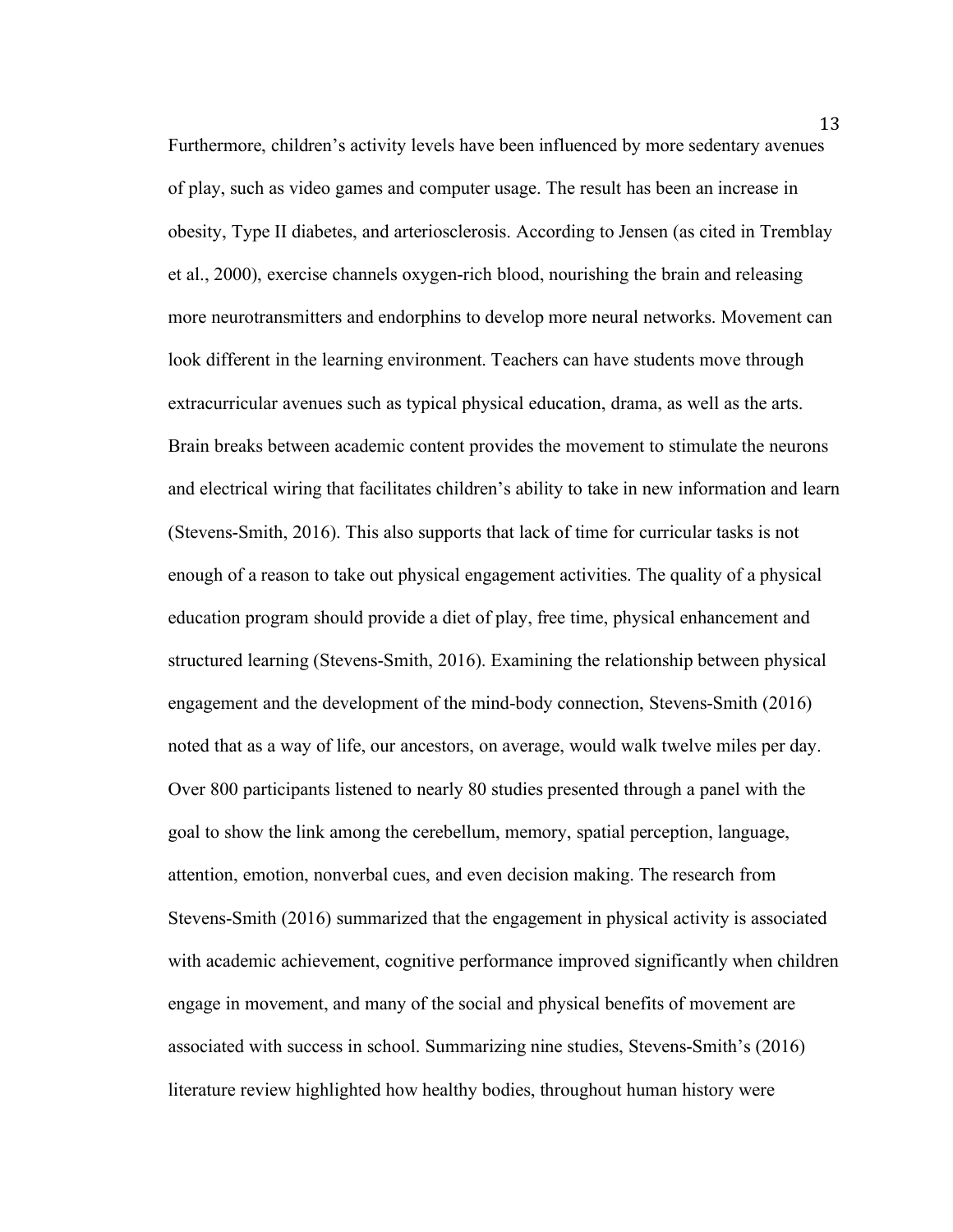Furthermore, children's activity levels have been influenced by more sedentary avenues of play, such as video games and computer usage. The result has been an increase in obesity, Type II diabetes, and arteriosclerosis. According to Jensen (as cited in Tremblay et al., 2000), exercise channels oxygen-rich blood, nourishing the brain and releasing more neurotransmitters and endorphins to develop more neural networks. Movement can look different in the learning environment. Teachers can have students move through extracurricular avenues such as typical physical education, drama, as well as the arts. Brain breaks between academic content provides the movement to stimulate the neurons and electrical wiring that facilitates children's ability to take in new information and learn (Stevens-Smith, 2016). This also supports that lack of time for curricular tasks is not enough of a reason to take out physical engagement activities. The quality of a physical education program should provide a diet of play, free time, physical enhancement and structured learning (Stevens-Smith, 2016). Examining the relationship between physical engagement and the development of the mind-body connection, Stevens-Smith (2016) noted that as a way of life, our ancestors, on average, would walk twelve miles per day. Over 800 participants listened to nearly 80 studies presented through a panel with the goal to show the link among the cerebellum, memory, spatial perception, language, attention, emotion, nonverbal cues, and even decision making. The research from Stevens-Smith (2016) summarized that the engagement in physical activity is associated with academic achievement, cognitive performance improved significantly when children engage in movement, and many of the social and physical benefits of movement are associated with success in school. Summarizing nine studies, Stevens-Smith's (2016) literature review highlighted how healthy bodies, throughout human history were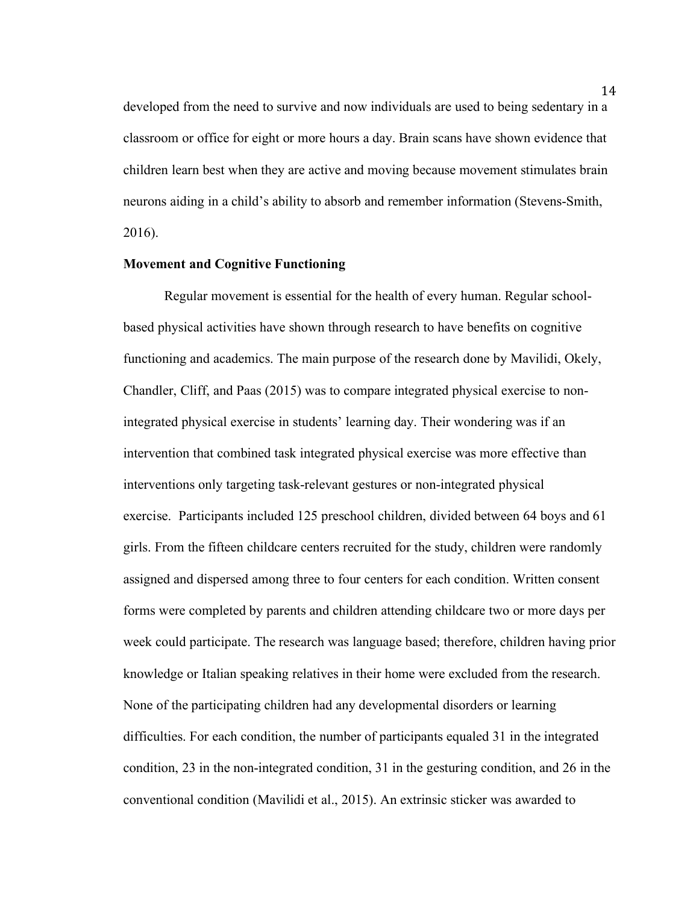developed from the need to survive and now individuals are used to being sedentary in a classroom or office for eight or more hours a day. Brain scans have shown evidence that children learn best when they are active and moving because movement stimulates brain neurons aiding in a child's ability to absorb and remember information (Stevens-Smith, 2016).

**Movement and Cognitive Functioning**

Regular movement is essential for the health of every human. Regular school-based physical activities have shown through research to have benefits on cognitive functioning and academics. The main purpose of the research done by Mavilidi, Okely, Chandler, Cliff, and Paas (2015) was to compare integrated physical exercise to non-integrated physical exercise in students' learning day. Their wondering was if an intervention that combined task integrated physical exercise was more effective than interventions only targeting task-relevant gestures or non-integrated physical exercise. Participants included 125 preschool children, divided between 64 boys and 61 girls. From the fifteen childcare centers recruited for the study, children were randomly assigned and dispersed among three to four centers for each condition. Written consent forms were completed by parents and children attending childcare two or more days per week could participate. The research was language based; therefore, children having prior knowledge or Italian speaking relatives in their home were excluded from the research. None of the participating children had any developmental disorders or learning difficulties. For each condition, the number of participants equaled 31 in the integrated condition, 23 in the non-integrated condition, 31 in the gesturing condition, and 26 in the conventional condition (Mavilidi et al., 2015). An extrinsic sticker was awarded to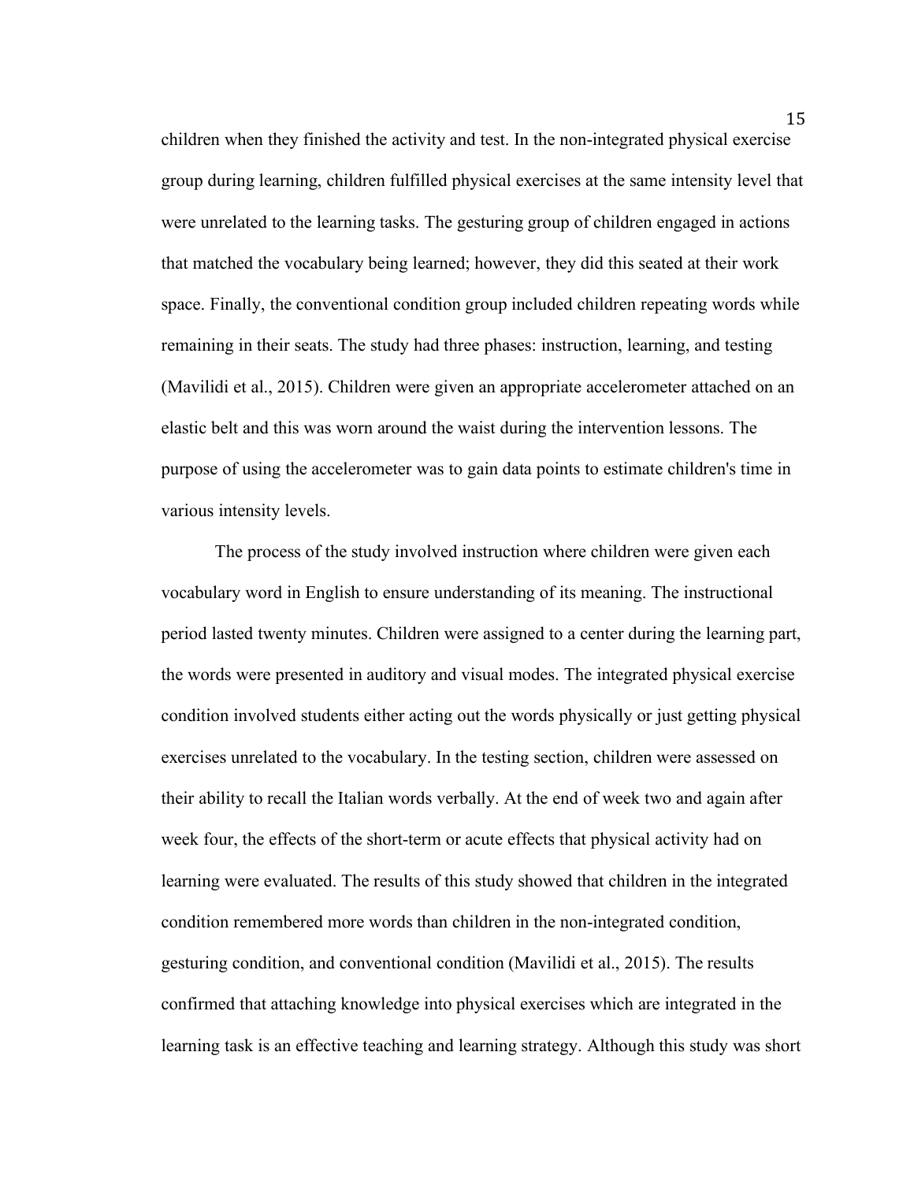children when they finished the activity and test. In the non-integrated physical exercise group during learning, children fulfilled physical exercises at the same intensity level that were unrelated to the learning tasks. The gesturing group of children engaged in actions that matched the vocabulary being learned; however, they did this seated at their work space. Finally, the conventional condition group included children repeating words while remaining in their seats. The study had three phases: instruction, learning, and testing (Mavilidi et al., 2015). Children were given an appropriate accelerometer attached on an elastic belt and this was worn around the waist during the intervention lessons. The purpose of using the accelerometer was to gain data points to estimate children's time in various intensity levels.

The process of the study involved instruction where children were given each vocabulary word in English to ensure understanding of its meaning. The instructional period lasted twenty minutes. Children were assigned to a center during the learning part, the words were presented in auditory and visual modes. The integrated physical exercise condition involved students either acting out the words physically or just getting physical exercises unrelated to the vocabulary. In the testing section, children were assessed on their ability to recall the Italian words verbally. At the end of week two and again after week four, the effects of the short-term or acute effects that physical activity had on learning were evaluated. The results of this study showed that children in the integrated condition remembered more words than children in the non-integrated condition, gesturing condition, and conventional condition (Mavilidi et al., 2015). The results confirmed that attaching knowledge into physical exercises which are integrated in the learning task is an effective teaching and learning strategy. Although this study was short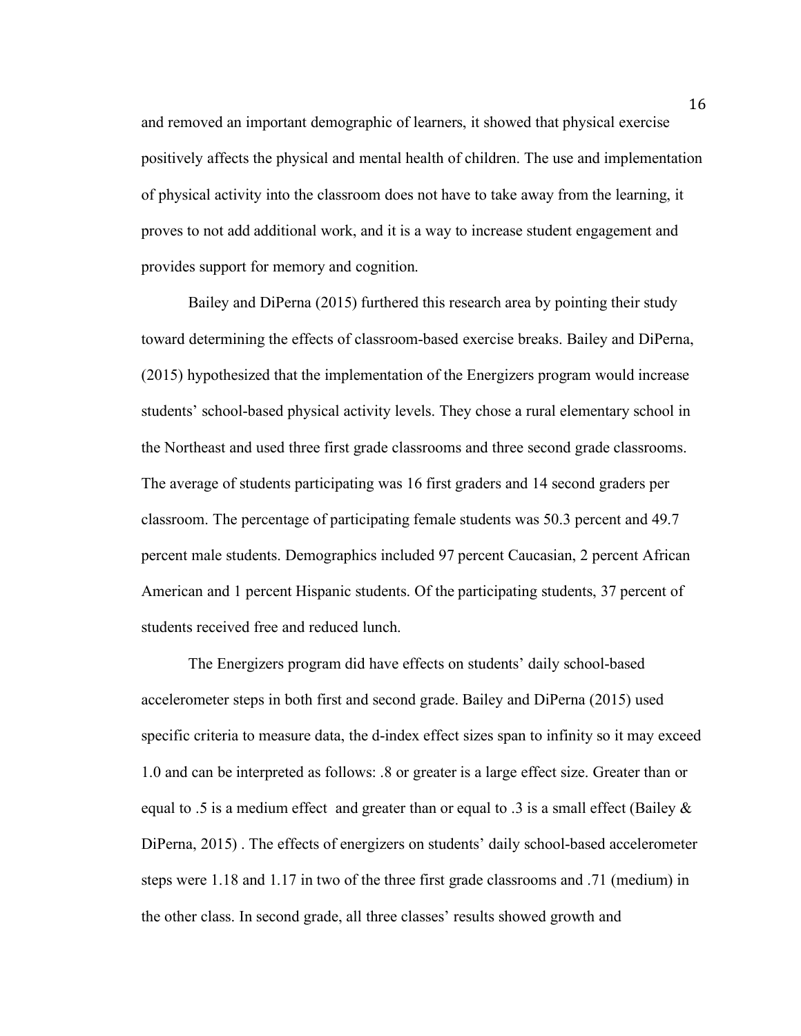and removed an important demographic of learners, it showed that physical exercise positively affects the physical and mental health of children. The use and implementation of physical activity into the classroom does not have to take away from the learning, it proves to not add additional work, and it is a way to increase student engagement and provides support for memory and cognition.

Bailey and DiPerna (2015) furthered this research area by pointing their study toward determining the effects of classroom-based exercise breaks. Bailey and DiPerna, (2015) hypothesized that the implementation of the Energizers program would increase students' school-based physical activity levels. They chose a rural elementary school in the Northeast and used three first grade classrooms and three second grade classrooms. The average of students participating was 16 first graders and 14 second graders per classroom. The percentage of participating female students was 50.3 percent and 49.7 percent male students. Demographics included 97 percent Caucasian, 2 percent African American and 1 percent Hispanic students. Of the participating students, 37 percent of students received free and reduced lunch.

The Energizers program did have effects on students' daily school-based accelerometer steps in both first and second grade. Bailey and DiPerna (2015) used specific criteria to measure data, the d-index effect sizes span to infinity so it may exceed 1.0 and can be interpreted as follows: .8 or greater is a large effect size. Greater than or equal to .5 is a medium effect and greater than or equal to .3 is a small effect (Bailey & DiPerna, 2015) . The effects of energizers on students' daily school-based accelerometer steps were 1.18 and 1.17 in two of the three first grade classrooms and .71 (medium) in the other class. In second grade, all three classes' results showed growth and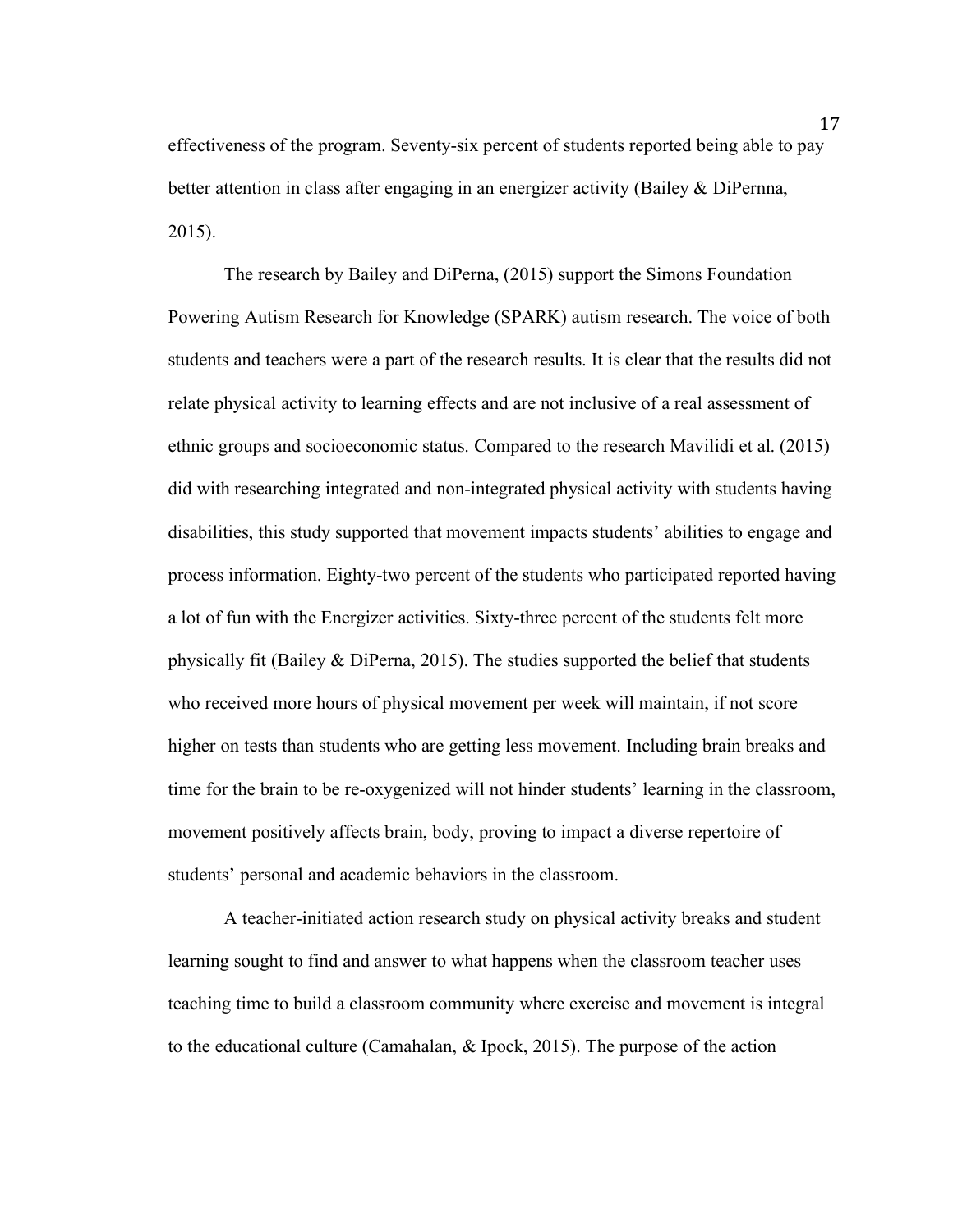effectiveness of the program. Seventy-six percent of students reported being able to pay better attention in class after engaging in an energizer activity (Bailey & DiPernna, 2015).

The research by Bailey and DiPerna, (2015) support the Simons Foundation Powering Autism Research for Knowledge (SPARK) autism research. The voice of both students and teachers were a part of the research results. It is clear that the results did not relate physical activity to learning effects and are not inclusive of a real assessment of ethnic groups and socioeconomic status. Compared to the research Mavilidi et al. (2015) did with researching integrated and non-integrated physical activity with students having disabilities, this study supported that movement impacts students' abilities to engage and process information. Eighty-two percent of the students who participated reported having a lot of fun with the Energizer activities. Sixty-three percent of the students felt more physically fit (Bailey & DiPerna, 2015). The studies supported the belief that students who received more hours of physical movement per week will maintain, if not score higher on tests than students who are getting less movement. Including brain breaks and time for the brain to be re-oxygenized will not hinder students' learning in the classroom, movement positively affects brain, body, proving to impact a diverse repertoire of students' personal and academic behaviors in the classroom.

A teacher-initiated action research study on physical activity breaks and student learning sought to find and answer to what happens when the classroom teacher uses teaching time to build a classroom community where exercise and movement is integral to the educational culture (Camahalan, & Ipock, 2015). The purpose of the action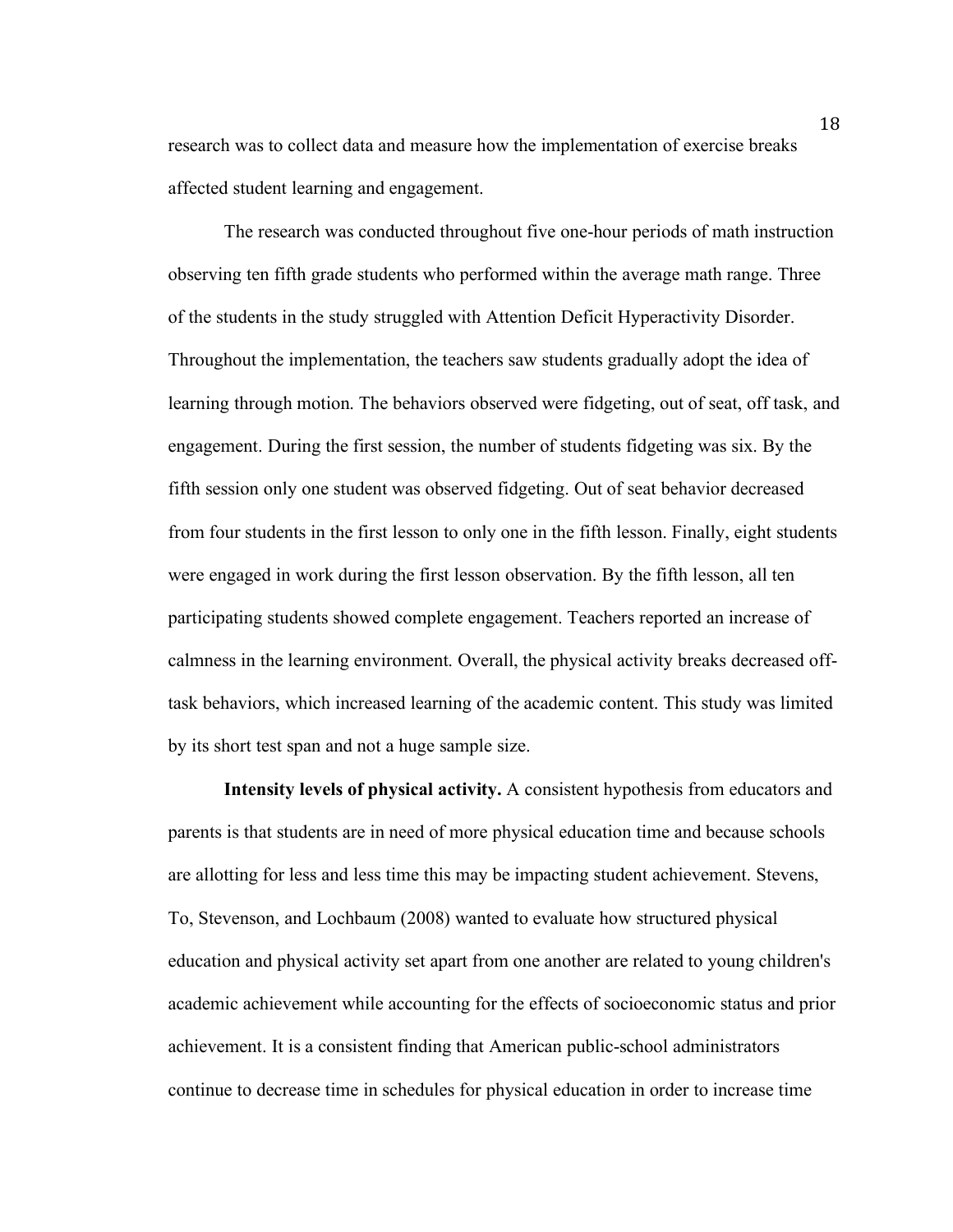research was to collect data and measure how the implementation of exercise breaks affected student learning and engagement.

The research was conducted throughout five one-hour periods of math instruction observing ten fifth grade students who performed within the average math range. Three of the students in the study struggled with Attention Deficit Hyperactivity Disorder. Throughout the implementation, the teachers saw students gradually adopt the idea of learning through motion. The behaviors observed were fidgeting, out of seat, off task, and engagement. During the first session, the number of students fidgeting was six. By the fifth session only one student was observed fidgeting. Out of seat behavior decreased from four students in the first lesson to only one in the fifth lesson. Finally, eight students were engaged in work during the first lesson observation. By the fifth lesson, all ten participating students showed complete engagement. Teachers reported an increase of calmness in the learning environment. Overall, the physical activity breaks decreased off-task behaviors, which increased learning of the academic content. This study was limited by its short test span and not a huge sample size.

**Intensity levels of physical activity.** A consistent hypothesis from educators and parents is that students are in need of more physical education time and because schools are allotting for less and less time this may be impacting student achievement. Stevens, To, Stevenson, and Lochbaum (2008) wanted to evaluate how structured physical education and physical activity set apart from one another are related to young children's academic achievement while accounting for the effects of socioeconomic status and prior achievement. It is a consistent finding that American public-school administrators continue to decrease time in schedules for physical education in order to increase time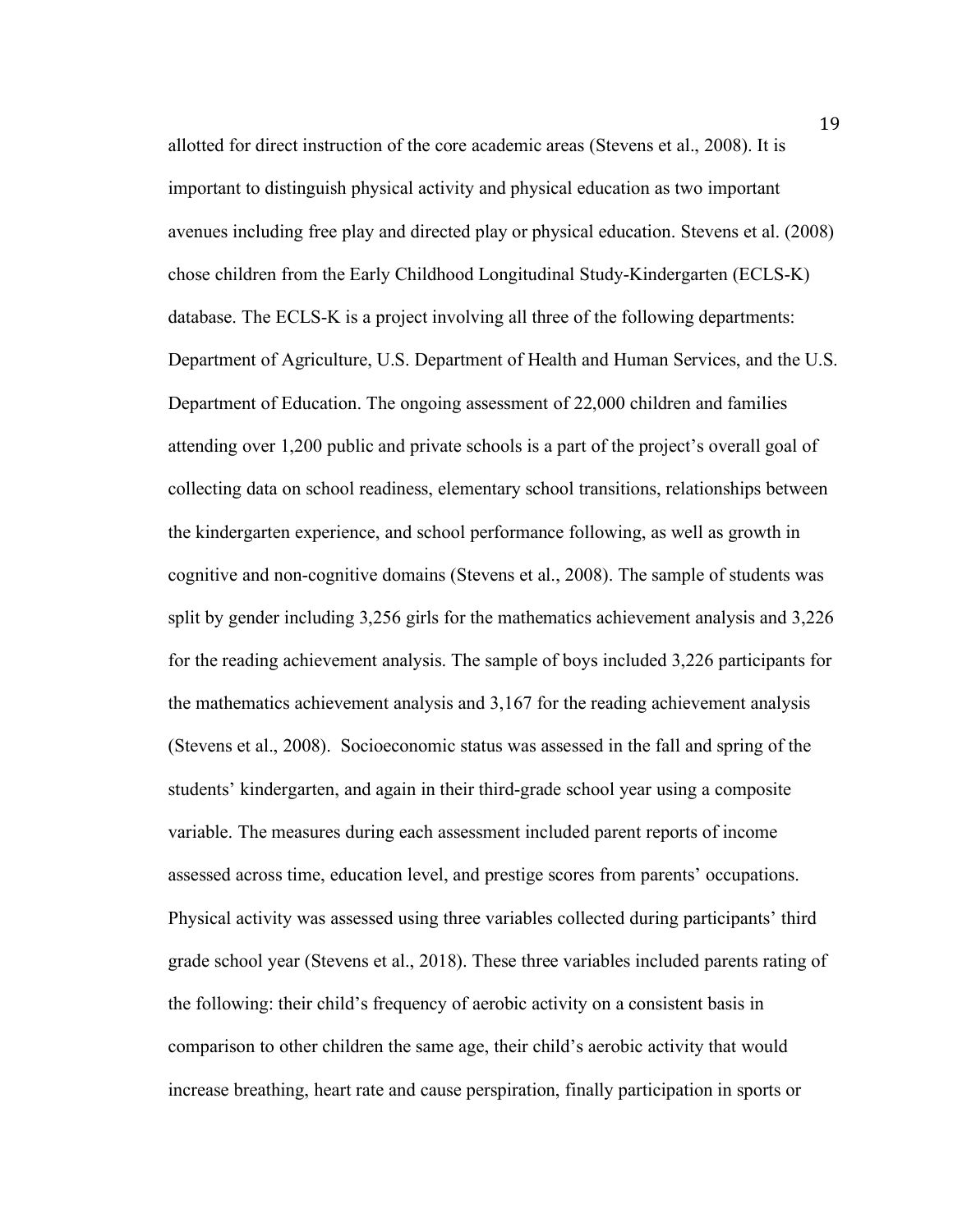allotted for direct instruction of the core academic areas (Stevens et al., 2008). It is important to distinguish physical activity and physical education as two important avenues including free play and directed play or physical education. Stevens et al. (2008) chose children from the Early Childhood Longitudinal Study-Kindergarten (ECLS-K) database. The ECLS-K is a project involving all three of the following departments: Department of Agriculture, U.S. Department of Health and Human Services, and the U.S. Department of Education. The ongoing assessment of 22,000 children and families attending over 1,200 public and private schools is a part of the project's overall goal of collecting data on school readiness, elementary school transitions, relationships between the kindergarten experience, and school performance following, as well as growth in cognitive and non-cognitive domains (Stevens et al., 2008). The sample of students was split by gender including 3,256 girls for the mathematics achievement analysis and 3,226 for the reading achievement analysis. The sample of boys included 3,226 participants for the mathematics achievement analysis and 3,167 for the reading achievement analysis (Stevens et al., 2008). Socioeconomic status was assessed in the fall and spring of the students' kindergarten, and again in their third-grade school year using a composite variable. The measures during each assessment included parent reports of income assessed across time, education level, and prestige scores from parents' occupations. Physical activity was assessed using three variables collected during participants' third grade school year (Stevens et al., 2018). These three variables included parents rating of the following: their child's frequency of aerobic activity on a consistent basis in comparison to other children the same age, their child's aerobic activity that would increase breathing, heart rate and cause perspiration, finally participation in sports or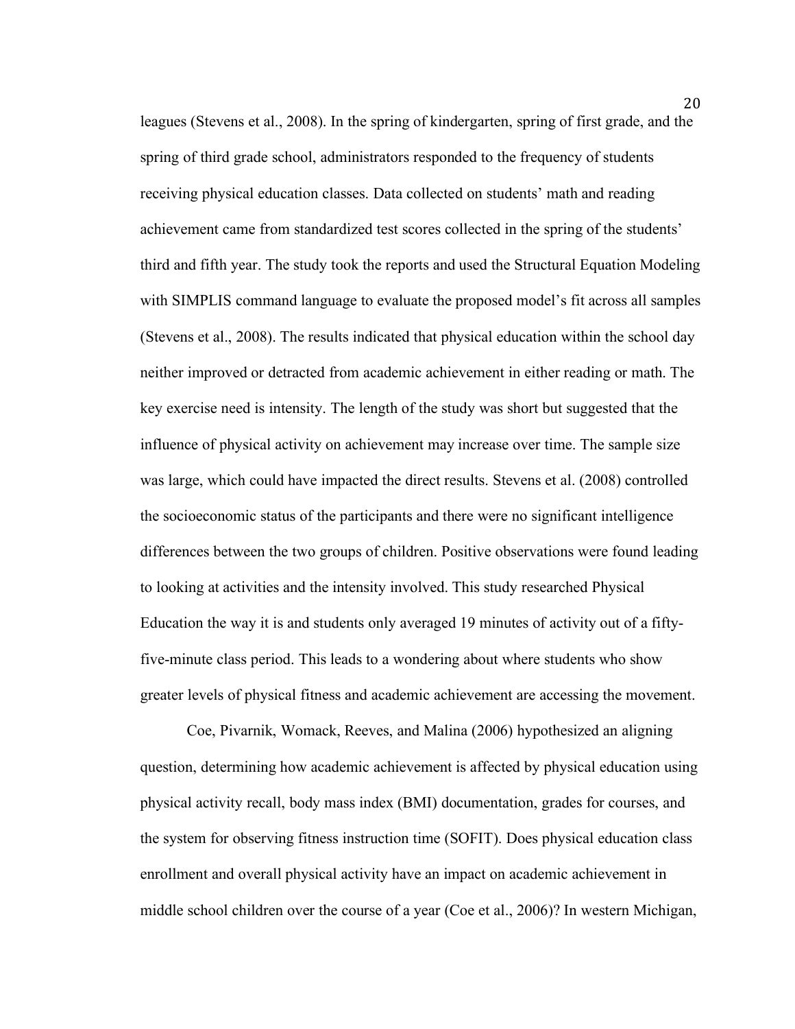leagues (Stevens et al., 2008). In the spring of kindergarten, spring of first grade, and the spring of third grade school, administrators responded to the frequency of students receiving physical education classes. Data collected on students' math and reading achievement came from standardized test scores collected in the spring of the students' third and fifth year. The study took the reports and used the Structural Equation Modeling with SIMPLIS command language to evaluate the proposed model's fit across all samples (Stevens et al., 2008). The results indicated that physical education within the school day neither improved or detracted from academic achievement in either reading or math. The key exercise need is intensity. The length of the study was short but suggested that the influence of physical activity on achievement may increase over time. The sample size was large, which could have impacted the direct results. Stevens et al. (2008) controlled the socioeconomic status of the participants and there were no significant intelligence differences between the two groups of children. Positive observations were found leading to looking at activities and the intensity involved. This study researched Physical Education the way it is and students only averaged 19 minutes of activity out of a fifty-five-minute class period. This leads to a wondering about where students who show greater levels of physical fitness and academic achievement are accessing the movement.

Coe, Pivarnik, Womack, Reeves, and Malina (2006) hypothesized an aligning question, determining how academic achievement is affected by physical education using physical activity recall, body mass index (BMI) documentation, grades for courses, and the system for observing fitness instruction time (SOFIT). Does physical education class enrollment and overall physical activity have an impact on academic achievement in middle school children over the course of a year (Coe et al., 2006)? In western Michigan,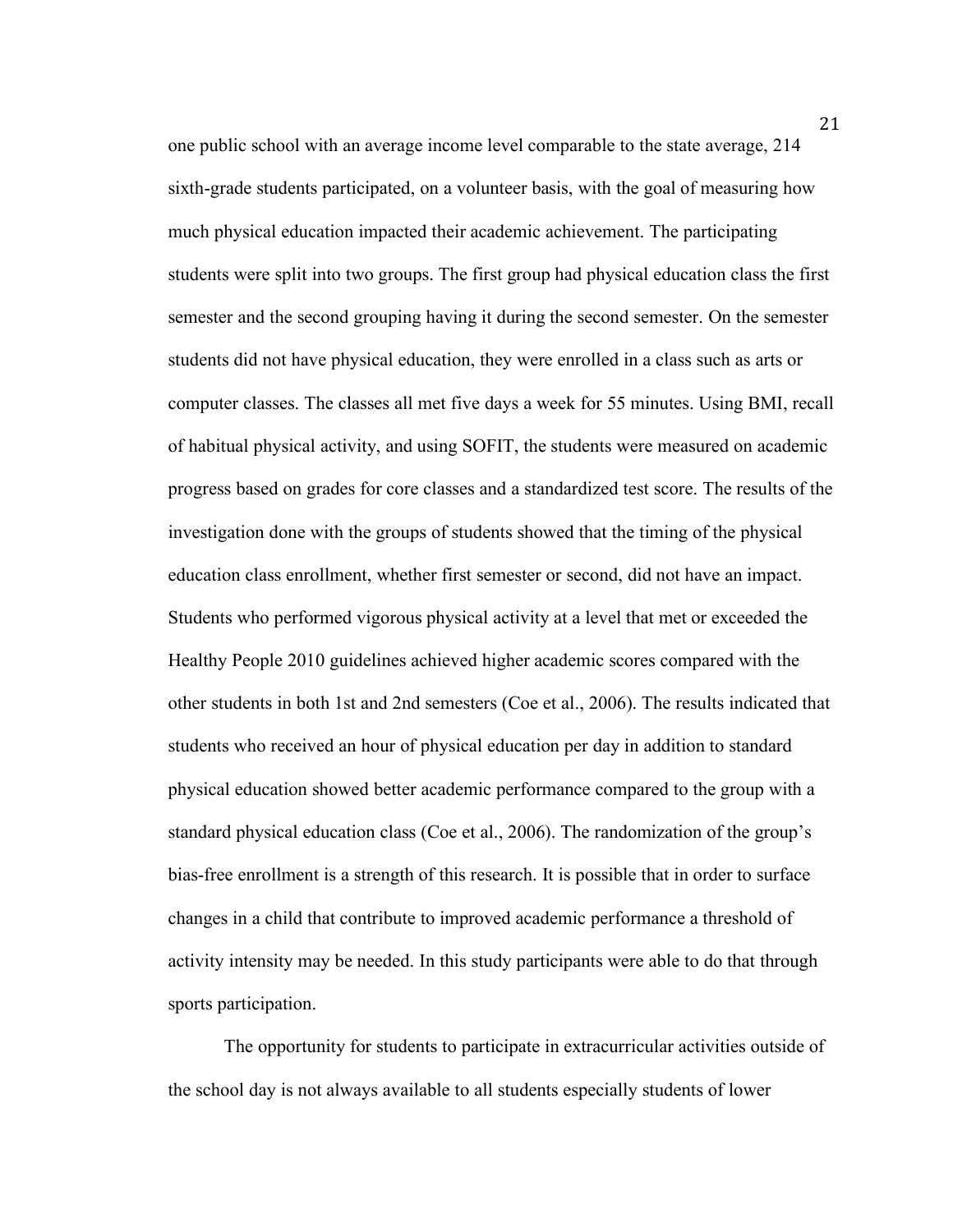one public school with an average income level comparable to the state average, 214 sixth-grade students participated, on a volunteer basis, with the goal of measuring how much physical education impacted their academic achievement. The participating students were split into two groups. The first group had physical education class the first semester and the second grouping having it during the second semester. On the semester students did not have physical education, they were enrolled in a class such as arts or computer classes. The classes all met five days a week for 55 minutes. Using BMI, recall of habitual physical activity, and using SOFIT, the students were measured on academic progress based on grades for core classes and a standardized test score. The results of the investigation done with the groups of students showed that the timing of the physical education class enrollment, whether first semester or second, did not have an impact. Students who performed vigorous physical activity at a level that met or exceeded the Healthy People 2010 guidelines achieved higher academic scores compared with the other students in both 1st and 2nd semesters (Coe et al., 2006). The results indicated that students who received an hour of physical education per day in addition to standard physical education showed better academic performance compared to the group with a standard physical education class (Coe et al., 2006). The randomization of the group's bias-free enrollment is a strength of this research. It is possible that in order to surface changes in a child that contribute to improved academic performance a threshold of activity intensity may be needed. In this study participants were able to do that through sports participation.

The opportunity for students to participate in extracurricular activities outside of the school day is not always available to all students especially students of lower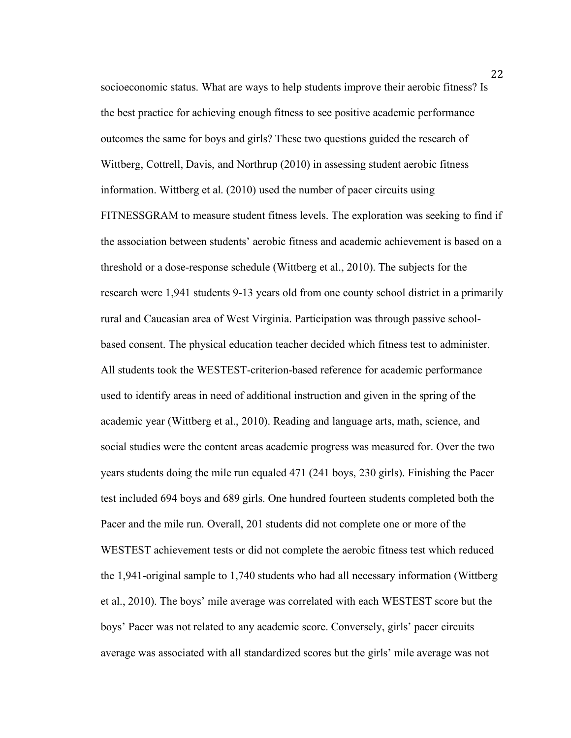socioeconomic status. What are ways to help students improve their aerobic fitness? Is the best practice for achieving enough fitness to see positive academic performance outcomes the same for boys and girls? These two questions guided the research of Wittberg, Cottrell, Davis, and Northrup (2010) in assessing student aerobic fitness information. Wittberg et al. (2010) used the number of pacer circuits using FITNESSGRAM to measure student fitness levels. The exploration was seeking to find if the association between students' aerobic fitness and academic achievement is based on a threshold or a dose-response schedule (Wittberg et al., 2010). The subjects for the research were 1,941 students 9-13 years old from one county school district in a primarily rural and Caucasian area of West Virginia. Participation was through passive school-based consent. The physical education teacher decided which fitness test to administer. All students took the WESTEST-criterion-based reference for academic performance used to identify areas in need of additional instruction and given in the spring of the academic year (Wittberg et al., 2010). Reading and language arts, math, science, and social studies were the content areas academic progress was measured for. Over the two years students doing the mile run equaled 471 (241 boys, 230 girls). Finishing the Pacer test included 694 boys and 689 girls. One hundred fourteen students completed both the Pacer and the mile run. Overall, 201 students did not complete one or more of the WESTEST achievement tests or did not complete the aerobic fitness test which reduced the 1,941-original sample to 1,740 students who had all necessary information (Wittberg et al., 2010). The boys' mile average was correlated with each WESTEST score but the boys' Pacer was not related to any academic score. Conversely, girls' pacer circuits average was associated with all standardized scores but the girls' mile average was not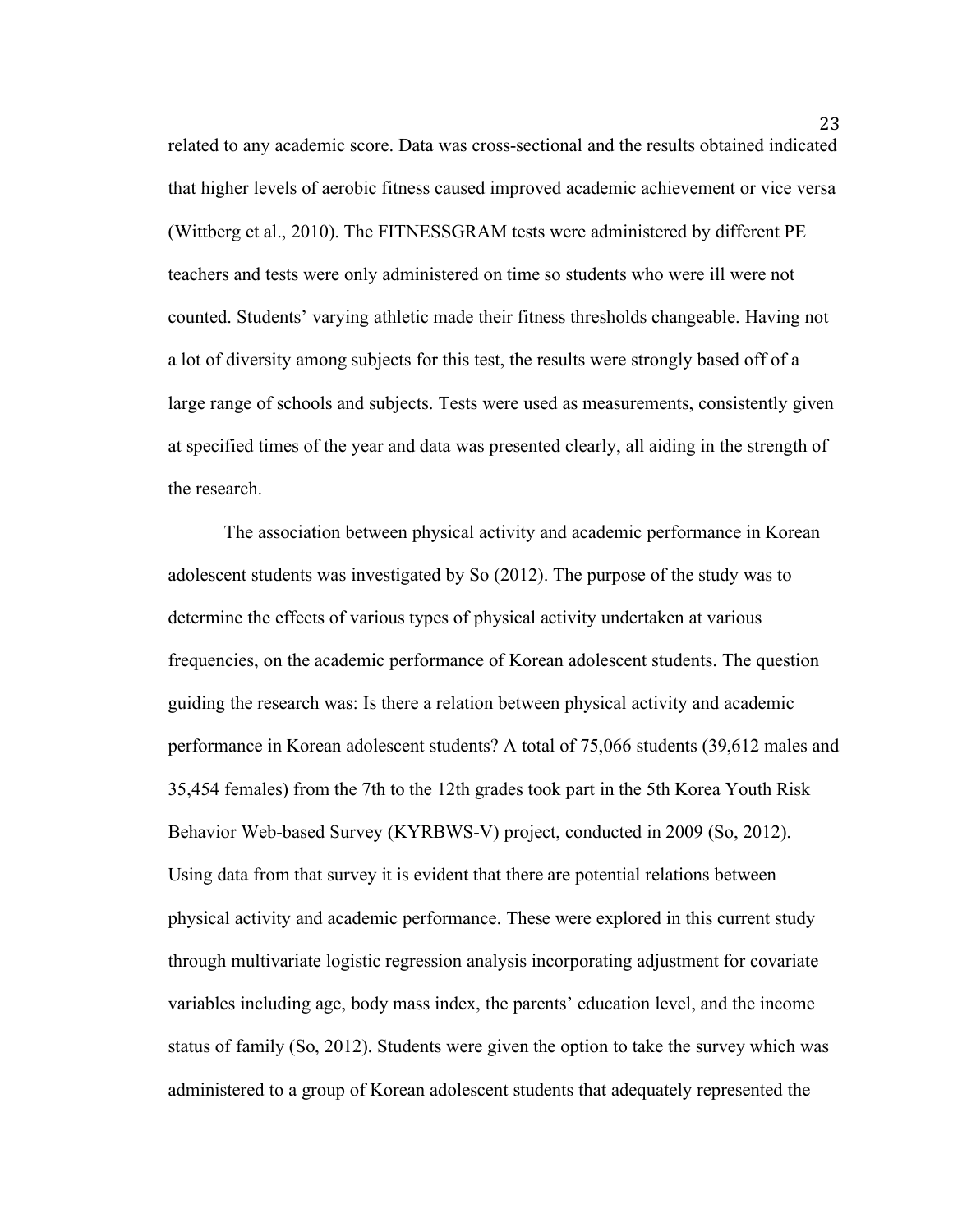related to any academic score. Data was cross-sectional and the results obtained indicated that higher levels of aerobic fitness caused improved academic achievement or vice versa (Wittberg et al., 2010). The FITNESSGRAM tests were administered by different PE teachers and tests were only administered on time so students who were ill were not counted. Students' varying athletic made their fitness thresholds changeable. Having not a lot of diversity among subjects for this test, the results were strongly based off of a large range of schools and subjects. Tests were used as measurements, consistently given at specified times of the year and data was presented clearly, all aiding in the strength of the research.

The association between physical activity and academic performance in Korean adolescent students was investigated by So (2012). The purpose of the study was to determine the effects of various types of physical activity undertaken at various frequencies, on the academic performance of Korean adolescent students. The question guiding the research was: Is there a relation between physical activity and academic performance in Korean adolescent students? A total of 75,066 students (39,612 males and 35,454 females) from the 7th to the 12th grades took part in the 5th Korea Youth Risk Behavior Web-based Survey (KYRBWS-V) project, conducted in 2009 (So, 2012). Using data from that survey it is evident that there are potential relations between physical activity and academic performance. These were explored in this current study through multivariate logistic regression analysis incorporating adjustment for covariate variables including age, body mass index, the parents' education level, and the income status of family (So, 2012). Students were given the option to take the survey which was administered to a group of Korean adolescent students that adequately represented the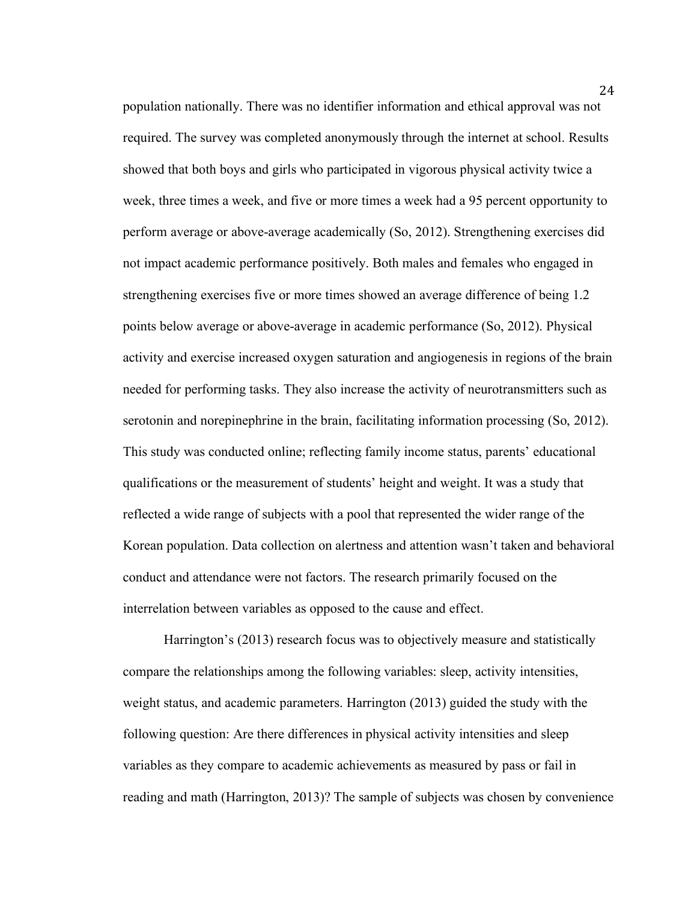population nationally. There was no identifier information and ethical approval was not required. The survey was completed anonymously through the internet at school. Results showed that both boys and girls who participated in vigorous physical activity twice a week, three times a week, and five or more times a week had a 95 percent opportunity to perform average or above-average academically (So, 2012). Strengthening exercises did not impact academic performance positively. Both males and females who engaged in strengthening exercises five or more times showed an average difference of being 1.2 points below average or above-average in academic performance (So, 2012). Physical activity and exercise increased oxygen saturation and angiogenesis in regions of the brain needed for performing tasks. They also increase the activity of neurotransmitters such as serotonin and norepinephrine in the brain, facilitating information processing (So, 2012). This study was conducted online; reflecting family income status, parents' educational qualifications or the measurement of students' height and weight. It was a study that reflected a wide range of subjects with a pool that represented the wider range of the Korean population. Data collection on alertness and attention wasn't taken and behavioral conduct and attendance were not factors. The research primarily focused on the interrelation between variables as opposed to the cause and effect.

Harrington's (2013) research focus was to objectively measure and statistically compare the relationships among the following variables: sleep, activity intensities, weight status, and academic parameters. Harrington (2013) guided the study with the following question: Are there differences in physical activity intensities and sleep variables as they compare to academic achievements as measured by pass or fail in reading and math (Harrington, 2013)? The sample of subjects was chosen by convenience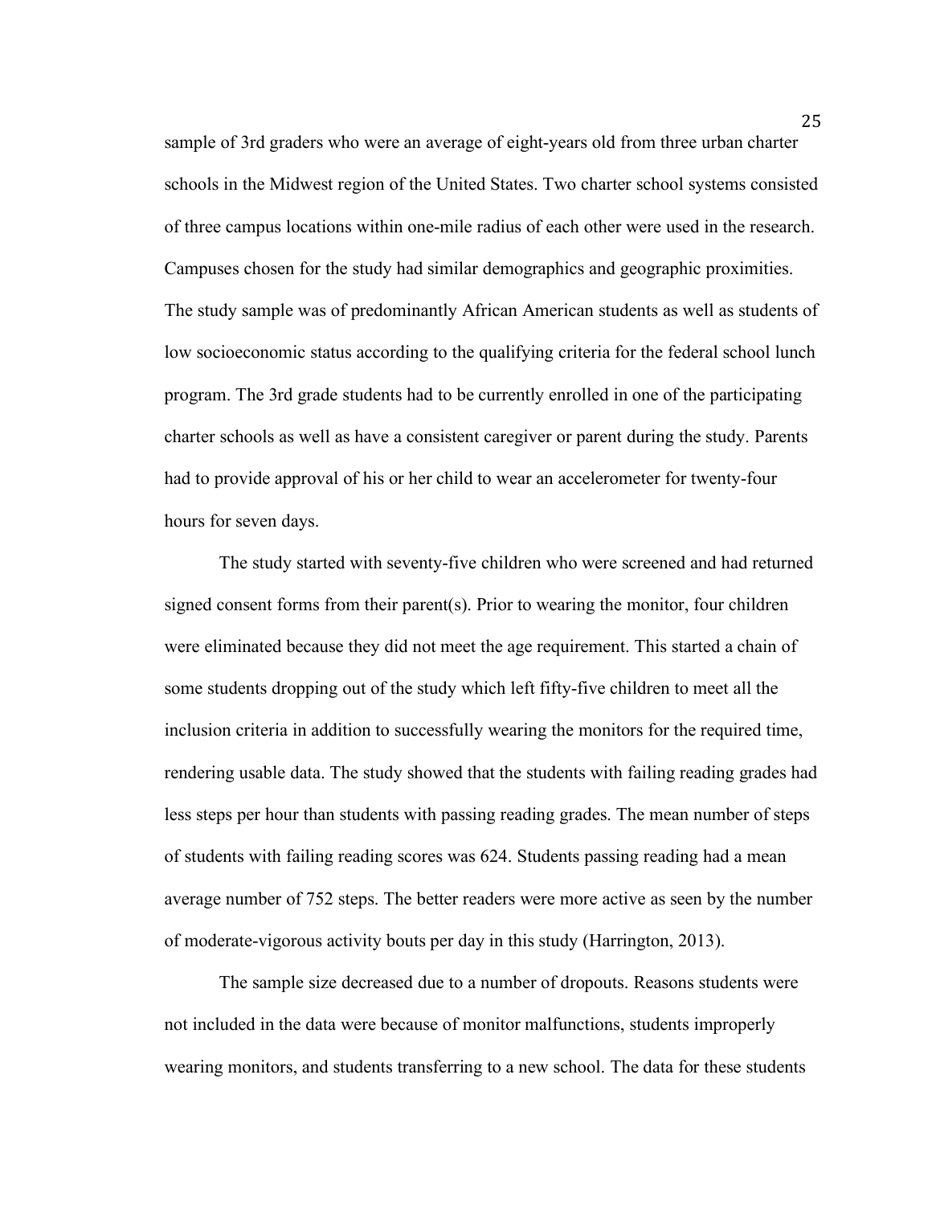sample of 3rd graders who were an average of eight-years old from three urban charter schools in the Midwest region of the United States. Two charter school systems consisted of three campus locations within one-mile radius of each other were used in the research. Campuses chosen for the study had similar demographics and geographic proximities. The study sample was of predominantly African American students as well as students of low socioeconomic status according to the qualifying criteria for the federal school lunch program. The 3rd grade students had to be currently enrolled in one of the participating charter schools as well as have a consistent caregiver or parent during the study. Parents had to provide approval of his or her child to wear an accelerometer for twenty-four hours for seven days.

The study started with seventy-five children who were screened and had returned signed consent forms from their parent(s). Prior to wearing the monitor, four children were eliminated because they did not meet the age requirement. This started a chain of some students dropping out of the study which left fifty-five children to meet all the inclusion criteria in addition to successfully wearing the monitors for the required time, rendering usable data. The study showed that the students with failing reading grades had less steps per hour than students with passing reading grades. The mean number of steps of students with failing reading scores was 624. Students passing reading had a mean average number of 752 steps. The better readers were more active as seen by the number of moderate-vigorous activity bouts per day in this study (Harrington, 2013).

The sample size decreased due to a number of dropouts. Reasons students were not included in the data were because of monitor malfunctions, students improperly wearing monitors, and students transferring to a new school. The data for these students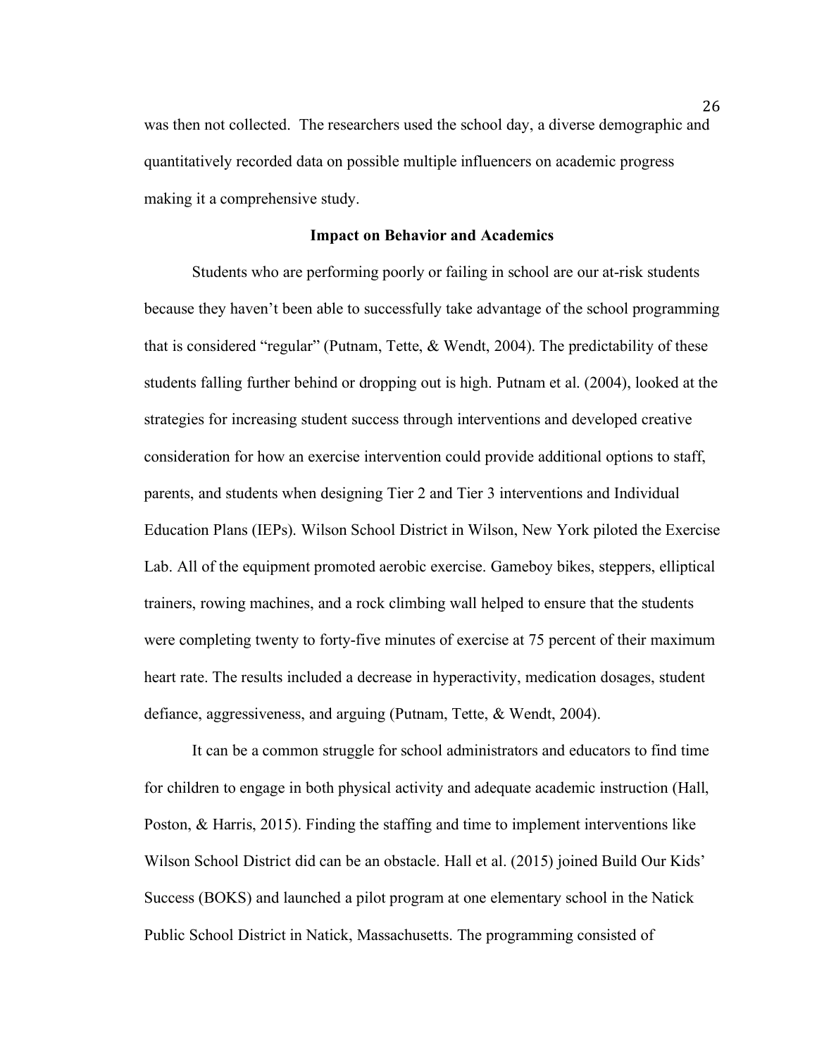was then not collected. The researchers used the school day, a diverse demographic and quantitatively recorded data on possible multiple influencers on academic progress making it a comprehensive study.

## Impact on Behavior and Academics

Students who are performing poorly or failing in school are our at-risk students because they haven't been able to successfully take advantage of the school programming that is considered "regular" (Putnam, Tette, & Wendt, 2004). The predictability of these students falling further behind or dropping out is high. Putnam et al. (2004), looked at the strategies for increasing student success through interventions and developed creative consideration for how an exercise intervention could provide additional options to staff, parents, and students when designing Tier 2 and Tier 3 interventions and Individual Education Plans (IEPs). Wilson School District in Wilson, New York piloted the Exercise Lab. All of the equipment promoted aerobic exercise. Gameboy bikes, steppers, elliptical trainers, rowing machines, and a rock climbing wall helped to ensure that the students were completing twenty to forty-five minutes of exercise at 75 percent of their maximum heart rate. The results included a decrease in hyperactivity, medication dosages, student defiance, aggressiveness, and arguing (Putnam, Tette, & Wendt, 2004).

It can be a common struggle for school administrators and educators to find time for children to engage in both physical activity and adequate academic instruction (Hall, Poston, & Harris, 2015). Finding the staffing and time to implement interventions like Wilson School District did can be an obstacle. Hall et al. (2015) joined Build Our Kids' Success (BOKS) and launched a pilot program at one elementary school in the Natick Public School District in Natick, Massachusetts. The programming consisted of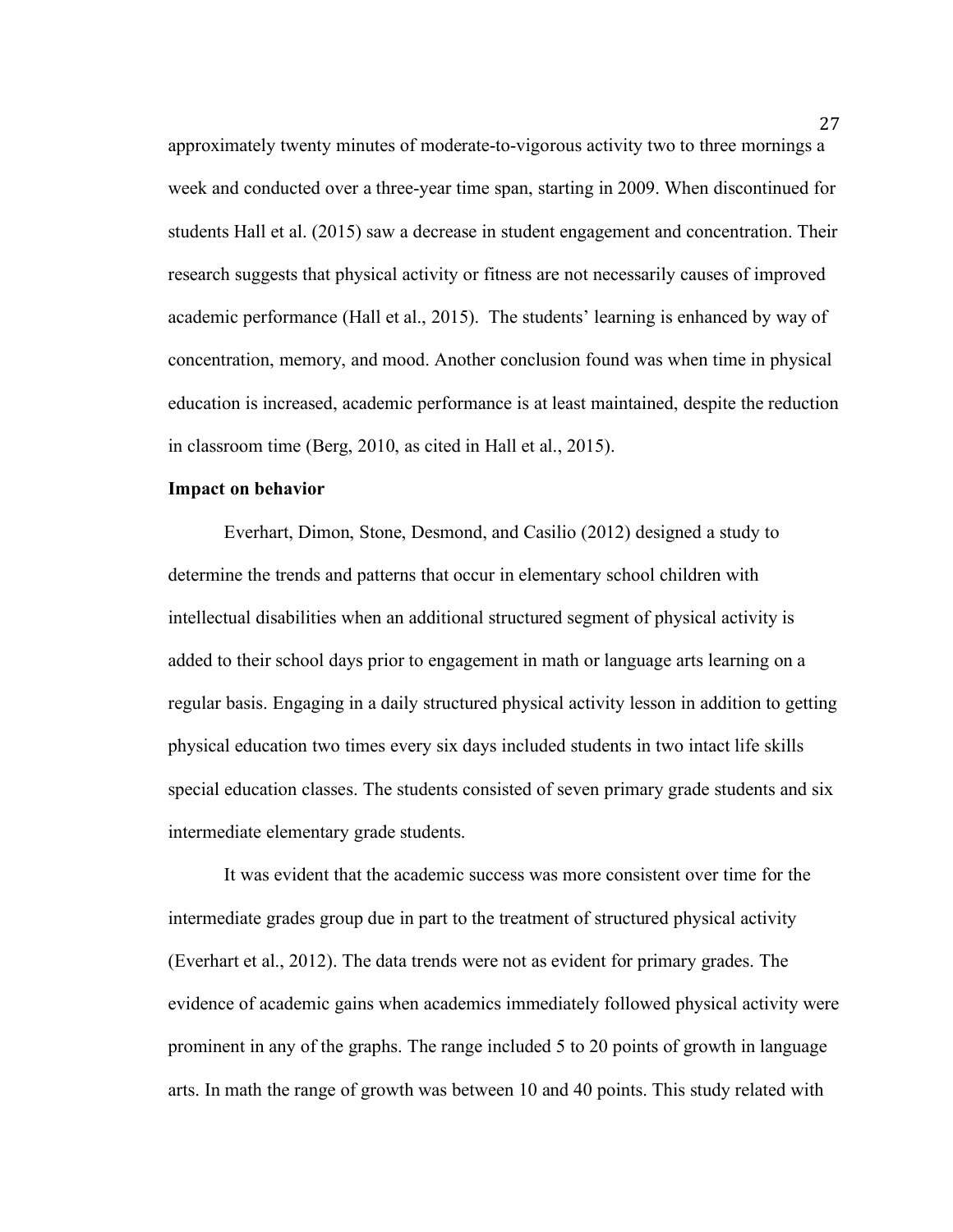approximately twenty minutes of moderate-to-vigorous activity two to three mornings a week and conducted over a three-year time span, starting in 2009. When discontinued for students Hall et al. (2015) saw a decrease in student engagement and concentration. Their research suggests that physical activity or fitness are not necessarily causes of improved academic performance (Hall et al., 2015). The students' learning is enhanced by way of concentration, memory, and mood. Another conclusion found was when time in physical education is increased, academic performance is at least maintained, despite the reduction in classroom time (Berg, 2010, as cited in Hall et al., 2015).

**Impact on behavior**

Everhart, Dimon, Stone, Desmond, and Casilio (2012) designed a study to determine the trends and patterns that occur in elementary school children with intellectual disabilities when an additional structured segment of physical activity is added to their school days prior to engagement in math or language arts learning on a regular basis. Engaging in a daily structured physical activity lesson in addition to getting physical education two times every six days included students in two intact life skills special education classes. The students consisted of seven primary grade students and six intermediate elementary grade students.

It was evident that the academic success was more consistent over time for the intermediate grades group due in part to the treatment of structured physical activity (Everhart et al., 2012). The data trends were not as evident for primary grades. The evidence of academic gains when academics immediately followed physical activity were prominent in any of the graphs. The range included 5 to 20 points of growth in language arts. In math the range of growth was between 10 and 40 points. This study related with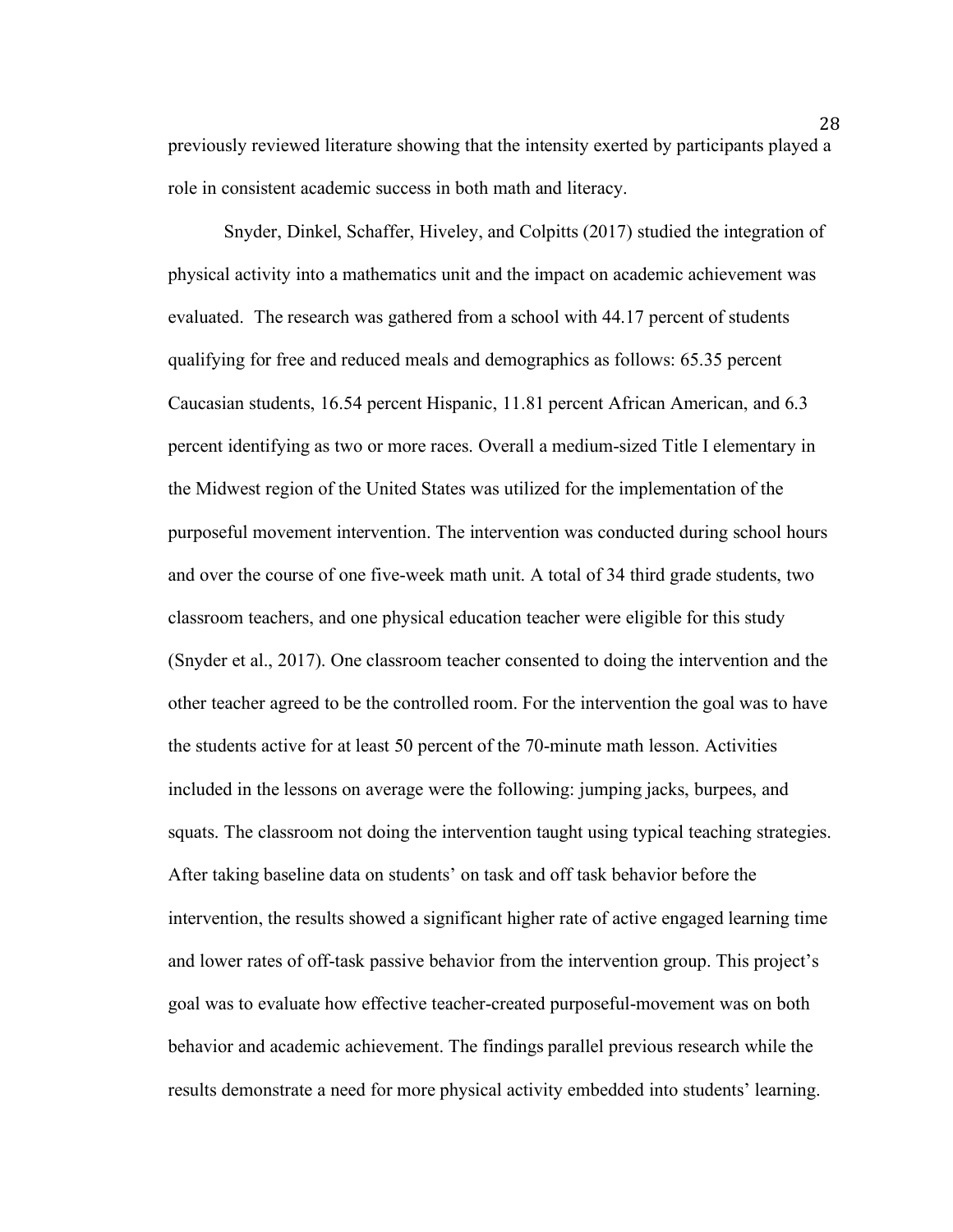previously reviewed literature showing that the intensity exerted by participants played a role in consistent academic success in both math and literacy.

Snyder, Dinkel, Schaffer, Hiveley, and Colpitts (2017) studied the integration of physical activity into a mathematics unit and the impact on academic achievement was evaluated. The research was gathered from a school with 44.17 percent of students qualifying for free and reduced meals and demographics as follows: 65.35 percent Caucasian students, 16.54 percent Hispanic, 11.81 percent African American, and 6.3 percent identifying as two or more races. Overall a medium-sized Title I elementary in the Midwest region of the United States was utilized for the implementation of the purposeful movement intervention. The intervention was conducted during school hours and over the course of one five-week math unit. A total of 34 third grade students, two classroom teachers, and one physical education teacher were eligible for this study (Snyder et al., 2017). One classroom teacher consented to doing the intervention and the other teacher agreed to be the controlled room. For the intervention the goal was to have the students active for at least 50 percent of the 70-minute math lesson. Activities included in the lessons on average were the following: jumping jacks, burpees, and squats. The classroom not doing the intervention taught using typical teaching strategies. After taking baseline data on students' on task and off task behavior before the intervention, the results showed a significant higher rate of active engaged learning time and lower rates of off-task passive behavior from the intervention group. This project's goal was to evaluate how effective teacher-created purposeful-movement was on both behavior and academic achievement. The findings parallel previous research while the results demonstrate a need for more physical activity embedded into students' learning.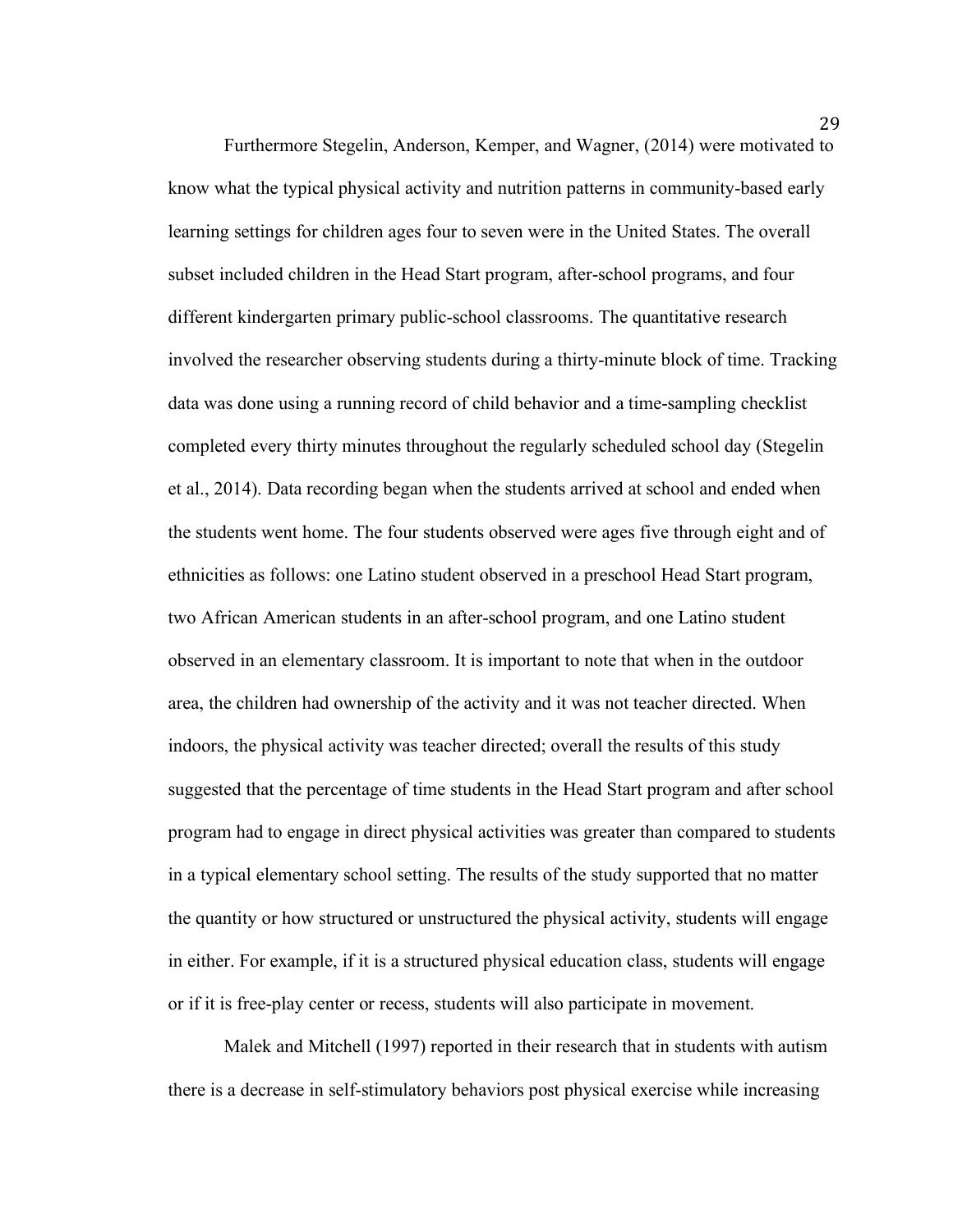Furthermore Stegelin, Anderson, Kemper, and Wagner, (2014) were motivated to know what the typical physical activity and nutrition patterns in community-based early learning settings for children ages four to seven were in the United States. The overall subset included children in the Head Start program, after-school programs, and four different kindergarten primary public-school classrooms. The quantitative research involved the researcher observing students during a thirty-minute block of time. Tracking data was done using a running record of child behavior and a time-sampling checklist completed every thirty minutes throughout the regularly scheduled school day (Stegelin et al., 2014). Data recording began when the students arrived at school and ended when the students went home. The four students observed were ages five through eight and of ethnicities as follows: one Latino student observed in a preschool Head Start program, two African American students in an after-school program, and one Latino student observed in an elementary classroom. It is important to note that when in the outdoor area, the children had ownership of the activity and it was not teacher directed. When indoors, the physical activity was teacher directed; overall the results of this study suggested that the percentage of time students in the Head Start program and after school program had to engage in direct physical activities was greater than compared to students in a typical elementary school setting. The results of the study supported that no matter the quantity or how structured or unstructured the physical activity, students will engage in either. For example, if it is a structured physical education class, students will engage or if it is free-play center or recess, students will also participate in movement.

Malek and Mitchell (1997) reported in their research that in students with autism there is a decrease in self-stimulatory behaviors post physical exercise while increasing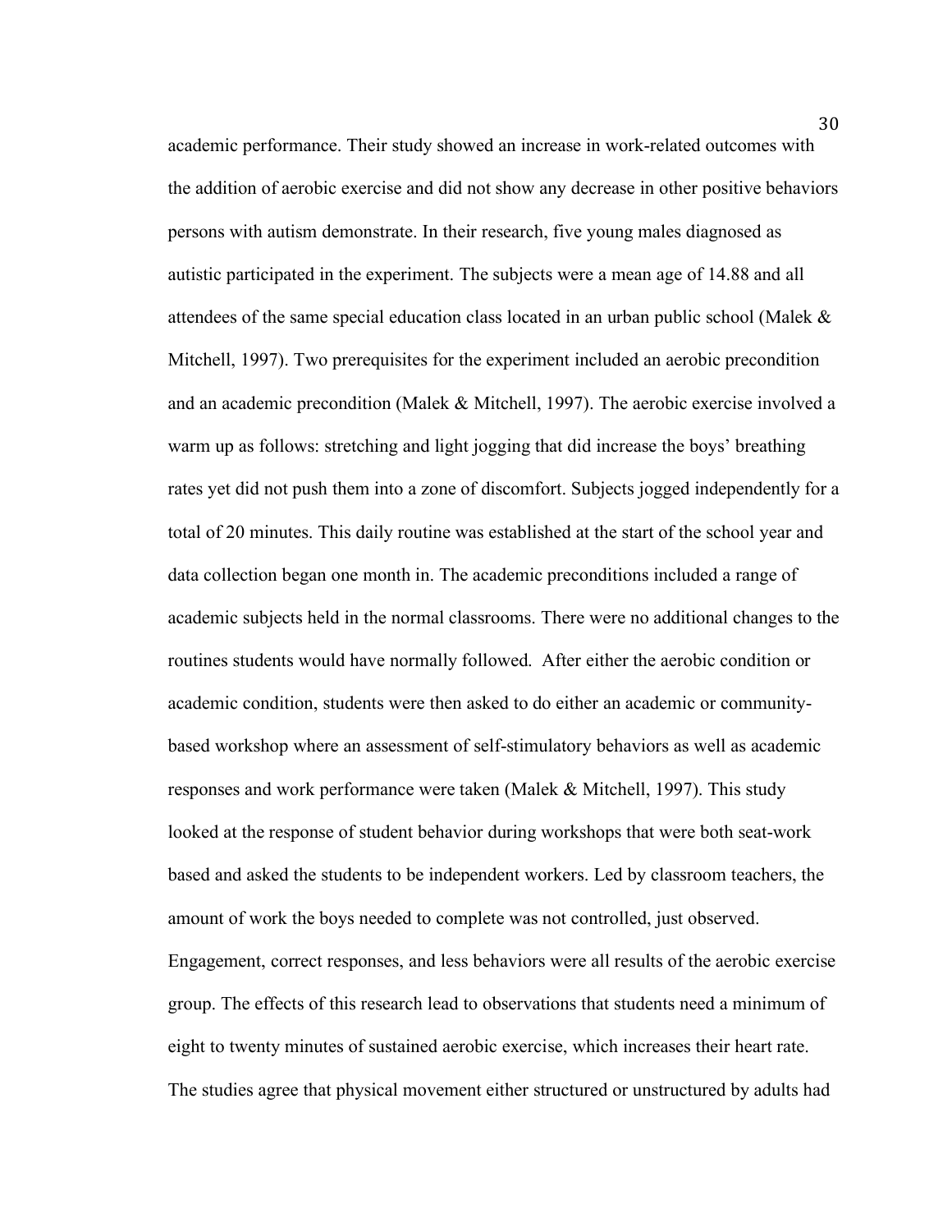academic performance. Their study showed an increase in work-related outcomes with the addition of aerobic exercise and did not show any decrease in other positive behaviors persons with autism demonstrate. In their research, five young males diagnosed as autistic participated in the experiment. The subjects were a mean age of 14.88 and all attendees of the same special education class located in an urban public school (Malek & Mitchell, 1997). Two prerequisites for the experiment included an aerobic precondition and an academic precondition (Malek & Mitchell, 1997). The aerobic exercise involved a warm up as follows: stretching and light jogging that did increase the boys' breathing rates yet did not push them into a zone of discomfort. Subjects jogged independently for a total of 20 minutes. This daily routine was established at the start of the school year and data collection began one month in. The academic preconditions included a range of academic subjects held in the normal classrooms. There were no additional changes to the routines students would have normally followed. After either the aerobic condition or academic condition, students were then asked to do either an academic or community-based workshop where an assessment of self-stimulatory behaviors as well as academic responses and work performance were taken (Malek & Mitchell, 1997). This study looked at the response of student behavior during workshops that were both seat-work based and asked the students to be independent workers. Led by classroom teachers, the amount of work the boys needed to complete was not controlled, just observed. Engagement, correct responses, and less behaviors were all results of the aerobic exercise group. The effects of this research lead to observations that students need a minimum of eight to twenty minutes of sustained aerobic exercise, which increases their heart rate. The studies agree that physical movement either structured or unstructured by adults had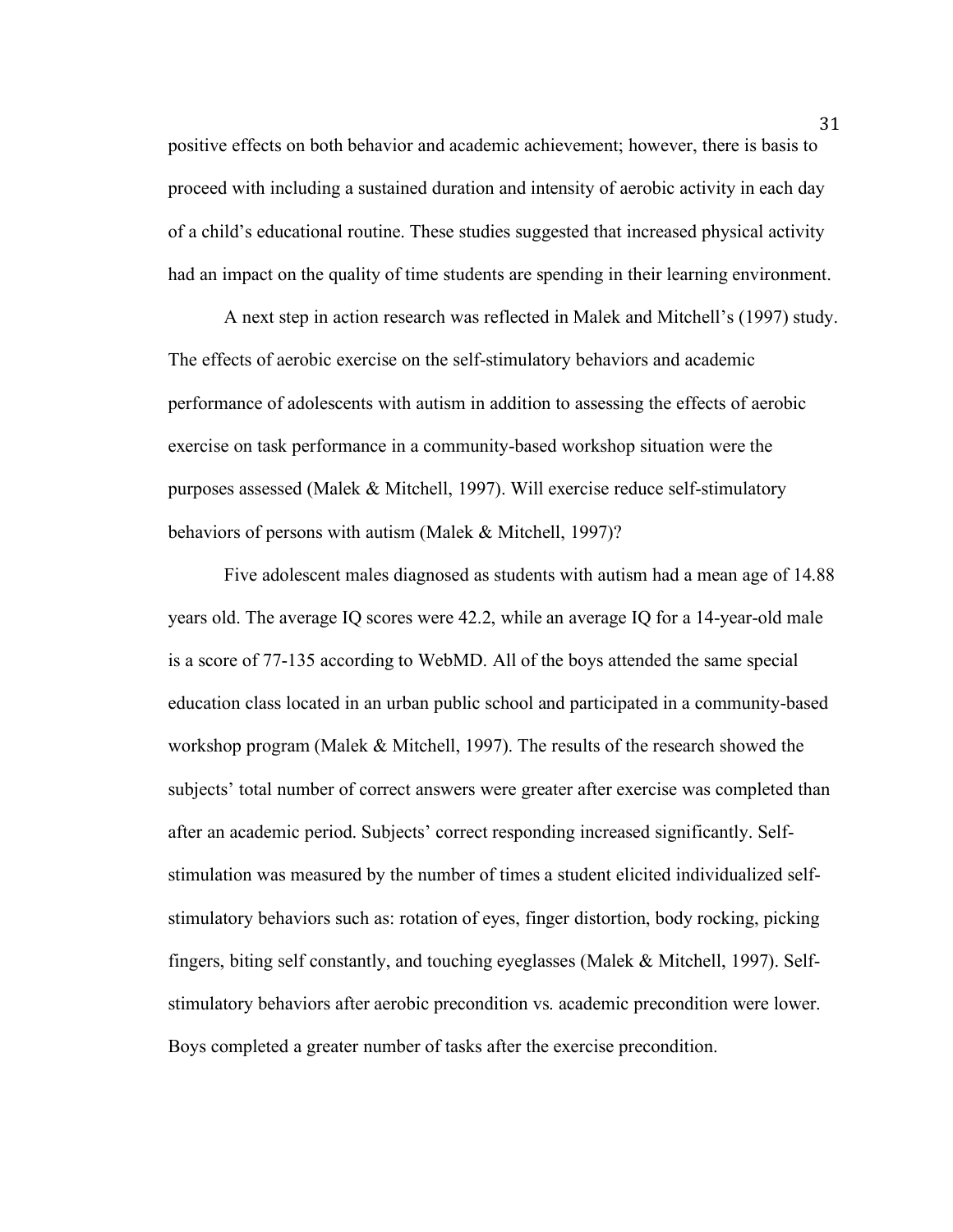positive effects on both behavior and academic achievement; however, there is basis to proceed with including a sustained duration and intensity of aerobic activity in each day of a child's educational routine. These studies suggested that increased physical activity had an impact on the quality of time students are spending in their learning environment.

A next step in action research was reflected in Malek and Mitchell's (1997) study. The effects of aerobic exercise on the self-stimulatory behaviors and academic performance of adolescents with autism in addition to assessing the effects of aerobic exercise on task performance in a community-based workshop situation were the purposes assessed (Malek & Mitchell, 1997). Will exercise reduce self-stimulatory behaviors of persons with autism (Malek & Mitchell, 1997)?

Five adolescent males diagnosed as students with autism had a mean age of 14.88 years old. The average IQ scores were 42.2, while an average IQ for a 14-year-old male is a score of 77-135 according to WebMD. All of the boys attended the same special education class located in an urban public school and participated in a community-based workshop program (Malek & Mitchell, 1997). The results of the research showed the subjects' total number of correct answers were greater after exercise was completed than after an academic period. Subjects' correct responding increased significantly. Self-stimulation was measured by the number of times a student elicited individualized self-stimulatory behaviors such as: rotation of eyes, finger distortion, body rocking, picking fingers, biting self constantly, and touching eyeglasses (Malek & Mitchell, 1997). Self-stimulatory behaviors after aerobic precondition vs. academic precondition were lower. Boys completed a greater number of tasks after the exercise precondition.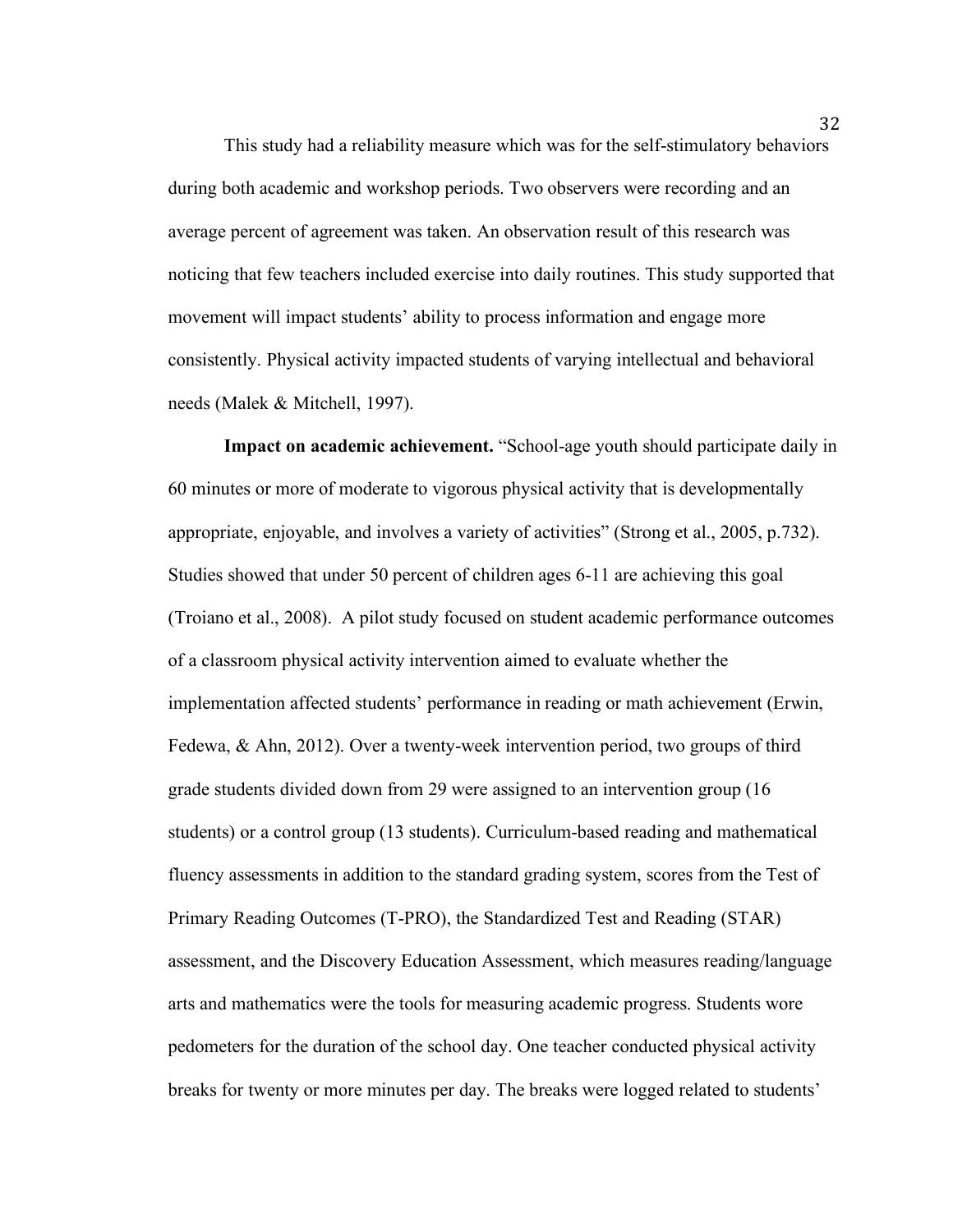This study had a reliability measure which was for the self-stimulatory behaviors during both academic and workshop periods. Two observers were recording and an average percent of agreement was taken. An observation result of this research was noticing that few teachers included exercise into daily routines. This study supported that movement will impact students' ability to process information and engage more consistently. Physical activity impacted students of varying intellectual and behavioral needs (Malek & Mitchell, 1997).

**Impact on academic achievement.** "School-age youth should participate daily in 60 minutes or more of moderate to vigorous physical activity that is developmentally appropriate, enjoyable, and involves a variety of activities" (Strong et al., 2005, p.732). Studies showed that under 50 percent of children ages 6-11 are achieving this goal (Troiano et al., 2008). A pilot study focused on student academic performance outcomes of a classroom physical activity intervention aimed to evaluate whether the implementation affected students' performance in reading or math achievement (Erwin, Fedewa, & Ahn, 2012). Over a twenty-week intervention period, two groups of third grade students divided down from 29 were assigned to an intervention group (16 students) or a control group (13 students). Curriculum-based reading and mathematical fluency assessments in addition to the standard grading system, scores from the Test of Primary Reading Outcomes (T-PRO), the Standardized Test and Reading (STAR) assessment, and the Discovery Education Assessment, which measures reading/language arts and mathematics were the tools for measuring academic progress. Students wore pedometers for the duration of the school day. One teacher conducted physical activity breaks for twenty or more minutes per day. The breaks were logged related to students'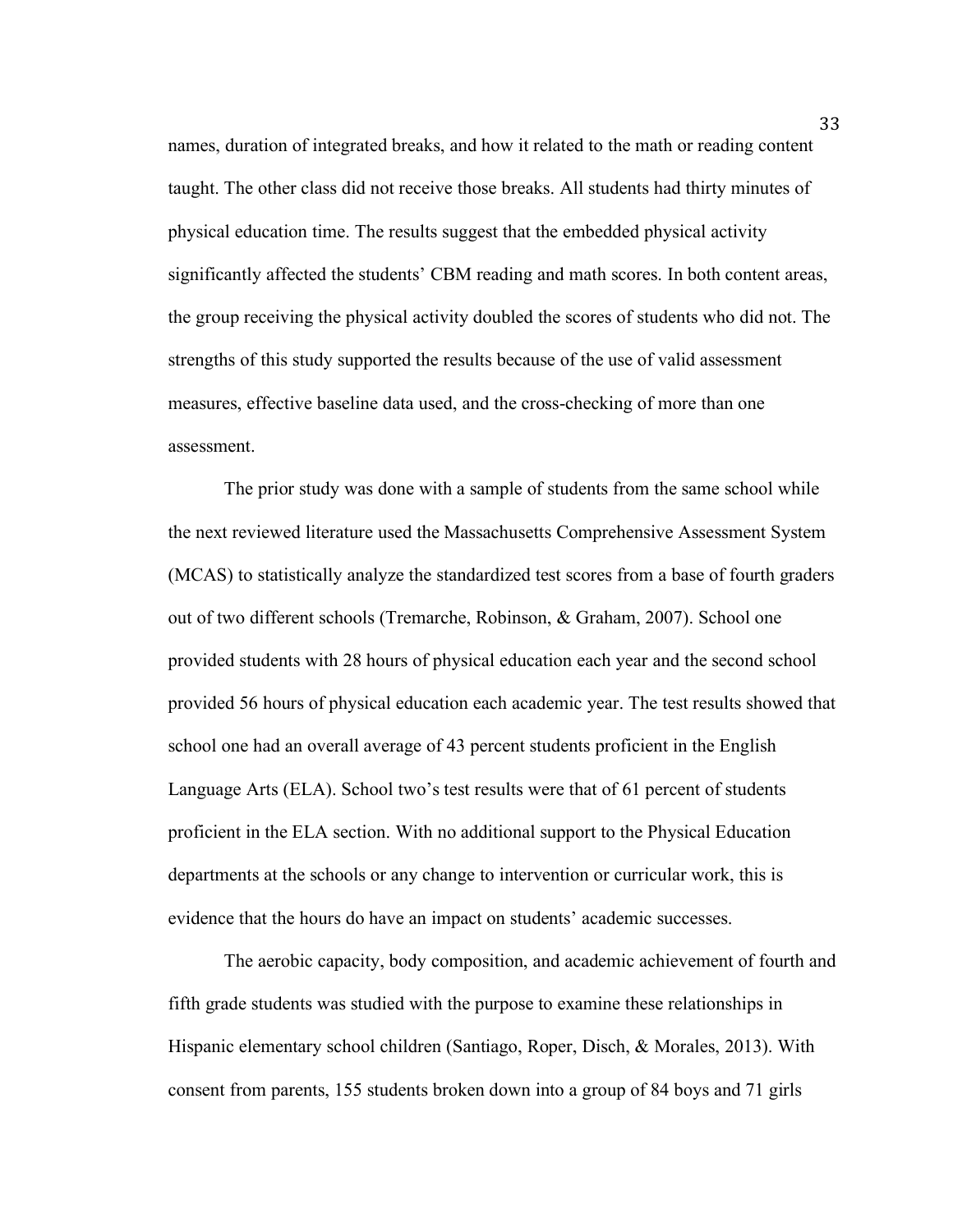names, duration of integrated breaks, and how it related to the math or reading content taught. The other class did not receive those breaks. All students had thirty minutes of physical education time. The results suggest that the embedded physical activity significantly affected the students' CBM reading and math scores. In both content areas, the group receiving the physical activity doubled the scores of students who did not. The strengths of this study supported the results because of the use of valid assessment measures, effective baseline data used, and the cross-checking of more than one assessment.

The prior study was done with a sample of students from the same school while the next reviewed literature used the Massachusetts Comprehensive Assessment System (MCAS) to statistically analyze the standardized test scores from a base of fourth graders out of two different schools (Tremarche, Robinson, & Graham, 2007). School one provided students with 28 hours of physical education each year and the second school provided 56 hours of physical education each academic year. The test results showed that school one had an overall average of 43 percent students proficient in the English Language Arts (ELA). School two's test results were that of 61 percent of students proficient in the ELA section. With no additional support to the Physical Education departments at the schools or any change to intervention or curricular work, this is evidence that the hours do have an impact on students' academic successes.

The aerobic capacity, body composition, and academic achievement of fourth and fifth grade students was studied with the purpose to examine these relationships in Hispanic elementary school children (Santiago, Roper, Disch, & Morales, 2013). With consent from parents, 155 students broken down into a group of 84 boys and 71 girls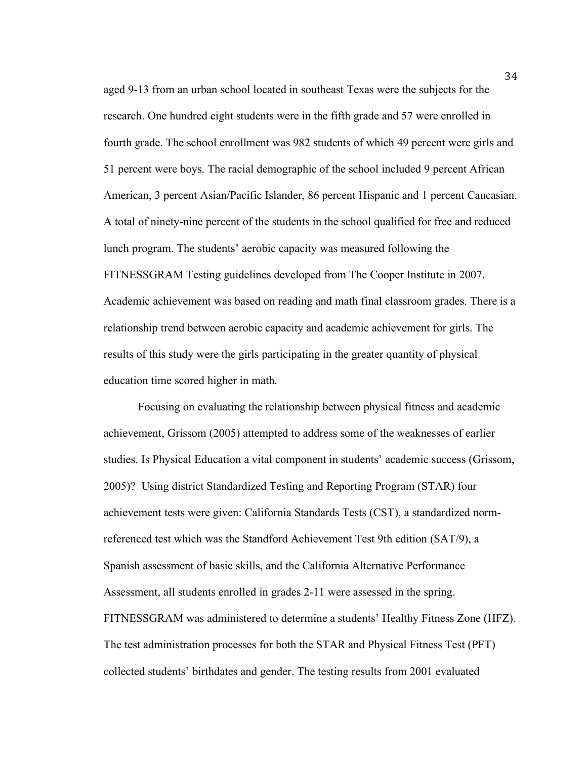aged 9-13 from an urban school located in southeast Texas were the subjects for the research. One hundred eight students were in the fifth grade and 57 were enrolled in fourth grade. The school enrollment was 982 students of which 49 percent were girls and 51 percent were boys. The racial demographic of the school included 9 percent African American, 3 percent Asian/Pacific Islander, 86 percent Hispanic and 1 percent Caucasian. A total of ninety-nine percent of the students in the school qualified for free and reduced lunch program. The students' aerobic capacity was measured following the FITNESSGRAM Testing guidelines developed from The Cooper Institute in 2007. Academic achievement was based on reading and math final classroom grades. There is a relationship trend between aerobic capacity and academic achievement for girls. The results of this study were the girls participating in the greater quantity of physical education time scored higher in math.

Focusing on evaluating the relationship between physical fitness and academic achievement, Grissom (2005) attempted to address some of the weaknesses of earlier studies. Is Physical Education a vital component in students' academic success (Grissom, 2005)? Using district Standardized Testing and Reporting Program (STAR) four achievement tests were given: California Standards Tests (CST), a standardized norm-referenced test which was the Standford Achievement Test 9th edition (SAT/9), a Spanish assessment of basic skills, and the California Alternative Performance Assessment, all students enrolled in grades 2-11 were assessed in the spring. FITNESSGRAM was administered to determine a students' Healthy Fitness Zone (HFZ). The test administration processes for both the STAR and Physical Fitness Test (PFT) collected students' birthdates and gender. The testing results from 2001 evaluated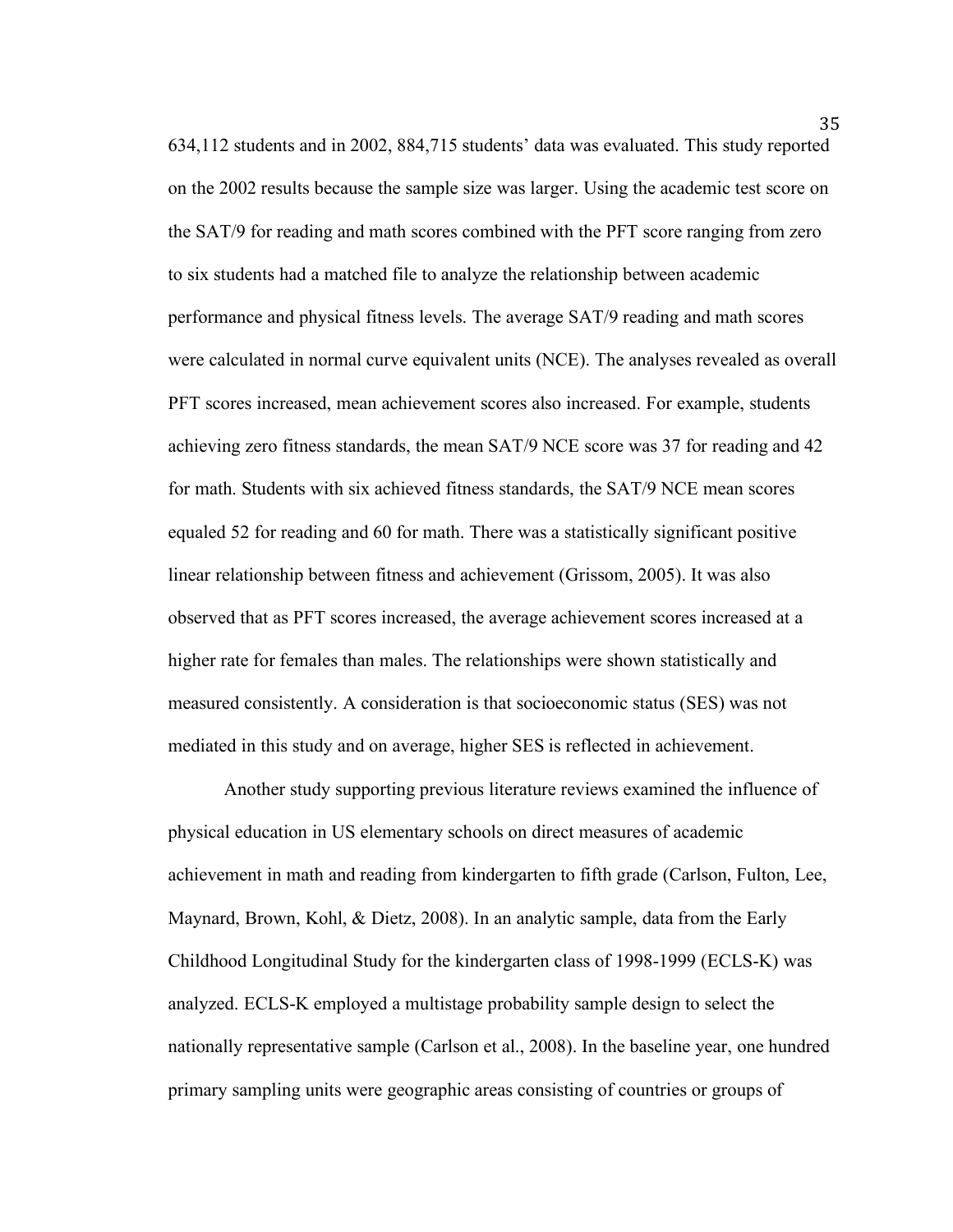634,112 students and in 2002, 884,715 students' data was evaluated. This study reported on the 2002 results because the sample size was larger. Using the academic test score on the SAT/9 for reading and math scores combined with the PFT score ranging from zero to six students had a matched file to analyze the relationship between academic performance and physical fitness levels. The average SAT/9 reading and math scores were calculated in normal curve equivalent units (NCE). The analyses revealed as overall PFT scores increased, mean achievement scores also increased. For example, students achieving zero fitness standards, the mean SAT/9 NCE score was 37 for reading and 42 for math. Students with six achieved fitness standards, the SAT/9 NCE mean scores equaled 52 for reading and 60 for math. There was a statistically significant positive linear relationship between fitness and achievement (Grissom, 2005). It was also observed that as PFT scores increased, the average achievement scores increased at a higher rate for females than males. The relationships were shown statistically and measured consistently. A consideration is that socioeconomic status (SES) was not mediated in this study and on average, higher SES is reflected in achievement.

Another study supporting previous literature reviews examined the influence of physical education in US elementary schools on direct measures of academic achievement in math and reading from kindergarten to fifth grade (Carlson, Fulton, Lee, Maynard, Brown, Kohl, & Dietz, 2008). In an analytic sample, data from the Early Childhood Longitudinal Study for the kindergarten class of 1998-1999 (ECLS-K) was analyzed. ECLS-K employed a multistage probability sample design to select the nationally representative sample (Carlson et al., 2008). In the baseline year, one hundred primary sampling units were geographic areas consisting of countries or groups of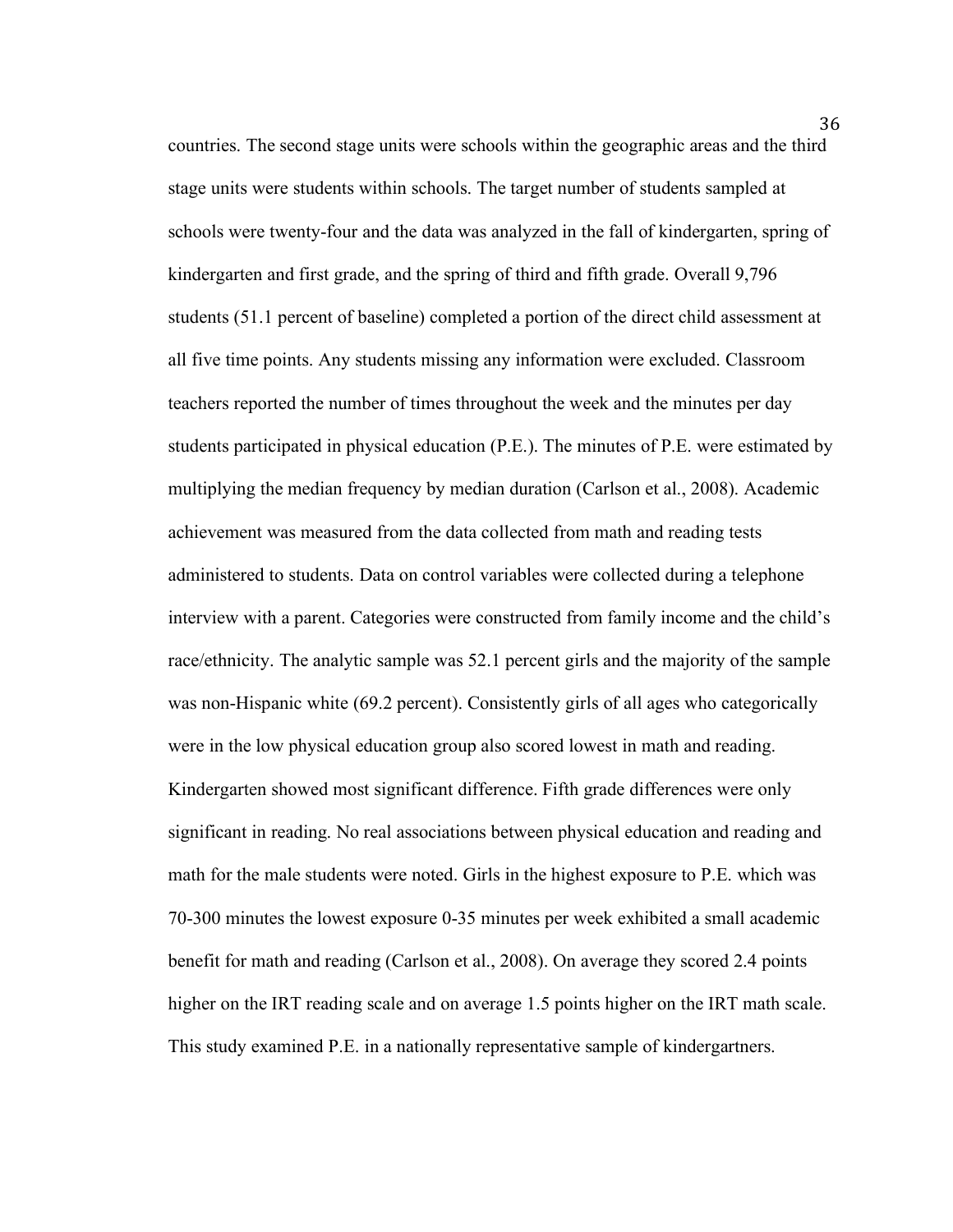countries. The second stage units were schools within the geographic areas and the third stage units were students within schools. The target number of students sampled at schools were twenty-four and the data was analyzed in the fall of kindergarten, spring of kindergarten and first grade, and the spring of third and fifth grade. Overall 9,796 students (51.1 percent of baseline) completed a portion of the direct child assessment at all five time points. Any students missing any information were excluded. Classroom teachers reported the number of times throughout the week and the minutes per day students participated in physical education (P.E.). The minutes of P.E. were estimated by multiplying the median frequency by median duration (Carlson et al., 2008). Academic achievement was measured from the data collected from math and reading tests administered to students. Data on control variables were collected during a telephone interview with a parent. Categories were constructed from family income and the child's race/ethnicity. The analytic sample was 52.1 percent girls and the majority of the sample was non-Hispanic white (69.2 percent). Consistently girls of all ages who categorically were in the low physical education group also scored lowest in math and reading. Kindergarten showed most significant difference. Fifth grade differences were only significant in reading. No real associations between physical education and reading and math for the male students were noted. Girls in the highest exposure to P.E. which was 70-300 minutes the lowest exposure 0-35 minutes per week exhibited a small academic benefit for math and reading (Carlson et al., 2008). On average they scored 2.4 points higher on the IRT reading scale and on average 1.5 points higher on the IRT math scale. This study examined P.E. in a nationally representative sample of kindergartners.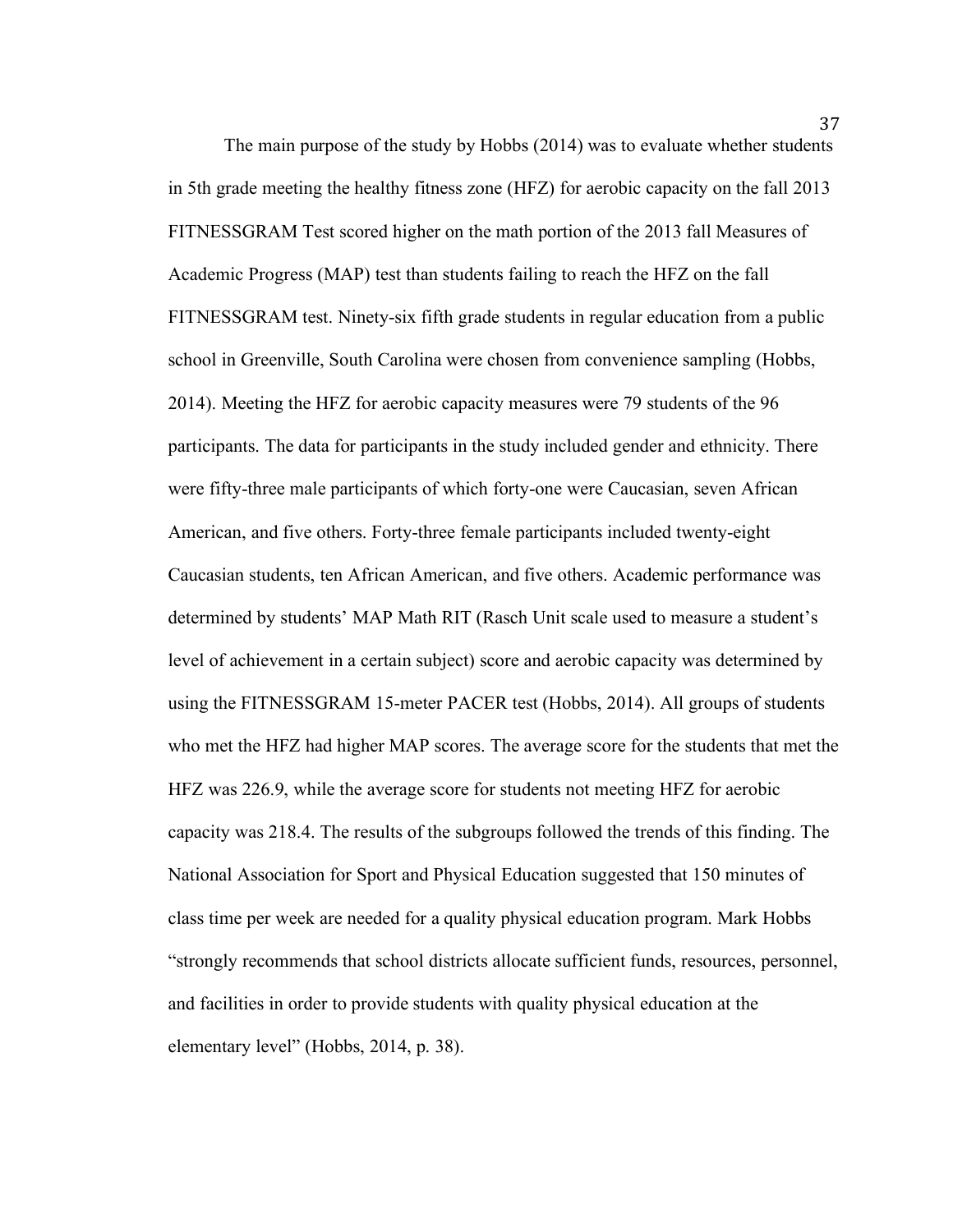The main purpose of the study by Hobbs (2014) was to evaluate whether students in 5th grade meeting the healthy fitness zone (HFZ) for aerobic capacity on the fall 2013 FITNESSGRAM Test scored higher on the math portion of the 2013 fall Measures of Academic Progress (MAP) test than students failing to reach the HFZ on the fall FITNESSGRAM test. Ninety-six fifth grade students in regular education from a public school in Greenville, South Carolina were chosen from convenience sampling (Hobbs, 2014). Meeting the HFZ for aerobic capacity measures were 79 students of the 96 participants. The data for participants in the study included gender and ethnicity. There were fifty-three male participants of which forty-one were Caucasian, seven African American, and five others. Forty-three female participants included twenty-eight Caucasian students, ten African American, and five others. Academic performance was determined by students' MAP Math RIT (Rasch Unit scale used to measure a student's level of achievement in a certain subject) score and aerobic capacity was determined by using the FITNESSGRAM 15-meter PACER test (Hobbs, 2014). All groups of students who met the HFZ had higher MAP scores. The average score for the students that met the HFZ was 226.9, while the average score for students not meeting HFZ for aerobic capacity was 218.4. The results of the subgroups followed the trends of this finding. The National Association for Sport and Physical Education suggested that 150 minutes of class time per week are needed for a quality physical education program. Mark Hobbs "strongly recommends that school districts allocate sufficient funds, resources, personnel, and facilities in order to provide students with quality physical education at the elementary level" (Hobbs, 2014, p. 38).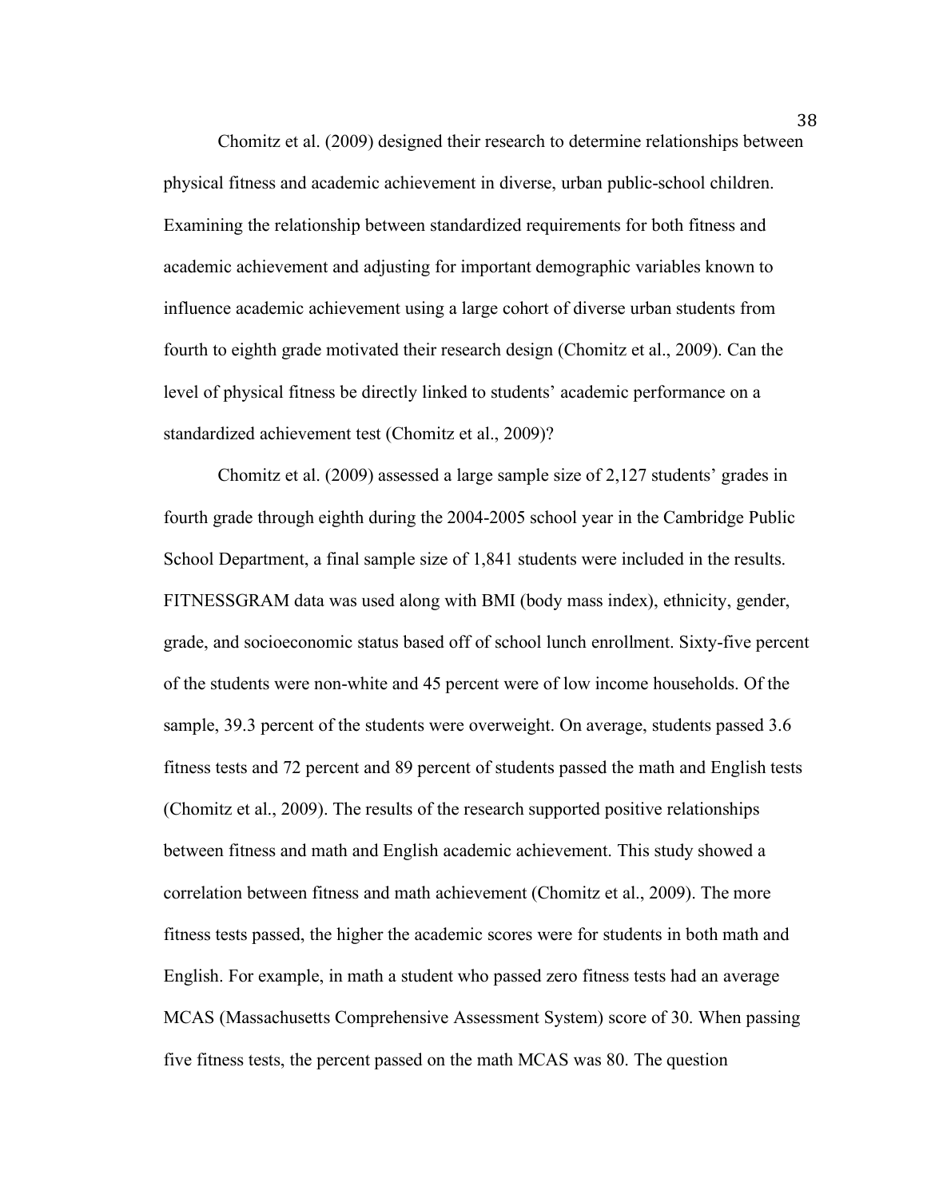Chomitz et al. (2009) designed their research to determine relationships between physical fitness and academic achievement in diverse, urban public-school children. Examining the relationship between standardized requirements for both fitness and academic achievement and adjusting for important demographic variables known to influence academic achievement using a large cohort of diverse urban students from fourth to eighth grade motivated their research design (Chomitz et al., 2009). Can the level of physical fitness be directly linked to students' academic performance on a standardized achievement test (Chomitz et al., 2009)?

Chomitz et al. (2009) assessed a large sample size of 2,127 students' grades in fourth grade through eighth during the 2004-2005 school year in the Cambridge Public School Department, a final sample size of 1,841 students were included in the results. FITNESSGRAM data was used along with BMI (body mass index), ethnicity, gender, grade, and socioeconomic status based off of school lunch enrollment. Sixty-five percent of the students were non-white and 45 percent were of low income households. Of the sample, 39.3 percent of the students were overweight. On average, students passed 3.6 fitness tests and 72 percent and 89 percent of students passed the math and English tests (Chomitz et al., 2009). The results of the research supported positive relationships between fitness and math and English academic achievement. This study showed a correlation between fitness and math achievement (Chomitz et al., 2009). The more fitness tests passed, the higher the academic scores were for students in both math and English. For example, in math a student who passed zero fitness tests had an average MCAS (Massachusetts Comprehensive Assessment System) score of 30. When passing five fitness tests, the percent passed on the math MCAS was 80. The question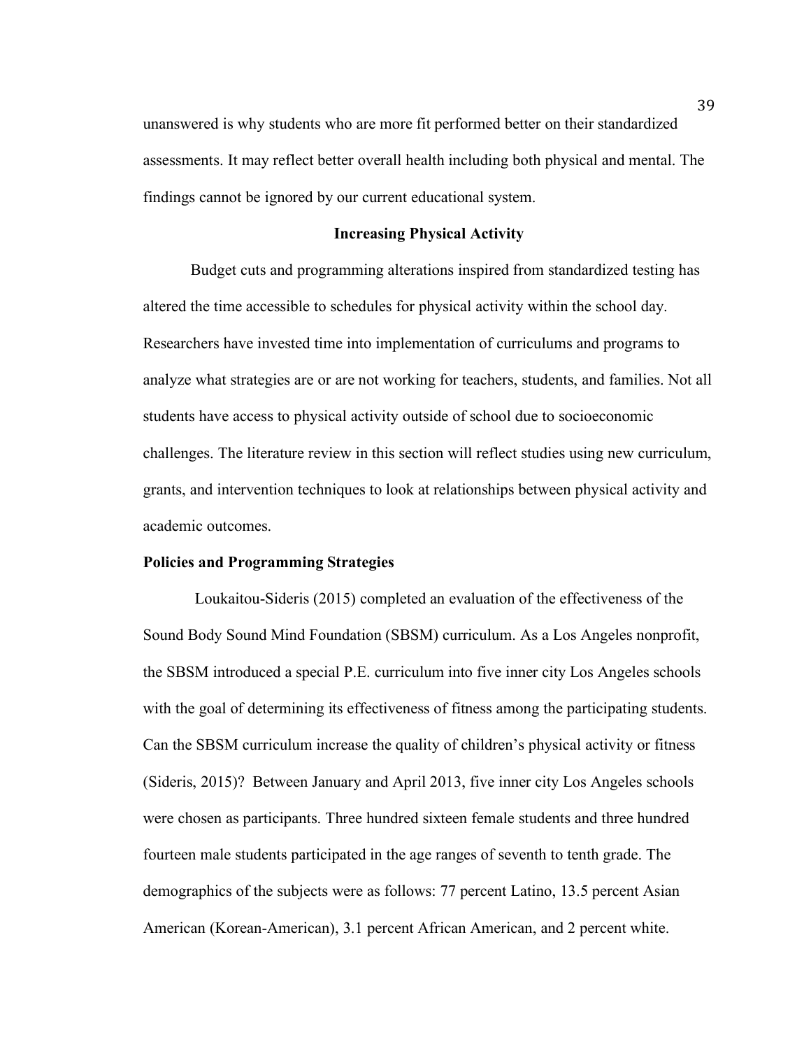unanswered is why students who are more fit performed better on their standardized assessments. It may reflect better overall health including both physical and mental. The findings cannot be ignored by our current educational system.

## Increasing Physical Activity

Budget cuts and programming alterations inspired from standardized testing has altered the time accessible to schedules for physical activity within the school day. Researchers have invested time into implementation of curriculums and programs to analyze what strategies are or are not working for teachers, students, and families. Not all students have access to physical activity outside of school due to socioeconomic challenges. The literature review in this section will reflect studies using new curriculum, grants, and intervention techniques to look at relationships between physical activity and academic outcomes.

### Policies and Programming Strategies

Loukaitou-Sideris (2015) completed an evaluation of the effectiveness of the Sound Body Sound Mind Foundation (SBSM) curriculum. As a Los Angeles nonprofit, the SBSM introduced a special P.E. curriculum into five inner city Los Angeles schools with the goal of determining its effectiveness of fitness among the participating students. Can the SBSM curriculum increase the quality of children's physical activity or fitness (Sideris, 2015)? Between January and April 2013, five inner city Los Angeles schools were chosen as participants. Three hundred sixteen female students and three hundred fourteen male students participated in the age ranges of seventh to tenth grade. The demographics of the subjects were as follows: 77 percent Latino, 13.5 percent Asian American (Korean-American), 3.1 percent African American, and 2 percent white.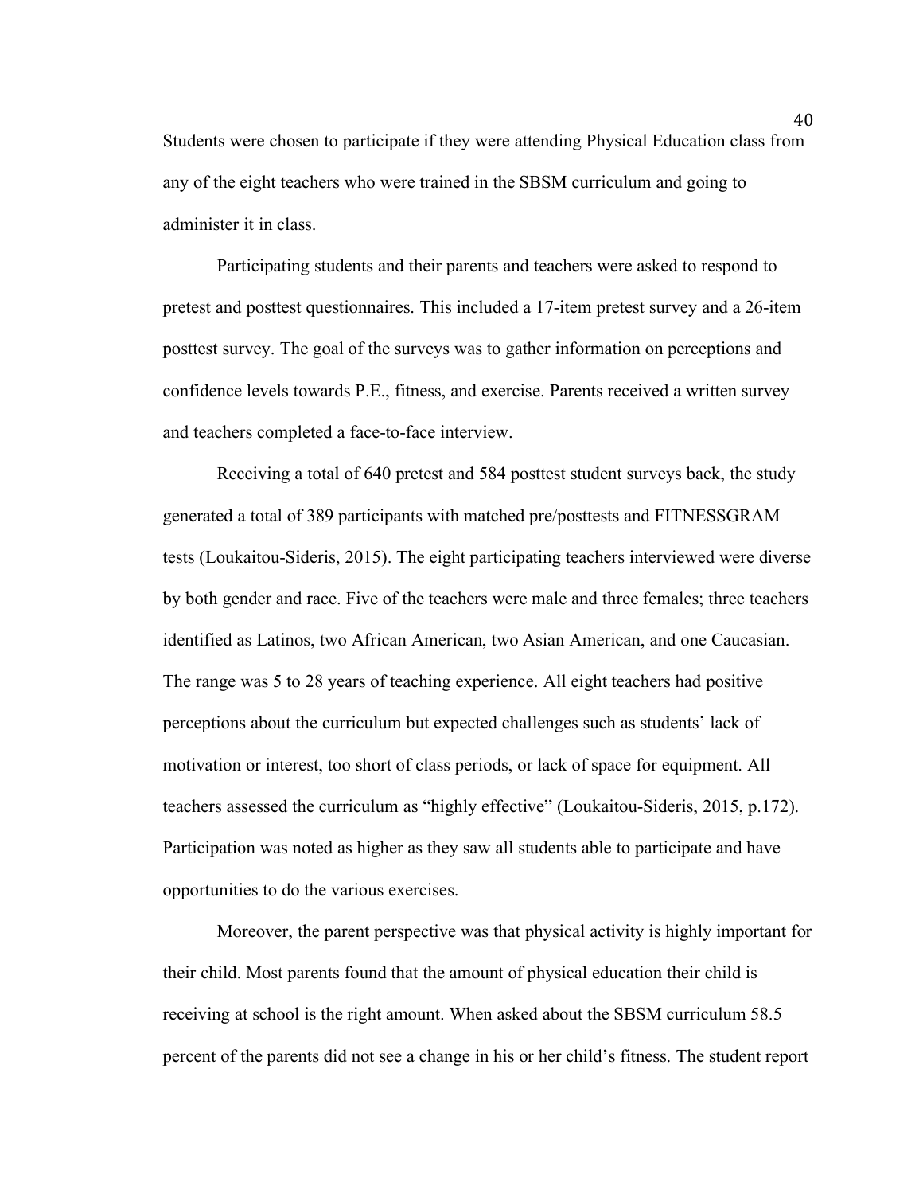Students were chosen to participate if they were attending Physical Education class from any of the eight teachers who were trained in the SBSM curriculum and going to administer it in class.

Participating students and their parents and teachers were asked to respond to pretest and posttest questionnaires. This included a 17-item pretest survey and a 26-item posttest survey. The goal of the surveys was to gather information on perceptions and confidence levels towards P.E., fitness, and exercise. Parents received a written survey and teachers completed a face-to-face interview.

Receiving a total of 640 pretest and 584 posttest student surveys back, the study generated a total of 389 participants with matched pre/posttests and FITNESSGRAM tests (Loukaitou-Sideris, 2015). The eight participating teachers interviewed were diverse by both gender and race. Five of the teachers were male and three females; three teachers identified as Latinos, two African American, two Asian American, and one Caucasian. The range was 5 to 28 years of teaching experience. All eight teachers had positive perceptions about the curriculum but expected challenges such as students' lack of motivation or interest, too short of class periods, or lack of space for equipment. All teachers assessed the curriculum as "highly effective" (Loukaitou-Sideris, 2015, p.172). Participation was noted as higher as they saw all students able to participate and have opportunities to do the various exercises.

Moreover, the parent perspective was that physical activity is highly important for their child. Most parents found that the amount of physical education their child is receiving at school is the right amount. When asked about the SBSM curriculum 58.5 percent of the parents did not see a change in his or her child's fitness. The student report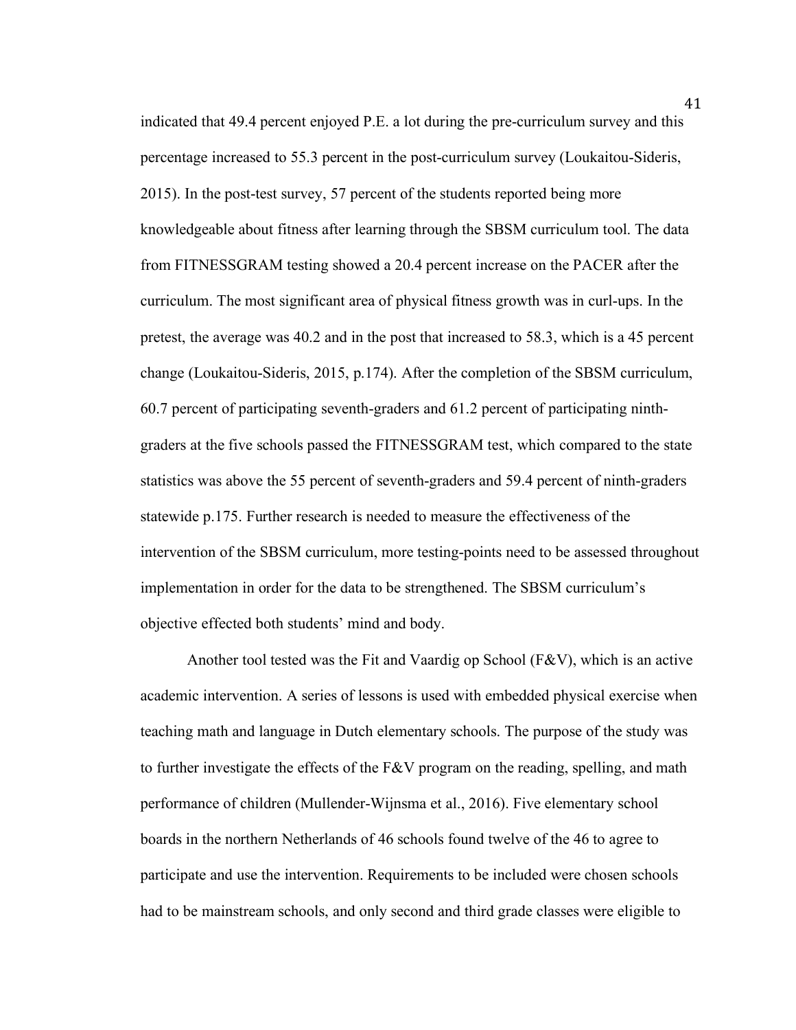indicated that 49.4 percent enjoyed P.E. a lot during the pre-curriculum survey and this percentage increased to 55.3 percent in the post-curriculum survey (Loukaitou-Sideris, 2015). In the post-test survey, 57 percent of the students reported being more knowledgeable about fitness after learning through the SBSM curriculum tool. The data from FITNESSGRAM testing showed a 20.4 percent increase on the PACER after the curriculum. The most significant area of physical fitness growth was in curl-ups. In the pretest, the average was 40.2 and in the post that increased to 58.3, which is a 45 percent change (Loukaitou-Sideris, 2015, p.174). After the completion of the SBSM curriculum, 60.7 percent of participating seventh-graders and 61.2 percent of participating ninth-graders at the five schools passed the FITNESSGRAM test, which compared to the state statistics was above the 55 percent of seventh-graders and 59.4 percent of ninth-graders statewide p.175. Further research is needed to measure the effectiveness of the intervention of the SBSM curriculum, more testing-points need to be assessed throughout implementation in order for the data to be strengthened. The SBSM curriculum's objective effected both students' mind and body.

Another tool tested was the Fit and Vaardig op School (F&V), which is an active academic intervention. A series of lessons is used with embedded physical exercise when teaching math and language in Dutch elementary schools. The purpose of the study was to further investigate the effects of the F&V program on the reading, spelling, and math performance of children (Mullender-Wijnsma et al., 2016). Five elementary school boards in the northern Netherlands of 46 schools found twelve of the 46 to agree to participate and use the intervention. Requirements to be included were chosen schools had to be mainstream schools, and only second and third grade classes were eligible to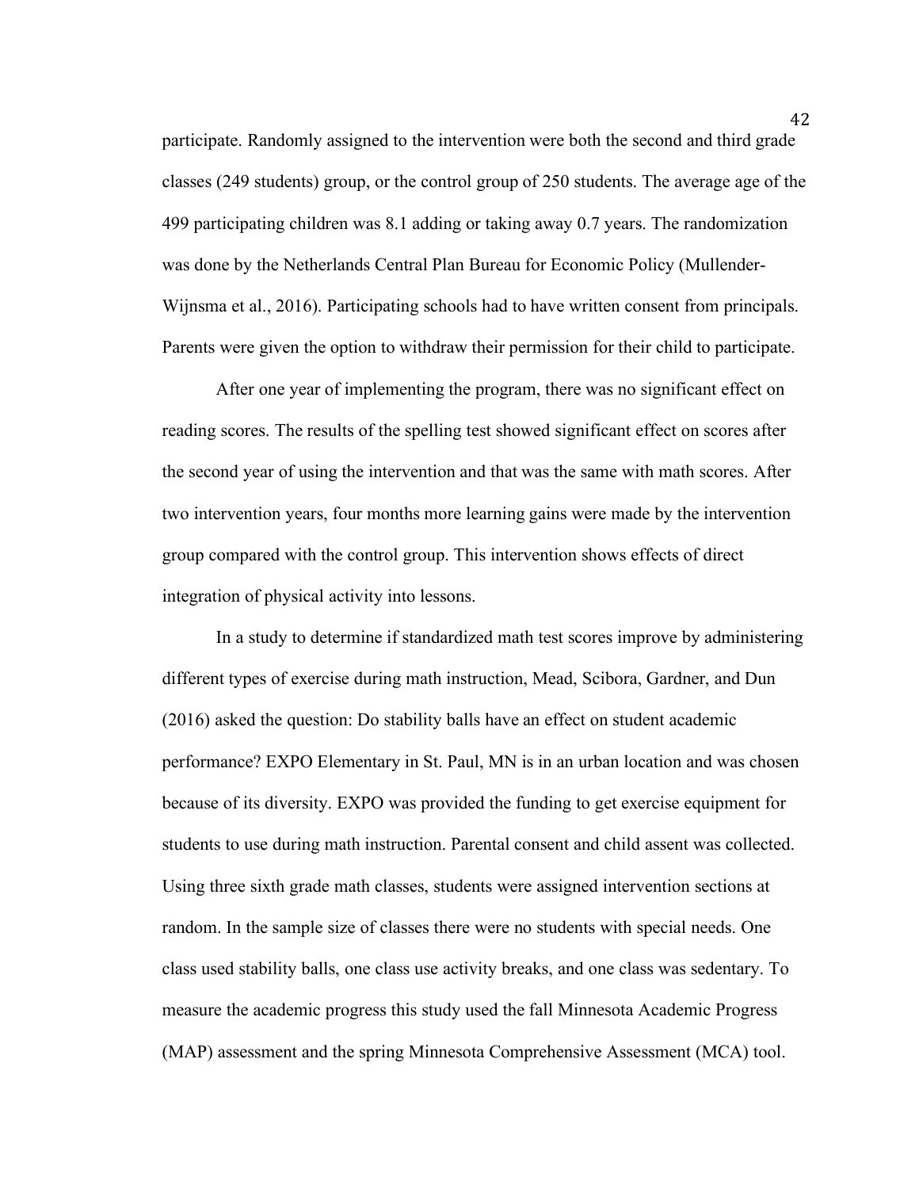participate. Randomly assigned to the intervention were both the second and third grade classes (249 students) group, or the control group of 250 students. The average age of the 499 participating children was 8.1 adding or taking away 0.7 years. The randomization was done by the Netherlands Central Plan Bureau for Economic Policy (Mullender-Wijnsma et al., 2016). Participating schools had to have written consent from principals. Parents were given the option to withdraw their permission for their child to participate.

After one year of implementing the program, there was no significant effect on reading scores. The results of the spelling test showed significant effect on scores after the second year of using the intervention and that was the same with math scores. After two intervention years, four months more learning gains were made by the intervention group compared with the control group. This intervention shows effects of direct integration of physical activity into lessons.

In a study to determine if standardized math test scores improve by administering different types of exercise during math instruction, Mead, Scibora, Gardner, and Dun (2016) asked the question: Do stability balls have an effect on student academic performance? EXPO Elementary in St. Paul, MN is in an urban location and was chosen because of its diversity. EXPO was provided the funding to get exercise equipment for students to use during math instruction. Parental consent and child assent was collected. Using three sixth grade math classes, students were assigned intervention sections at random. In the sample size of classes there were no students with special needs. One class used stability balls, one class use activity breaks, and one class was sedentary. To measure the academic progress this study used the fall Minnesota Academic Progress (MAP) assessment and the spring Minnesota Comprehensive Assessment (MCA) tool.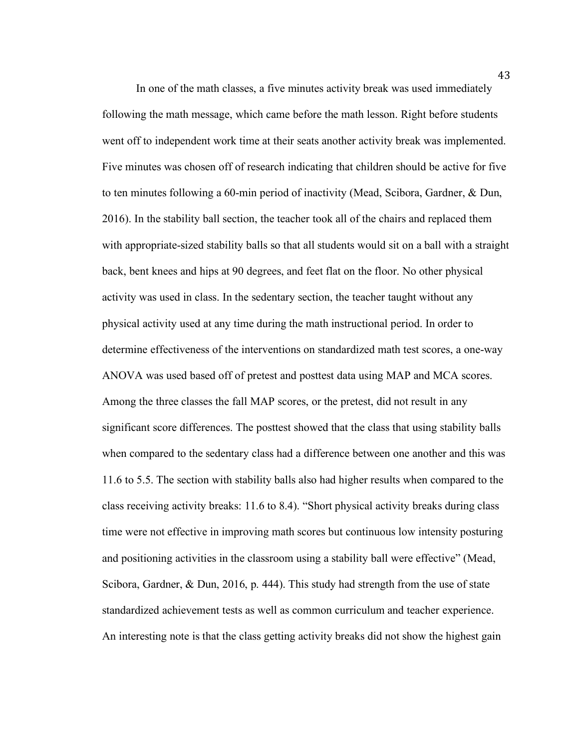In one of the math classes, a five minutes activity break was used immediately following the math message, which came before the math lesson. Right before students went off to independent work time at their seats another activity break was implemented. Five minutes was chosen off of research indicating that children should be active for five to ten minutes following a 60-min period of inactivity (Mead, Scibora, Gardner, & Dun, 2016). In the stability ball section, the teacher took all of the chairs and replaced them with appropriate-sized stability balls so that all students would sit on a ball with a straight back, bent knees and hips at 90 degrees, and feet flat on the floor. No other physical activity was used in class. In the sedentary section, the teacher taught without any physical activity used at any time during the math instructional period. In order to determine effectiveness of the interventions on standardized math test scores, a one-way ANOVA was used based off of pretest and posttest data using MAP and MCA scores. Among the three classes the fall MAP scores, or the pretest, did not result in any significant score differences. The posttest showed that the class that using stability balls when compared to the sedentary class had a difference between one another and this was 11.6 to 5.5. The section with stability balls also had higher results when compared to the class receiving activity breaks: 11.6 to 8.4). "Short physical activity breaks during class time were not effective in improving math scores but continuous low intensity posturing and positioning activities in the classroom using a stability ball were effective" (Mead, Scibora, Gardner, & Dun, 2016, p. 444). This study had strength from the use of state standardized achievement tests as well as common curriculum and teacher experience. An interesting note is that the class getting activity breaks did not show the highest gain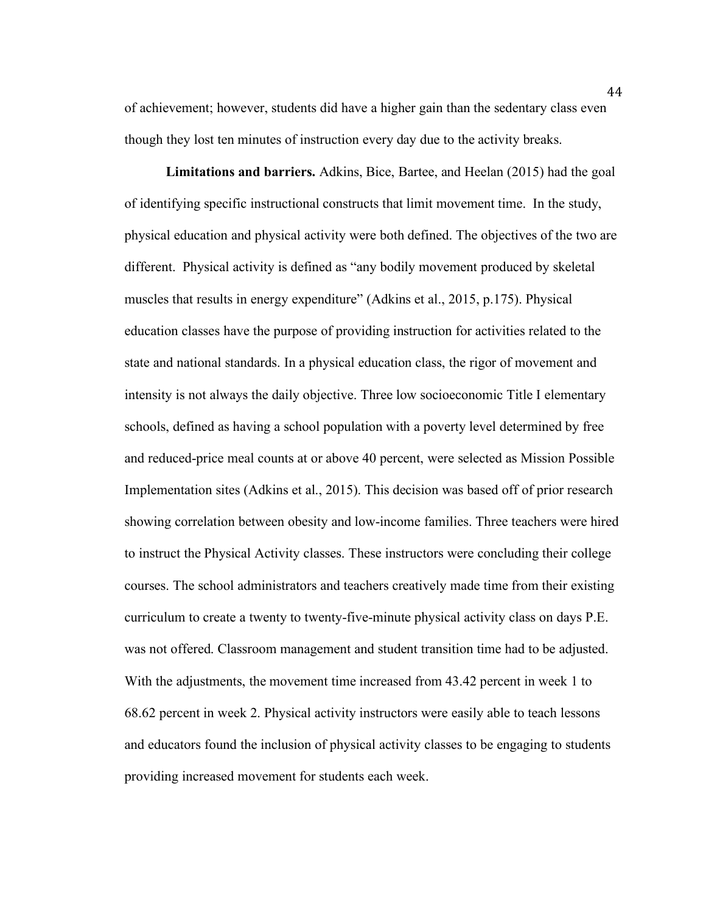of achievement; however, students did have a higher gain than the sedentary class even though they lost ten minutes of instruction every day due to the activity breaks.

**Limitations and barriers.** Adkins, Bice, Bartee, and Heelan (2015) had the goal of identifying specific instructional constructs that limit movement time. In the study, physical education and physical activity were both defined. The objectives of the two are different. Physical activity is defined as "any bodily movement produced by skeletal muscles that results in energy expenditure" (Adkins et al., 2015, p.175). Physical education classes have the purpose of providing instruction for activities related to the state and national standards. In a physical education class, the rigor of movement and intensity is not always the daily objective. Three low socioeconomic Title I elementary schools, defined as having a school population with a poverty level determined by free and reduced-price meal counts at or above 40 percent, were selected as Mission Possible Implementation sites (Adkins et al., 2015). This decision was based off of prior research showing correlation between obesity and low-income families. Three teachers were hired to instruct the Physical Activity classes. These instructors were concluding their college courses. The school administrators and teachers creatively made time from their existing curriculum to create a twenty to twenty-five-minute physical activity class on days P.E. was not offered. Classroom management and student transition time had to be adjusted. With the adjustments, the movement time increased from 43.42 percent in week 1 to 68.62 percent in week 2. Physical activity instructors were easily able to teach lessons and educators found the inclusion of physical activity classes to be engaging to students providing increased movement for students each week.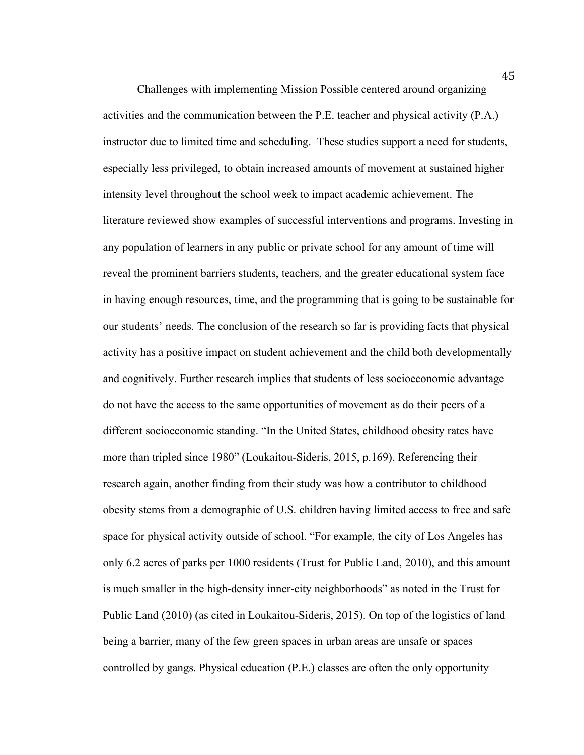Challenges with implementing Mission Possible centered around organizing activities and the communication between the P.E. teacher and physical activity (P.A.) instructor due to limited time and scheduling. These studies support a need for students, especially less privileged, to obtain increased amounts of movement at sustained higher intensity level throughout the school week to impact academic achievement. The literature reviewed show examples of successful interventions and programs. Investing in any population of learners in any public or private school for any amount of time will reveal the prominent barriers students, teachers, and the greater educational system face in having enough resources, time, and the programming that is going to be sustainable for our students' needs. The conclusion of the research so far is providing facts that physical activity has a positive impact on student achievement and the child both developmentally and cognitively. Further research implies that students of less socioeconomic advantage do not have the access to the same opportunities of movement as do their peers of a different socioeconomic standing. "In the United States, childhood obesity rates have more than tripled since 1980" (Loukaitou-Sideris, 2015, p.169). Referencing their research again, another finding from their study was how a contributor to childhood obesity stems from a demographic of U.S. children having limited access to free and safe space for physical activity outside of school. "For example, the city of Los Angeles has only 6.2 acres of parks per 1000 residents (Trust for Public Land, 2010), and this amount is much smaller in the high-density inner-city neighborhoods" as noted in the Trust for Public Land (2010) (as cited in Loukaitou-Sideris, 2015). On top of the logistics of land being a barrier, many of the few green spaces in urban areas are unsafe or spaces controlled by gangs. Physical education (P.E.) classes are often the only opportunity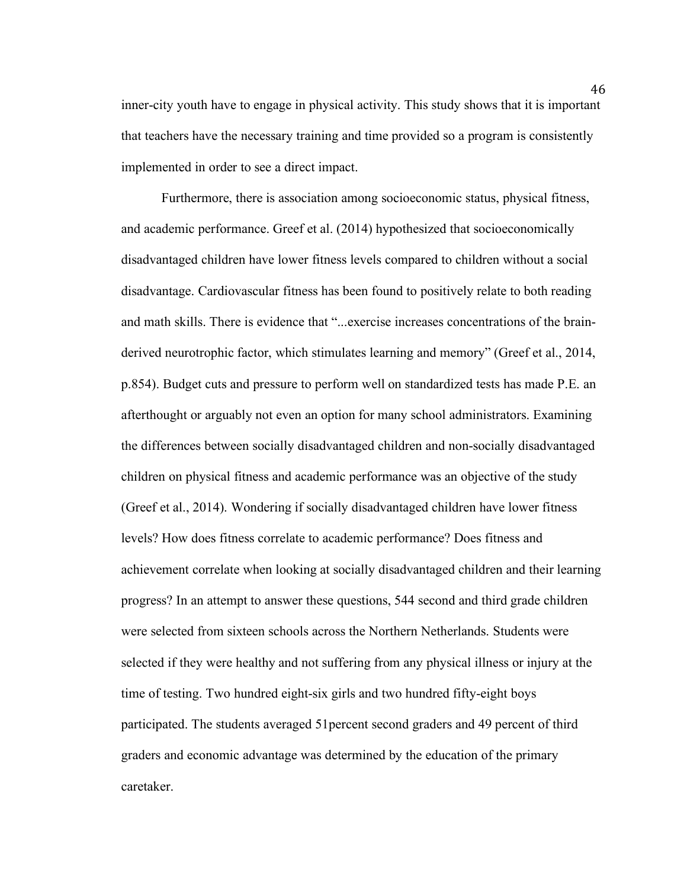inner-city youth have to engage in physical activity. This study shows that it is important that teachers have the necessary training and time provided so a program is consistently implemented in order to see a direct impact.

Furthermore, there is association among socioeconomic status, physical fitness, and academic performance. Greef et al. (2014) hypothesized that socioeconomically disadvantaged children have lower fitness levels compared to children without a social disadvantage. Cardiovascular fitness has been found to positively relate to both reading and math skills. There is evidence that "...exercise increases concentrations of the brain-derived neurotrophic factor, which stimulates learning and memory" (Greef et al., 2014, p.854). Budget cuts and pressure to perform well on standardized tests has made P.E. an afterthought or arguably not even an option for many school administrators. Examining the differences between socially disadvantaged children and non-socially disadvantaged children on physical fitness and academic performance was an objective of the study (Greef et al., 2014). Wondering if socially disadvantaged children have lower fitness levels? How does fitness correlate to academic performance? Does fitness and achievement correlate when looking at socially disadvantaged children and their learning progress? In an attempt to answer these questions, 544 second and third grade children were selected from sixteen schools across the Northern Netherlands. Students were selected if they were healthy and not suffering from any physical illness or injury at the time of testing. Two hundred eight-six girls and two hundred fifty-eight boys participated. The students averaged 51percent second graders and 49 percent of third graders and economic advantage was determined by the education of the primary caretaker.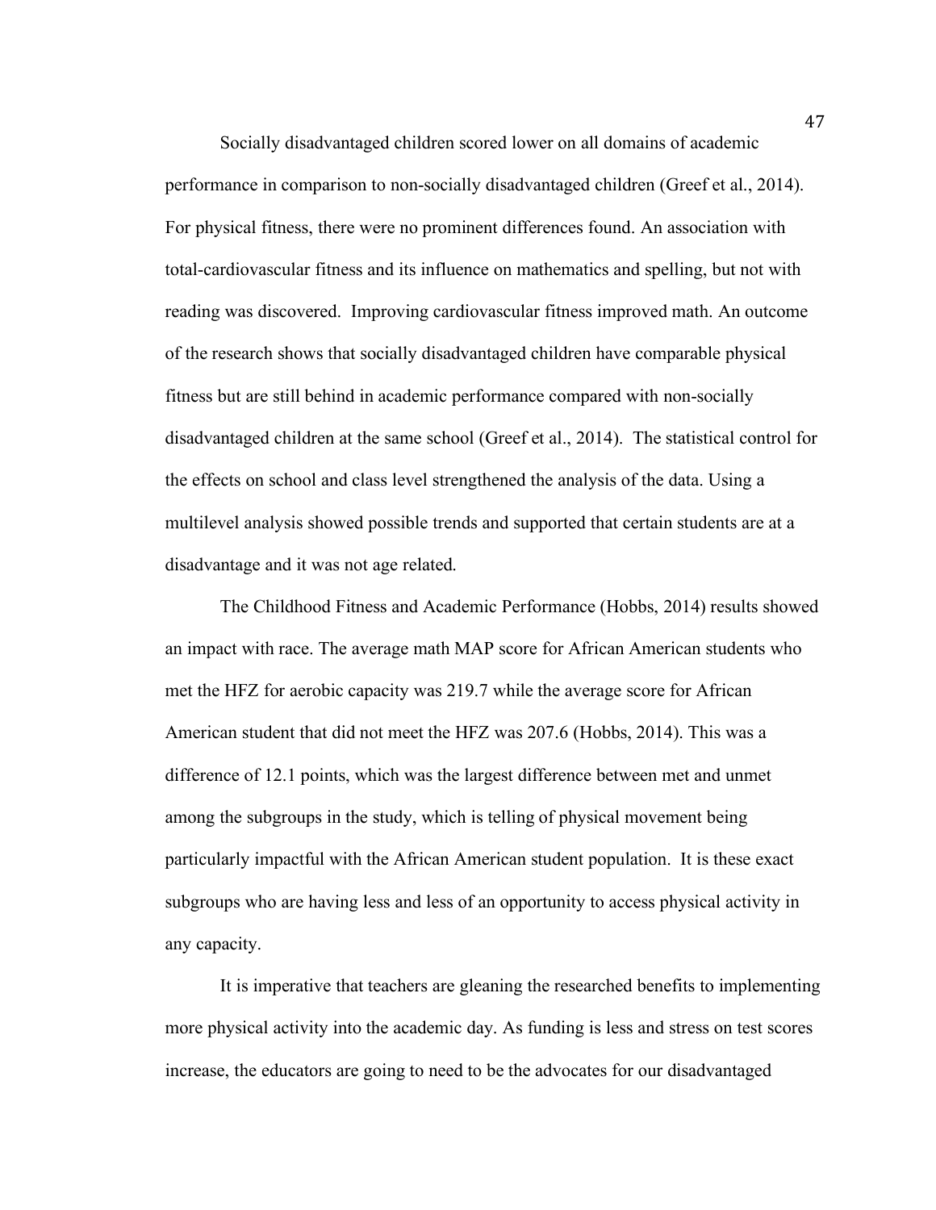Socially disadvantaged children scored lower on all domains of academic performance in comparison to non-socially disadvantaged children (Greef et al., 2014). For physical fitness, there were no prominent differences found. An association with total-cardiovascular fitness and its influence on mathematics and spelling, but not with reading was discovered. Improving cardiovascular fitness improved math. An outcome of the research shows that socially disadvantaged children have comparable physical fitness but are still behind in academic performance compared with non-socially disadvantaged children at the same school (Greef et al., 2014). The statistical control for the effects on school and class level strengthened the analysis of the data. Using a multilevel analysis showed possible trends and supported that certain students are at a disadvantage and it was not age related.

The Childhood Fitness and Academic Performance (Hobbs, 2014) results showed an impact with race. The average math MAP score for African American students who met the HFZ for aerobic capacity was 219.7 while the average score for African American student that did not meet the HFZ was 207.6 (Hobbs, 2014). This was a difference of 12.1 points, which was the largest difference between met and unmet among the subgroups in the study, which is telling of physical movement being particularly impactful with the African American student population. It is these exact subgroups who are having less and less of an opportunity to access physical activity in any capacity.

It is imperative that teachers are gleaning the researched benefits to implementing more physical activity into the academic day. As funding is less and stress on test scores increase, the educators are going to need to be the advocates for our disadvantaged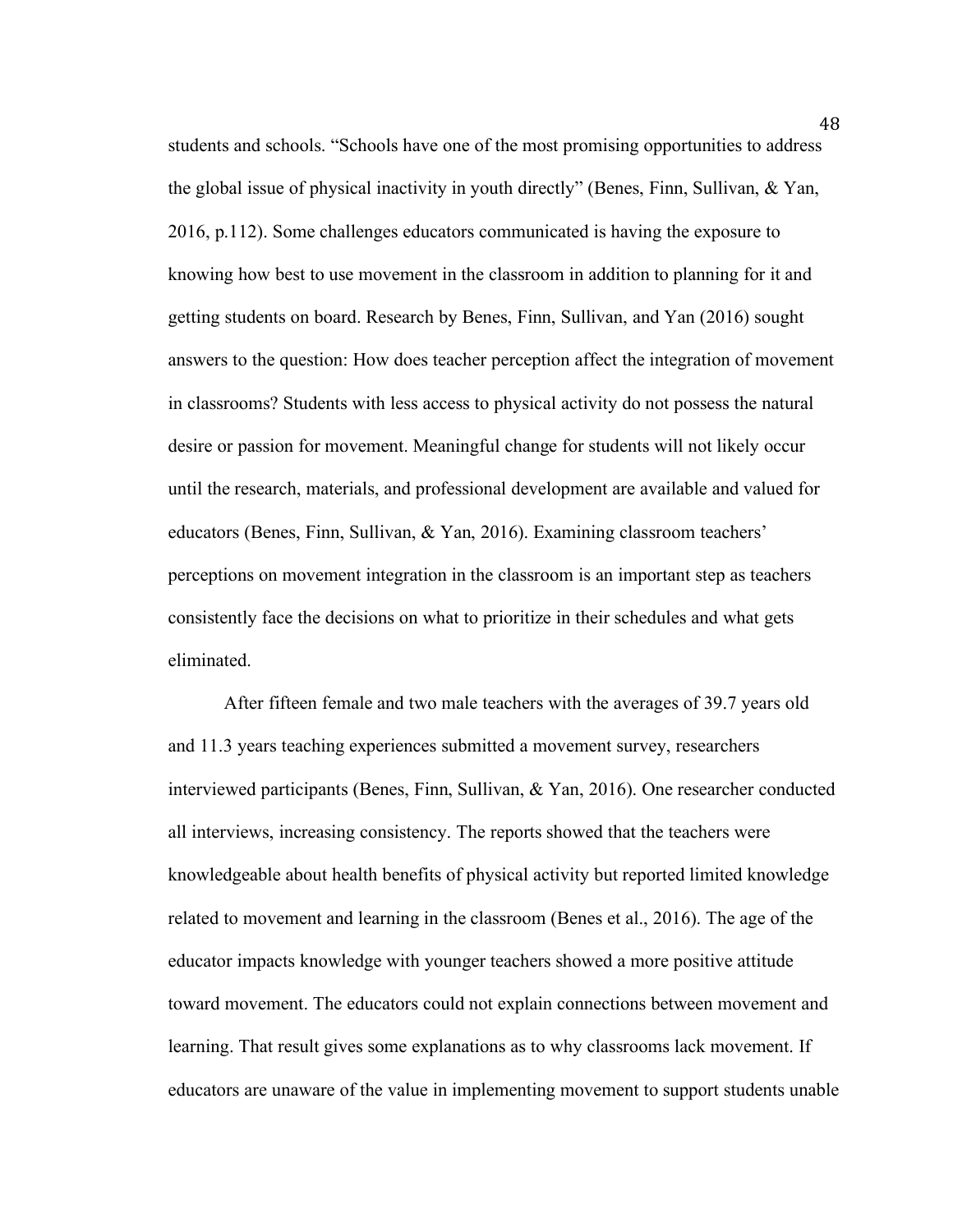students and schools. "Schools have one of the most promising opportunities to address the global issue of physical inactivity in youth directly" (Benes, Finn, Sullivan, & Yan, 2016, p.112). Some challenges educators communicated is having the exposure to knowing how best to use movement in the classroom in addition to planning for it and getting students on board. Research by Benes, Finn, Sullivan, and Yan (2016) sought answers to the question: How does teacher perception affect the integration of movement in classrooms? Students with less access to physical activity do not possess the natural desire or passion for movement. Meaningful change for students will not likely occur until the research, materials, and professional development are available and valued for educators (Benes, Finn, Sullivan, & Yan, 2016). Examining classroom teachers' perceptions on movement integration in the classroom is an important step as teachers consistently face the decisions on what to prioritize in their schedules and what gets eliminated.

After fifteen female and two male teachers with the averages of 39.7 years old and 11.3 years teaching experiences submitted a movement survey, researchers interviewed participants (Benes, Finn, Sullivan, & Yan, 2016). One researcher conducted all interviews, increasing consistency. The reports showed that the teachers were knowledgeable about health benefits of physical activity but reported limited knowledge related to movement and learning in the classroom (Benes et al., 2016). The age of the educator impacts knowledge with younger teachers showed a more positive attitude toward movement. The educators could not explain connections between movement and learning. That result gives some explanations as to why classrooms lack movement. If educators are unaware of the value in implementing movement to support students unable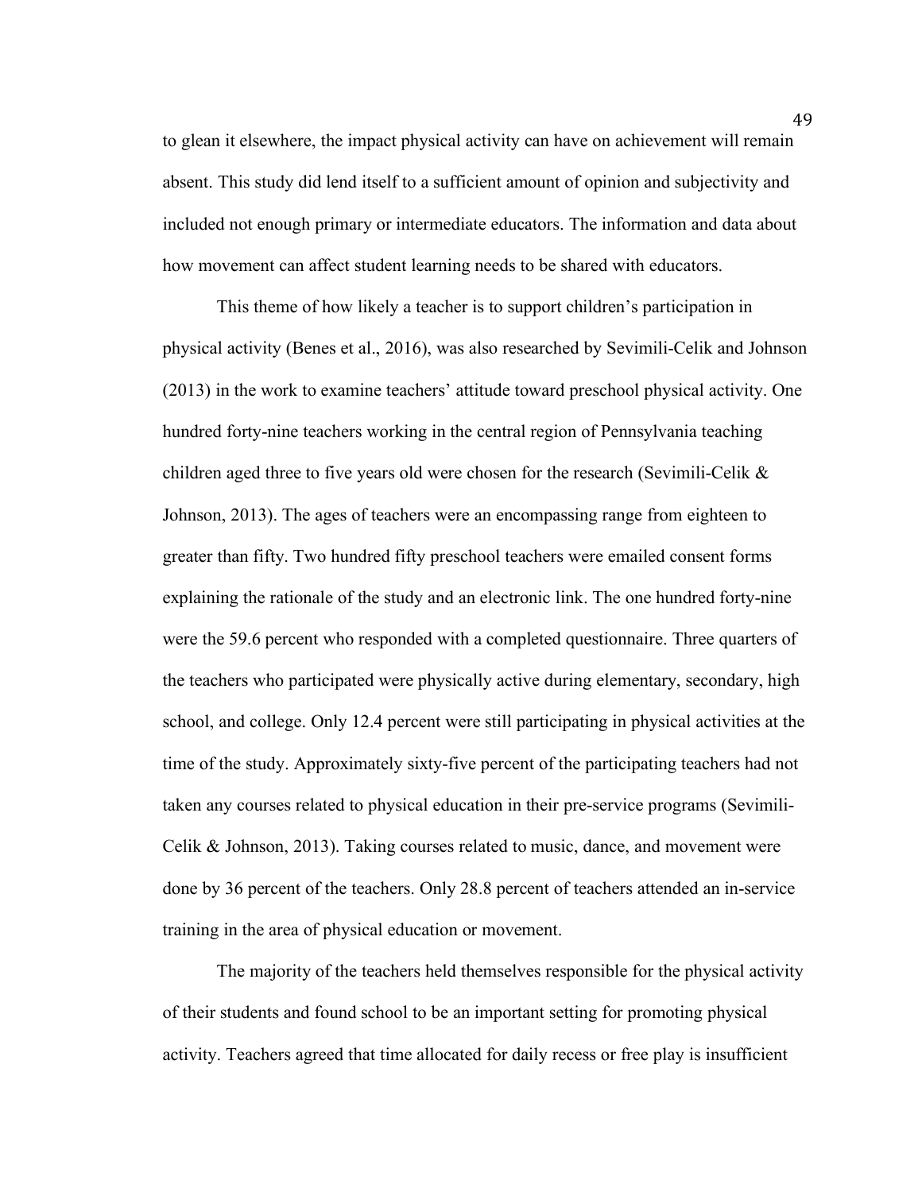to glean it elsewhere, the impact physical activity can have on achievement will remain absent. This study did lend itself to a sufficient amount of opinion and subjectivity and included not enough primary or intermediate educators. The information and data about how movement can affect student learning needs to be shared with educators.

This theme of how likely a teacher is to support children's participation in physical activity (Benes et al., 2016), was also researched by Sevimili-Celik and Johnson (2013) in the work to examine teachers' attitude toward preschool physical activity. One hundred forty-nine teachers working in the central region of Pennsylvania teaching children aged three to five years old were chosen for the research (Sevimili-Celik & Johnson, 2013). The ages of teachers were an encompassing range from eighteen to greater than fifty. Two hundred fifty preschool teachers were emailed consent forms explaining the rationale of the study and an electronic link. The one hundred forty-nine were the 59.6 percent who responded with a completed questionnaire. Three quarters of the teachers who participated were physically active during elementary, secondary, high school, and college. Only 12.4 percent were still participating in physical activities at the time of the study. Approximately sixty-five percent of the participating teachers had not taken any courses related to physical education in their pre-service programs (Sevimili-Celik & Johnson, 2013). Taking courses related to music, dance, and movement were done by 36 percent of the teachers. Only 28.8 percent of teachers attended an in-service training in the area of physical education or movement.

The majority of the teachers held themselves responsible for the physical activity of their students and found school to be an important setting for promoting physical activity. Teachers agreed that time allocated for daily recess or free play is insufficient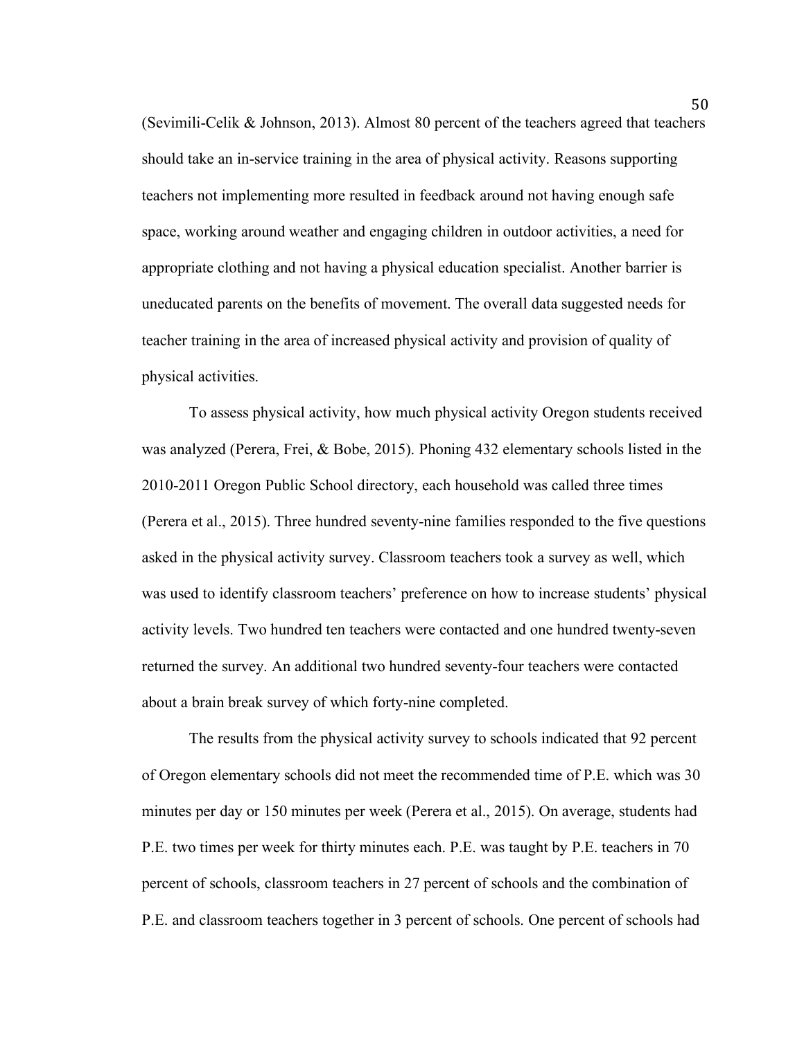(Sevimili-Celik & Johnson, 2013). Almost 80 percent of the teachers agreed that teachers should take an in-service training in the area of physical activity. Reasons supporting teachers not implementing more resulted in feedback around not having enough safe space, working around weather and engaging children in outdoor activities, a need for appropriate clothing and not having a physical education specialist. Another barrier is uneducated parents on the benefits of movement. The overall data suggested needs for teacher training in the area of increased physical activity and provision of quality of physical activities.

To assess physical activity, how much physical activity Oregon students received was analyzed (Perera, Frei, & Bobe, 2015). Phoning 432 elementary schools listed in the 2010-2011 Oregon Public School directory, each household was called three times (Perera et al., 2015). Three hundred seventy-nine families responded to the five questions asked in the physical activity survey. Classroom teachers took a survey as well, which was used to identify classroom teachers' preference on how to increase students' physical activity levels. Two hundred ten teachers were contacted and one hundred twenty-seven returned the survey. An additional two hundred seventy-four teachers were contacted about a brain break survey of which forty-nine completed.

The results from the physical activity survey to schools indicated that 92 percent of Oregon elementary schools did not meet the recommended time of P.E. which was 30 minutes per day or 150 minutes per week (Perera et al., 2015). On average, students had P.E. two times per week for thirty minutes each. P.E. was taught by P.E. teachers in 70 percent of schools, classroom teachers in 27 percent of schools and the combination of P.E. and classroom teachers together in 3 percent of schools. One percent of schools had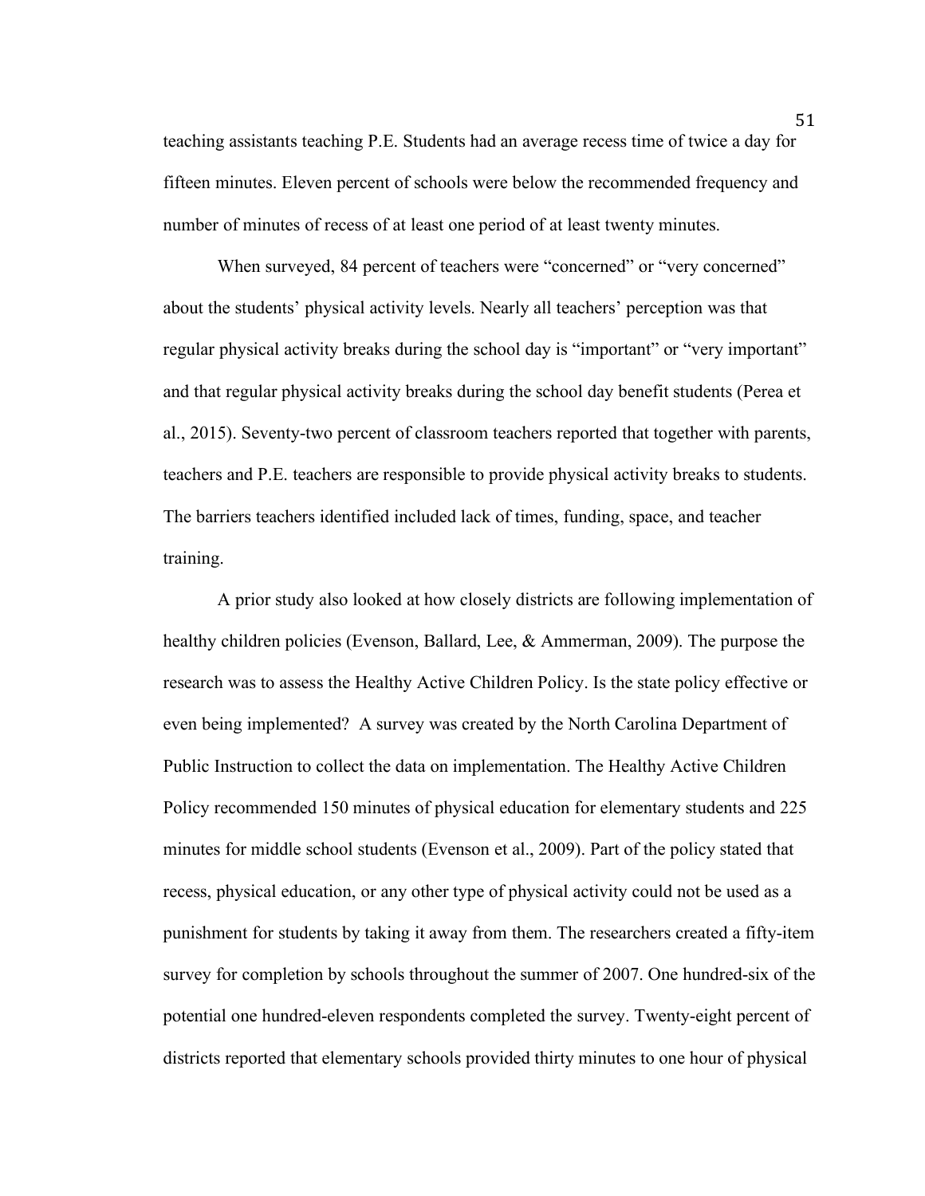teaching assistants teaching P.E. Students had an average recess time of twice a day for fifteen minutes. Eleven percent of schools were below the recommended frequency and number of minutes of recess of at least one period of at least twenty minutes.

When surveyed, 84 percent of teachers were “concerned” or “very concerned” about the students’ physical activity levels. Nearly all teachers’ perception was that regular physical activity breaks during the school day is “important” or “very important” and that regular physical activity breaks during the school day benefit students (Perea et al., 2015). Seventy-two percent of classroom teachers reported that together with parents, teachers and P.E. teachers are responsible to provide physical activity breaks to students. The barriers teachers identified included lack of times, funding, space, and teacher training.

A prior study also looked at how closely districts are following implementation of healthy children policies (Evenson, Ballard, Lee, & Ammerman, 2009). The purpose the research was to assess the Healthy Active Children Policy. Is the state policy effective or even being implemented? A survey was created by the North Carolina Department of Public Instruction to collect the data on implementation. The Healthy Active Children Policy recommended 150 minutes of physical education for elementary students and 225 minutes for middle school students (Evenson et al., 2009). Part of the policy stated that recess, physical education, or any other type of physical activity could not be used as a punishment for students by taking it away from them. The researchers created a fifty-item survey for completion by schools throughout the summer of 2007. One hundred-six of the potential one hundred-eleven respondents completed the survey. Twenty-eight percent of districts reported that elementary schools provided thirty minutes to one hour of physical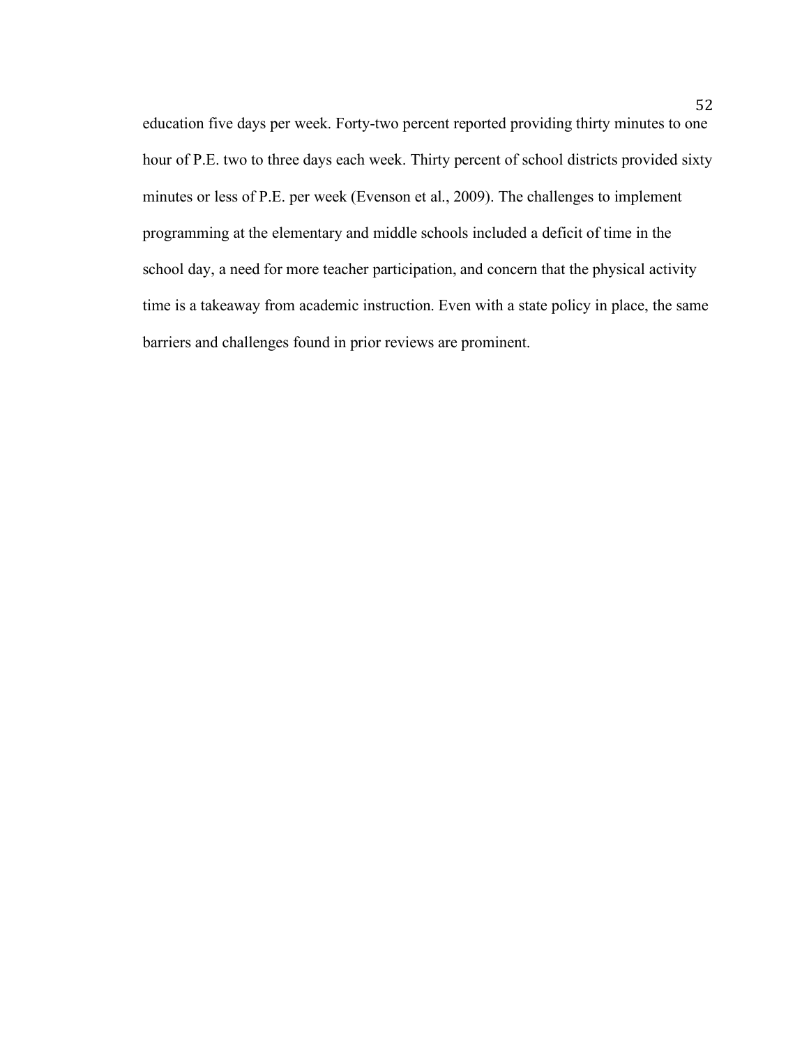education five days per week. Forty-two percent reported providing thirty minutes to one hour of P.E. two to three days each week. Thirty percent of school districts provided sixty minutes or less of P.E. per week (Evenson et al., 2009). The challenges to implement programming at the elementary and middle schools included a deficit of time in the school day, a need for more teacher participation, and concern that the physical activity time is a takeaway from academic instruction. Even with a state policy in place, the same barriers and challenges found in prior reviews are prominent.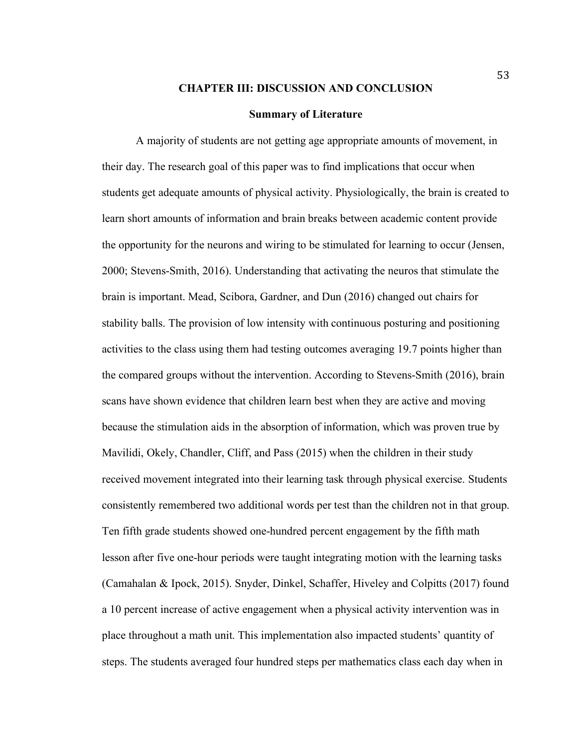## CHAPTER III: DISCUSSION AND CONCLUSION

### Summary of Literature

A majority of students are not getting age appropriate amounts of movement, in their day. The research goal of this paper was to find implications that occur when students get adequate amounts of physical activity. Physiologically, the brain is created to learn short amounts of information and brain breaks between academic content provide the opportunity for the neurons and wiring to be stimulated for learning to occur (Jensen, 2000; Stevens-Smith, 2016). Understanding that activating the neuros that stimulate the brain is important. Mead, Scibora, Gardner, and Dun (2016) changed out chairs for stability balls. The provision of low intensity with continuous posturing and positioning activities to the class using them had testing outcomes averaging 19.7 points higher than the compared groups without the intervention. According to Stevens-Smith (2016), brain scans have shown evidence that children learn best when they are active and moving because the stimulation aids in the absorption of information, which was proven true by Mavilidi, Okely, Chandler, Cliff, and Pass (2015) when the children in their study received movement integrated into their learning task through physical exercise. Students consistently remembered two additional words per test than the children not in that group. Ten fifth grade students showed one-hundred percent engagement by the fifth math lesson after five one-hour periods were taught integrating motion with the learning tasks (Camahalan & Ipock, 2015). Snyder, Dinkel, Schaffer, Hiveley and Colpitts (2017) found a 10 percent increase of active engagement when a physical activity intervention was in place throughout a math unit. This implementation also impacted students' quantity of steps. The students averaged four hundred steps per mathematics class each day when in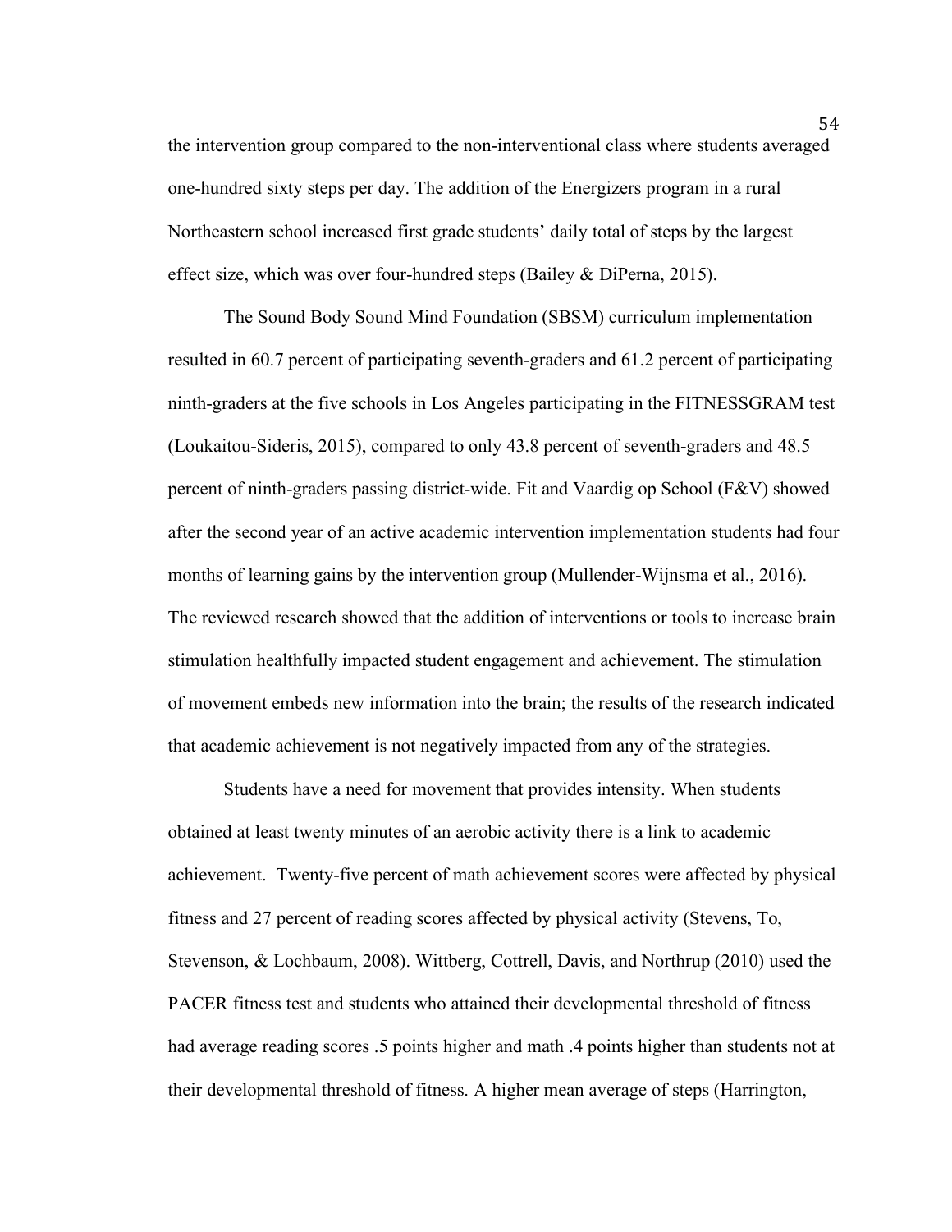the intervention group compared to the non-interventional class where students averaged one-hundred sixty steps per day. The addition of the Energizers program in a rural Northeastern school increased first grade students' daily total of steps by the largest effect size, which was over four-hundred steps (Bailey & DiPerna, 2015).

The Sound Body Sound Mind Foundation (SBSM) curriculum implementation resulted in 60.7 percent of participating seventh-graders and 61.2 percent of participating ninth-graders at the five schools in Los Angeles participating in the FITNESSGRAM test (Loukaitou-Sideris, 2015), compared to only 43.8 percent of seventh-graders and 48.5 percent of ninth-graders passing district-wide. Fit and Vaardig op School (F&V) showed after the second year of an active academic intervention implementation students had four months of learning gains by the intervention group (Mullender-Wijnsma et al., 2016). The reviewed research showed that the addition of interventions or tools to increase brain stimulation healthfully impacted student engagement and achievement. The stimulation of movement embeds new information into the brain; the results of the research indicated that academic achievement is not negatively impacted from any of the strategies.

Students have a need for movement that provides intensity. When students obtained at least twenty minutes of an aerobic activity there is a link to academic achievement. Twenty-five percent of math achievement scores were affected by physical fitness and 27 percent of reading scores affected by physical activity (Stevens, To, Stevenson, & Lochbaum, 2008). Wittberg, Cottrell, Davis, and Northrup (2010) used the PACER fitness test and students who attained their developmental threshold of fitness had average reading scores .5 points higher and math .4 points higher than students not at their developmental threshold of fitness. A higher mean average of steps (Harrington,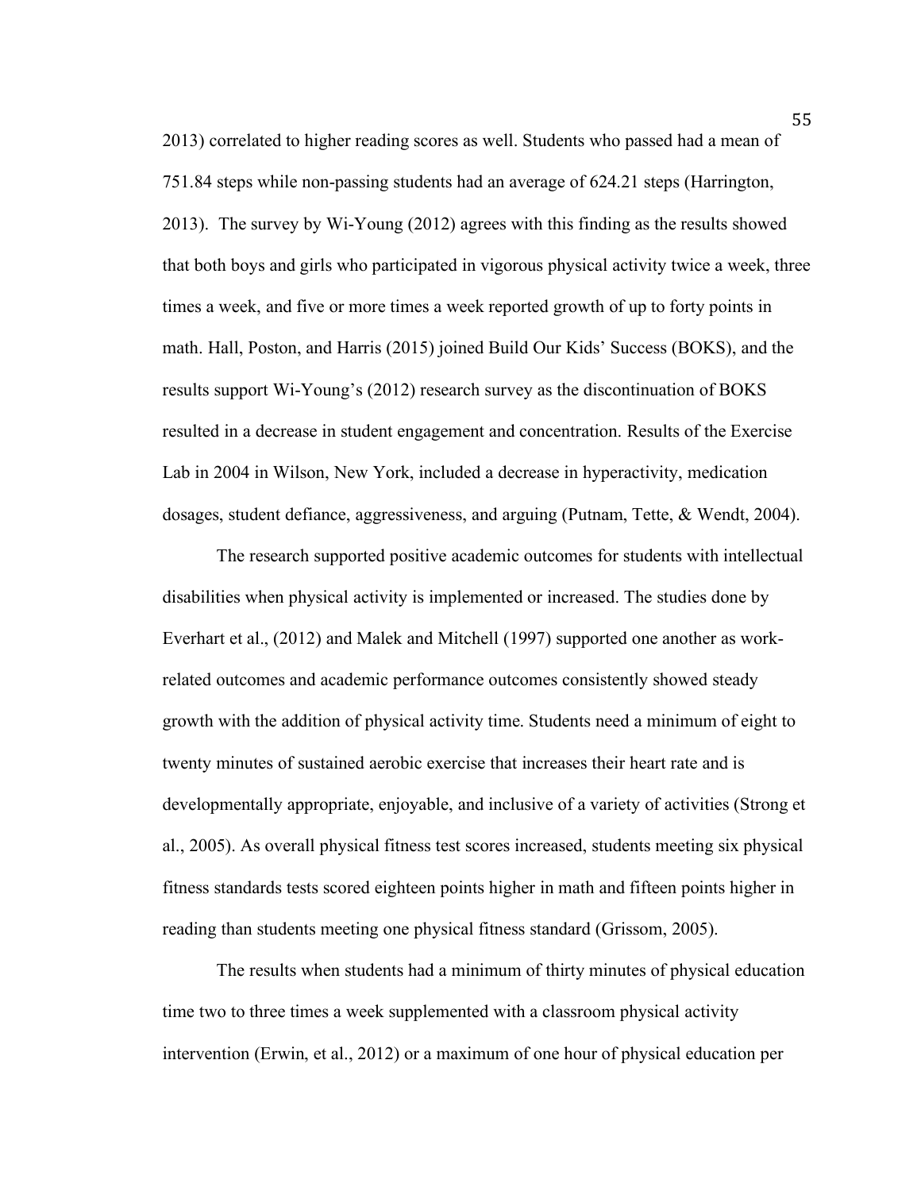2013) correlated to higher reading scores as well. Students who passed had a mean of 751.84 steps while non-passing students had an average of 624.21 steps (Harrington, 2013). The survey by Wi-Young (2012) agrees with this finding as the results showed that both boys and girls who participated in vigorous physical activity twice a week, three times a week, and five or more times a week reported growth of up to forty points in math. Hall, Poston, and Harris (2015) joined Build Our Kids' Success (BOKS), and the results support Wi-Young's (2012) research survey as the discontinuation of BOKS resulted in a decrease in student engagement and concentration. Results of the Exercise Lab in 2004 in Wilson, New York, included a decrease in hyperactivity, medication dosages, student defiance, aggressiveness, and arguing (Putnam, Tette, & Wendt, 2004).

The research supported positive academic outcomes for students with intellectual disabilities when physical activity is implemented or increased. The studies done by Everhart et al., (2012) and Malek and Mitchell (1997) supported one another as work-related outcomes and academic performance outcomes consistently showed steady growth with the addition of physical activity time. Students need a minimum of eight to twenty minutes of sustained aerobic exercise that increases their heart rate and is developmentally appropriate, enjoyable, and inclusive of a variety of activities (Strong et al., 2005). As overall physical fitness test scores increased, students meeting six physical fitness standards tests scored eighteen points higher in math and fifteen points higher in reading than students meeting one physical fitness standard (Grissom, 2005).

The results when students had a minimum of thirty minutes of physical education time two to three times a week supplemented with a classroom physical activity intervention (Erwin, et al., 2012) or a maximum of one hour of physical education per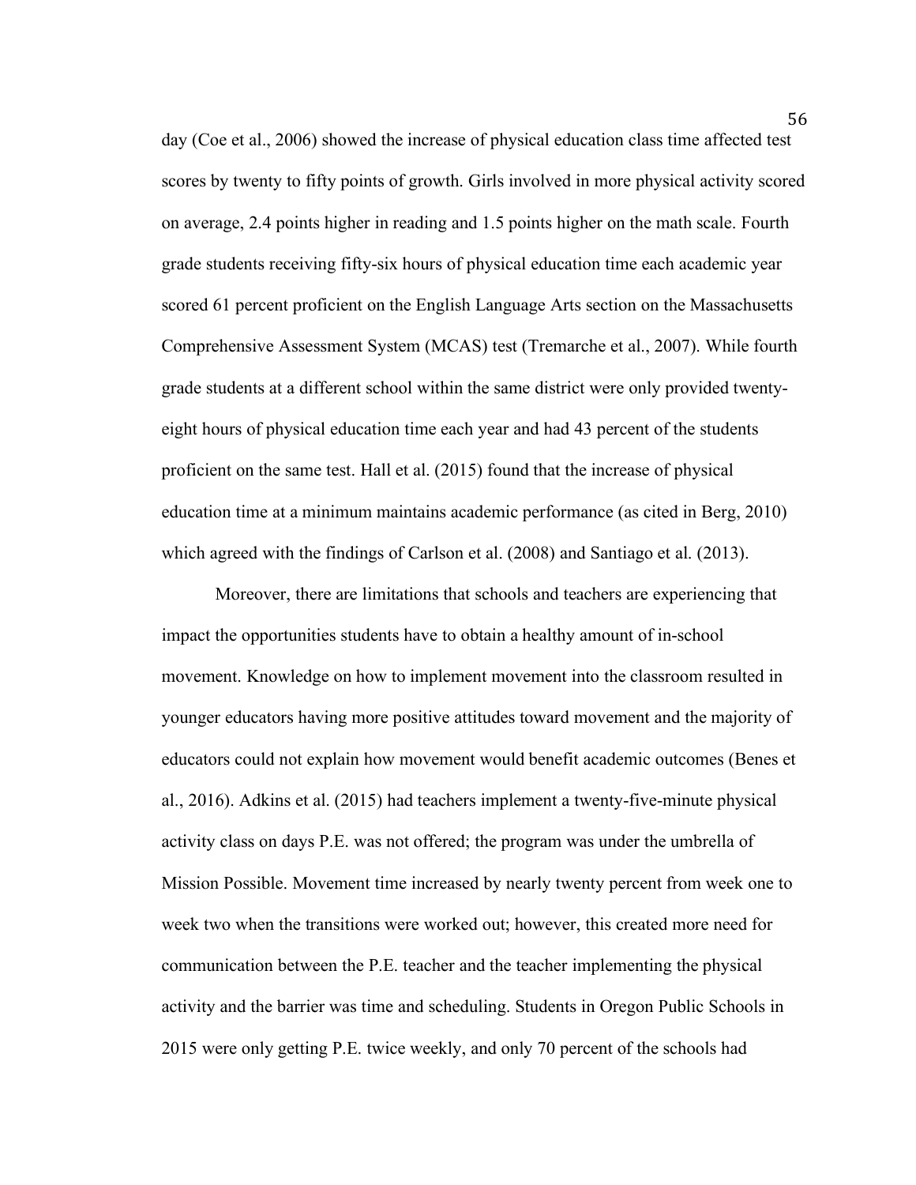day (Coe et al., 2006) showed the increase of physical education class time affected test scores by twenty to fifty points of growth. Girls involved in more physical activity scored on average, 2.4 points higher in reading and 1.5 points higher on the math scale. Fourth grade students receiving fifty-six hours of physical education time each academic year scored 61 percent proficient on the English Language Arts section on the Massachusetts Comprehensive Assessment System (MCAS) test (Tremarche et al., 2007). While fourth grade students at a different school within the same district were only provided twenty-eight hours of physical education time each year and had 43 percent of the students proficient on the same test. Hall et al. (2015) found that the increase of physical education time at a minimum maintains academic performance (as cited in Berg, 2010) which agreed with the findings of Carlson et al. (2008) and Santiago et al. (2013).

Moreover, there are limitations that schools and teachers are experiencing that impact the opportunities students have to obtain a healthy amount of in-school movement. Knowledge on how to implement movement into the classroom resulted in younger educators having more positive attitudes toward movement and the majority of educators could not explain how movement would benefit academic outcomes (Benes et al., 2016). Adkins et al. (2015) had teachers implement a twenty-five-minute physical activity class on days P.E. was not offered; the program was under the umbrella of Mission Possible. Movement time increased by nearly twenty percent from week one to week two when the transitions were worked out; however, this created more need for communication between the P.E. teacher and the teacher implementing the physical activity and the barrier was time and scheduling. Students in Oregon Public Schools in 2015 were only getting P.E. twice weekly, and only 70 percent of the schools had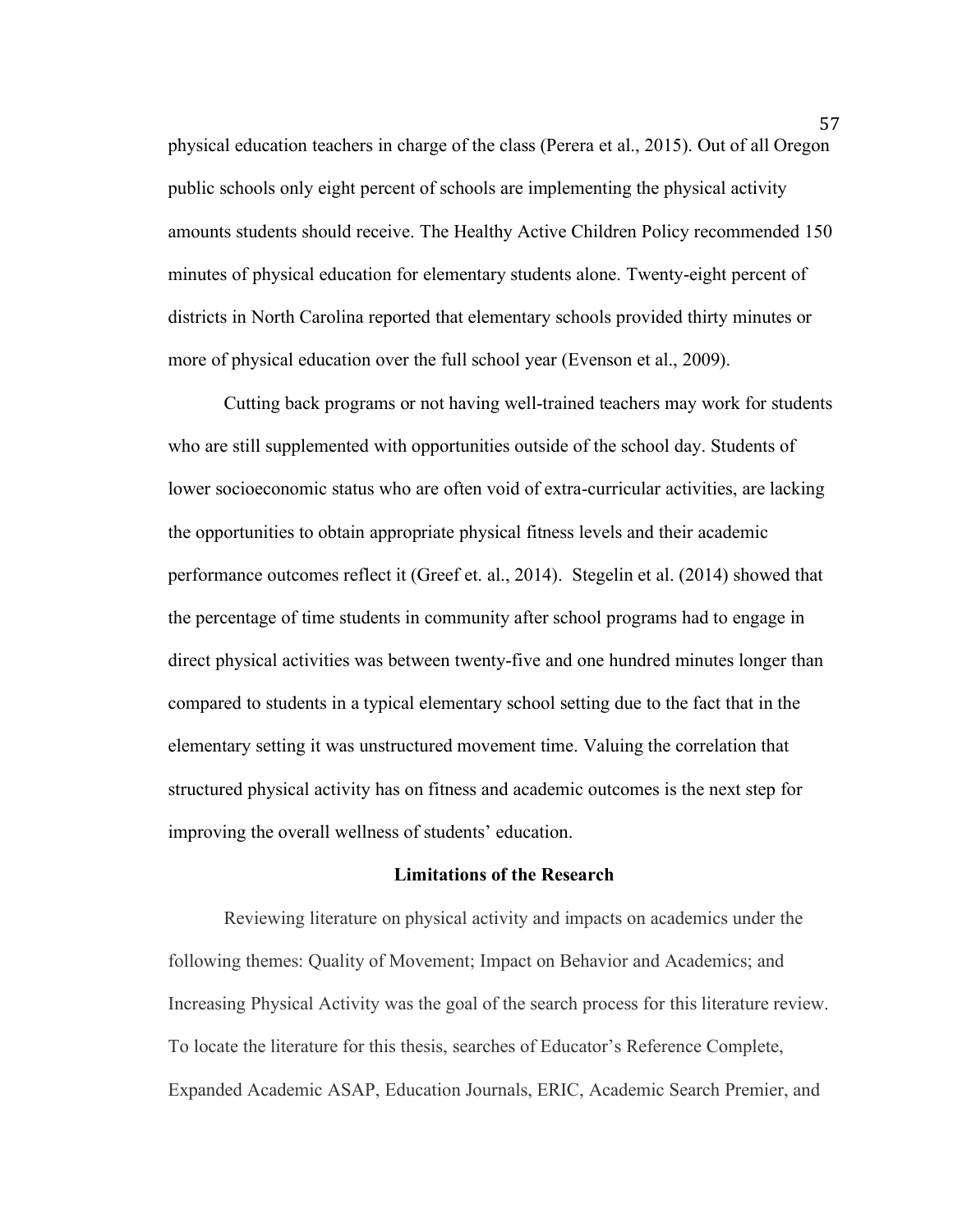physical education teachers in charge of the class (Perera et al., 2015). Out of all Oregon public schools only eight percent of schools are implementing the physical activity amounts students should receive. The Healthy Active Children Policy recommended 150 minutes of physical education for elementary students alone. Twenty-eight percent of districts in North Carolina reported that elementary schools provided thirty minutes or more of physical education over the full school year (Evenson et al., 2009).

Cutting back programs or not having well-trained teachers may work for students who are still supplemented with opportunities outside of the school day. Students of lower socioeconomic status who are often void of extra-curricular activities, are lacking the opportunities to obtain appropriate physical fitness levels and their academic performance outcomes reflect it (Greef et. al., 2014). Stegelin et al. (2014) showed that the percentage of time students in community after school programs had to engage in direct physical activities was between twenty-five and one hundred minutes longer than compared to students in a typical elementary school setting due to the fact that in the elementary setting it was unstructured movement time. Valuing the correlation that structured physical activity has on fitness and academic outcomes is the next step for improving the overall wellness of students' education.

## Limitations of the Research

Reviewing literature on physical activity and impacts on academics under the following themes: Quality of Movement; Impact on Behavior and Academics; and Increasing Physical Activity was the goal of the search process for this literature review. To locate the literature for this thesis, searches of Educator's Reference Complete, Expanded Academic ASAP, Education Journals, ERIC, Academic Search Premier, and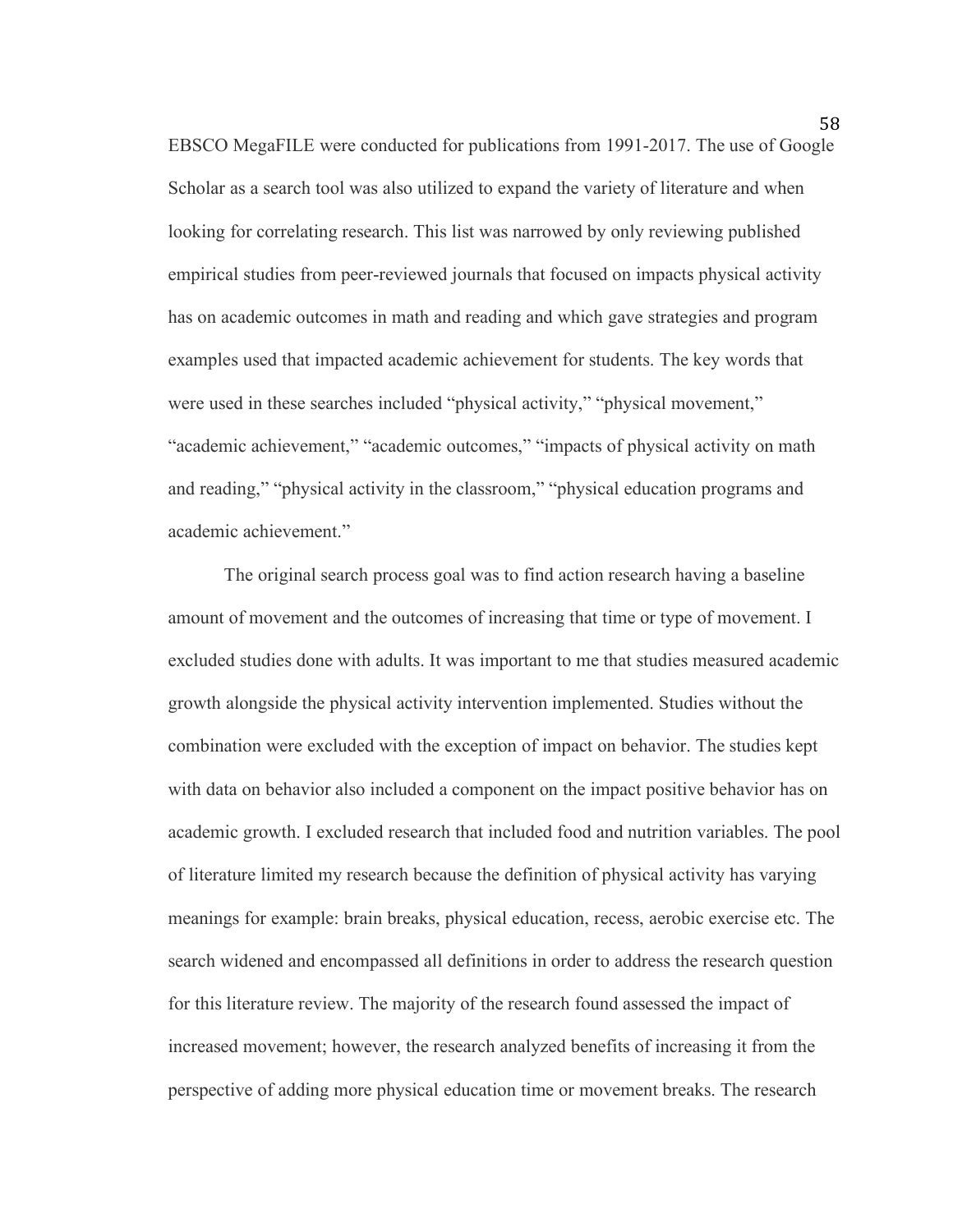EBSCO MegaFILE were conducted for publications from 1991-2017. The use of Google Scholar as a search tool was also utilized to expand the variety of literature and when looking for correlating research. This list was narrowed by only reviewing published empirical studies from peer-reviewed journals that focused on impacts physical activity has on academic outcomes in math and reading and which gave strategies and program examples used that impacted academic achievement for students. The key words that were used in these searches included "physical activity," "physical movement," "academic achievement," "academic outcomes," "impacts of physical activity on math and reading," "physical activity in the classroom," "physical education programs and academic achievement."

The original search process goal was to find action research having a baseline amount of movement and the outcomes of increasing that time or type of movement. I excluded studies done with adults. It was important to me that studies measured academic growth alongside the physical activity intervention implemented. Studies without the combination were excluded with the exception of impact on behavior. The studies kept with data on behavior also included a component on the impact positive behavior has on academic growth. I excluded research that included food and nutrition variables. The pool of literature limited my research because the definition of physical activity has varying meanings for example: brain breaks, physical education, recess, aerobic exercise etc. The search widened and encompassed all definitions in order to address the research question for this literature review. The majority of the research found assessed the impact of increased movement; however, the research analyzed benefits of increasing it from the perspective of adding more physical education time or movement breaks. The research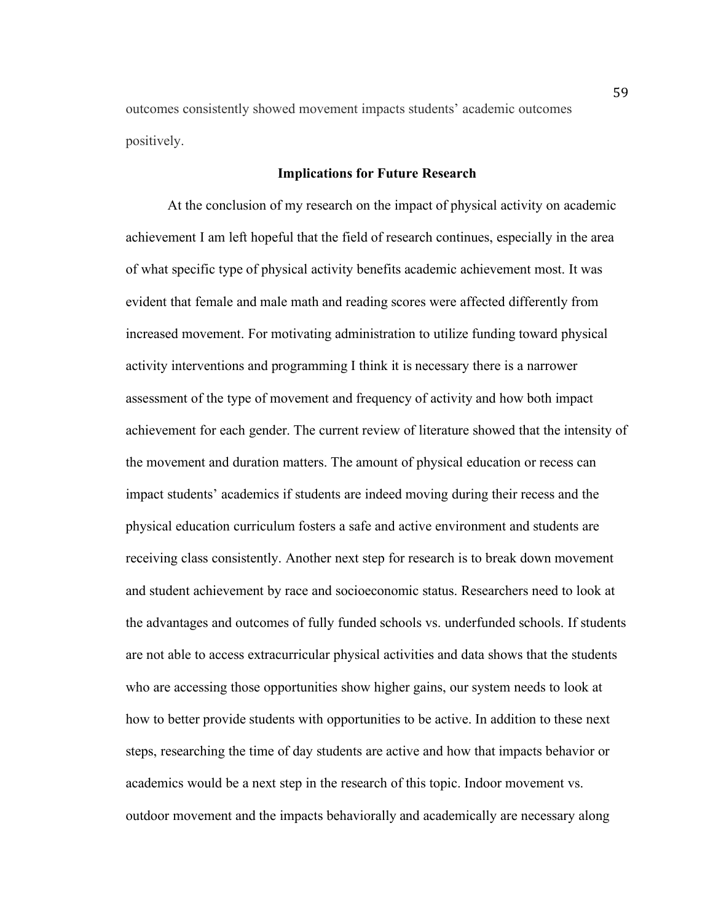outcomes consistently showed movement impacts students' academic outcomes positively.

## Implications for Future Research

At the conclusion of my research on the impact of physical activity on academic achievement I am left hopeful that the field of research continues, especially in the area of what specific type of physical activity benefits academic achievement most. It was evident that female and male math and reading scores were affected differently from increased movement. For motivating administration to utilize funding toward physical activity interventions and programming I think it is necessary there is a narrower assessment of the type of movement and frequency of activity and how both impact achievement for each gender. The current review of literature showed that the intensity of the movement and duration matters. The amount of physical education or recess can impact students' academics if students are indeed moving during their recess and the physical education curriculum fosters a safe and active environment and students are receiving class consistently. Another next step for research is to break down movement and student achievement by race and socioeconomic status. Researchers need to look at the advantages and outcomes of fully funded schools vs. underfunded schools. If students are not able to access extracurricular physical activities and data shows that the students who are accessing those opportunities show higher gains, our system needs to look at how to better provide students with opportunities to be active. In addition to these next steps, researching the time of day students are active and how that impacts behavior or academics would be a next step in the research of this topic. Indoor movement vs. outdoor movement and the impacts behaviorally and academically are necessary along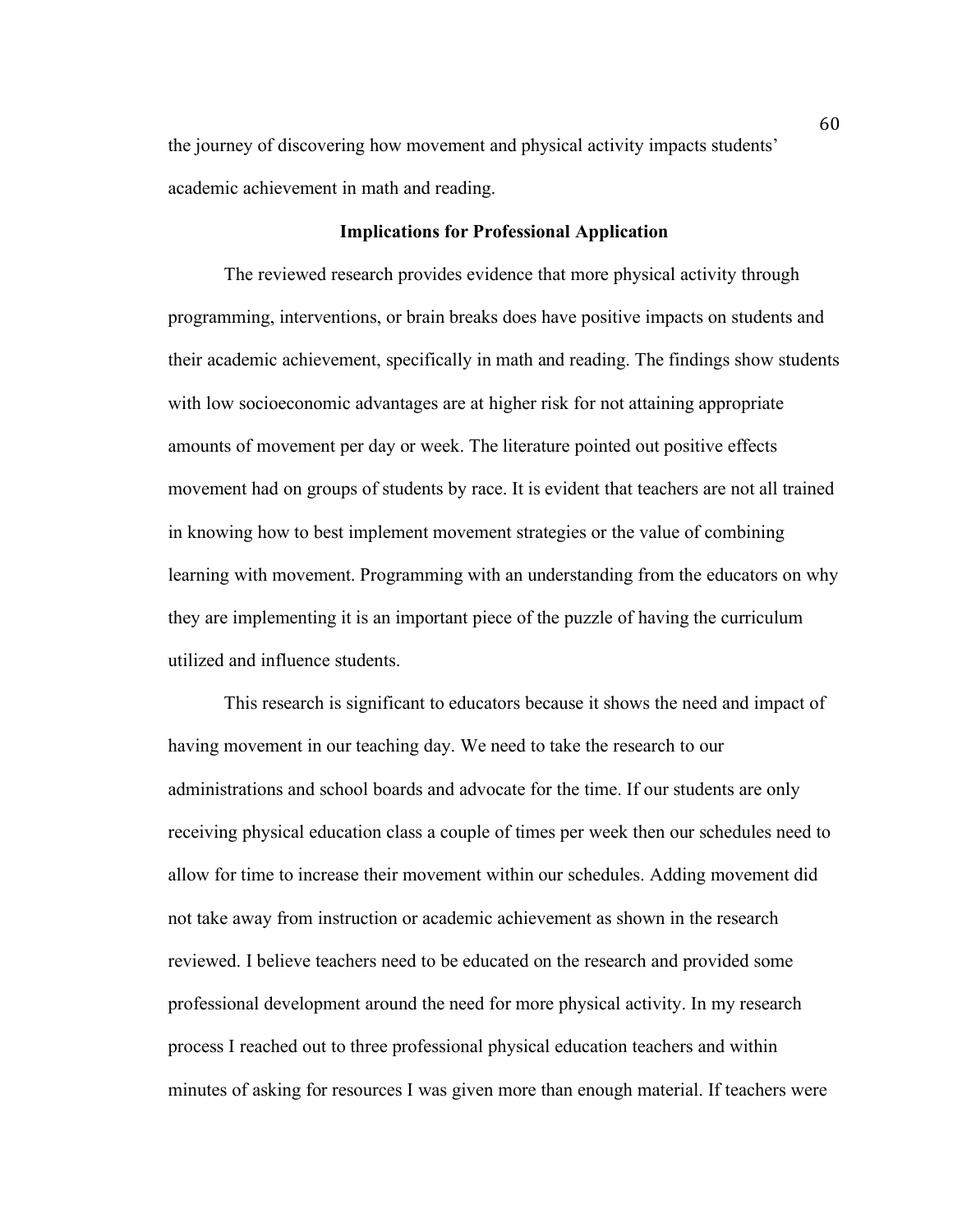the journey of discovering how movement and physical activity impacts students' academic achievement in math and reading.

## Implications for Professional Application

The reviewed research provides evidence that more physical activity through programming, interventions, or brain breaks does have positive impacts on students and their academic achievement, specifically in math and reading. The findings show students with low socioeconomic advantages are at higher risk for not attaining appropriate amounts of movement per day or week. The literature pointed out positive effects movement had on groups of students by race. It is evident that teachers are not all trained in knowing how to best implement movement strategies or the value of combining learning with movement. Programming with an understanding from the educators on why they are implementing it is an important piece of the puzzle of having the curriculum utilized and influence students.

This research is significant to educators because it shows the need and impact of having movement in our teaching day. We need to take the research to our administrations and school boards and advocate for the time. If our students are only receiving physical education class a couple of times per week then our schedules need to allow for time to increase their movement within our schedules. Adding movement did not take away from instruction or academic achievement as shown in the research reviewed. I believe teachers need to be educated on the research and provided some professional development around the need for more physical activity. In my research process I reached out to three professional physical education teachers and within minutes of asking for resources I was given more than enough material. If teachers were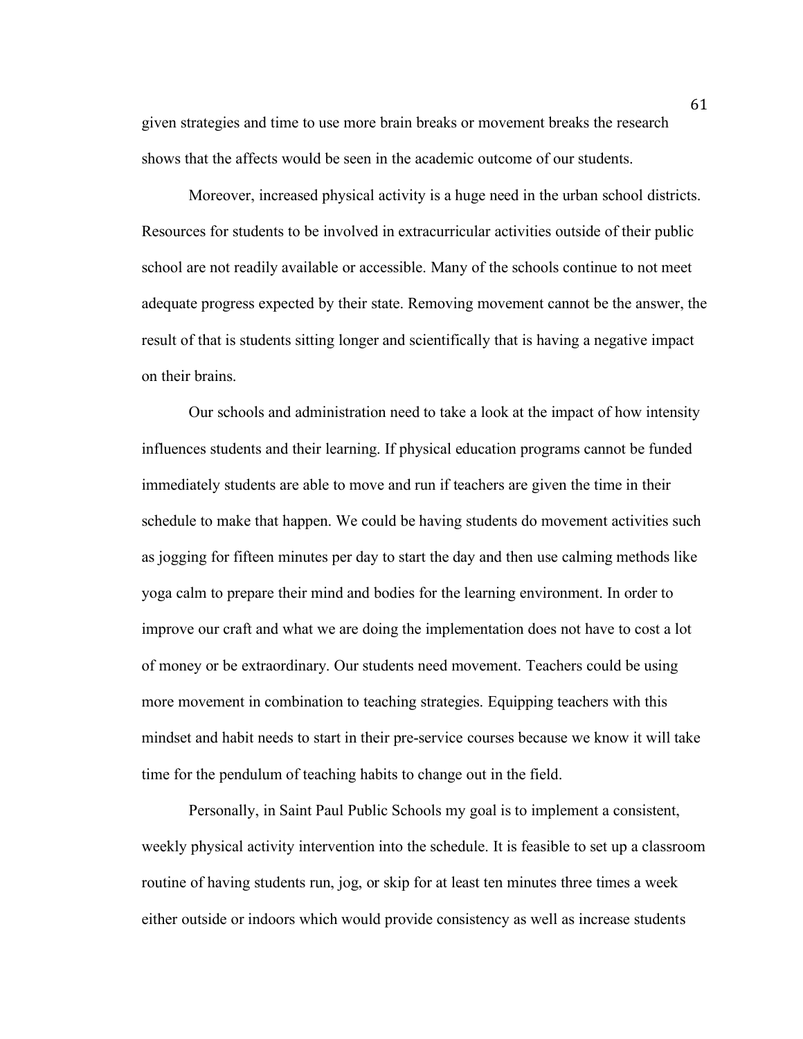given strategies and time to use more brain breaks or movement breaks the research shows that the affects would be seen in the academic outcome of our students.

Moreover, increased physical activity is a huge need in the urban school districts. Resources for students to be involved in extracurricular activities outside of their public school are not readily available or accessible. Many of the schools continue to not meet adequate progress expected by their state. Removing movement cannot be the answer, the result of that is students sitting longer and scientifically that is having a negative impact on their brains.

Our schools and administration need to take a look at the impact of how intensity influences students and their learning. If physical education programs cannot be funded immediately students are able to move and run if teachers are given the time in their schedule to make that happen. We could be having students do movement activities such as jogging for fifteen minutes per day to start the day and then use calming methods like yoga calm to prepare their mind and bodies for the learning environment. In order to improve our craft and what we are doing the implementation does not have to cost a lot of money or be extraordinary. Our students need movement. Teachers could be using more movement in combination to teaching strategies. Equipping teachers with this mindset and habit needs to start in their pre-service courses because we know it will take time for the pendulum of teaching habits to change out in the field.

Personally, in Saint Paul Public Schools my goal is to implement a consistent, weekly physical activity intervention into the schedule. It is feasible to set up a classroom routine of having students run, jog, or skip for at least ten minutes three times a week either outside or indoors which would provide consistency as well as increase students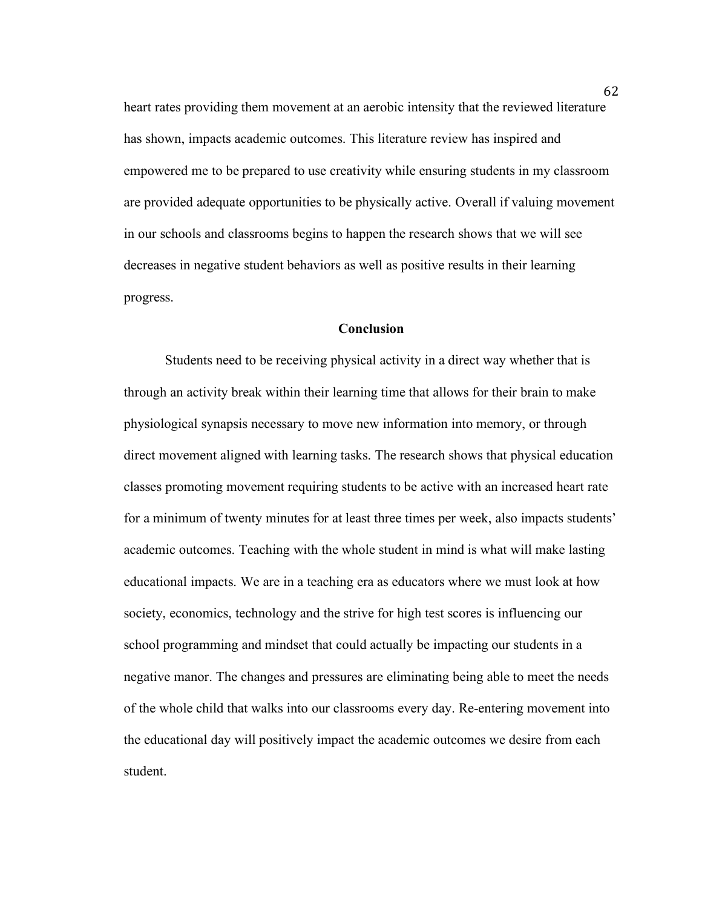heart rates providing them movement at an aerobic intensity that the reviewed literature has shown, impacts academic outcomes. This literature review has inspired and empowered me to be prepared to use creativity while ensuring students in my classroom are provided adequate opportunities to be physically active. Overall if valuing movement in our schools and classrooms begins to happen the research shows that we will see decreases in negative student behaviors as well as positive results in their learning progress.

## Conclusion

Students need to be receiving physical activity in a direct way whether that is through an activity break within their learning time that allows for their brain to make physiological synapsis necessary to move new information into memory, or through direct movement aligned with learning tasks. The research shows that physical education classes promoting movement requiring students to be active with an increased heart rate for a minimum of twenty minutes for at least three times per week, also impacts students' academic outcomes. Teaching with the whole student in mind is what will make lasting educational impacts. We are in a teaching era as educators where we must look at how society, economics, technology and the strive for high test scores is influencing our school programming and mindset that could actually be impacting our students in a negative manor. The changes and pressures are eliminating being able to meet the needs of the whole child that walks into our classrooms every day. Re-entering movement into the educational day will positively impact the academic outcomes we desire from each student.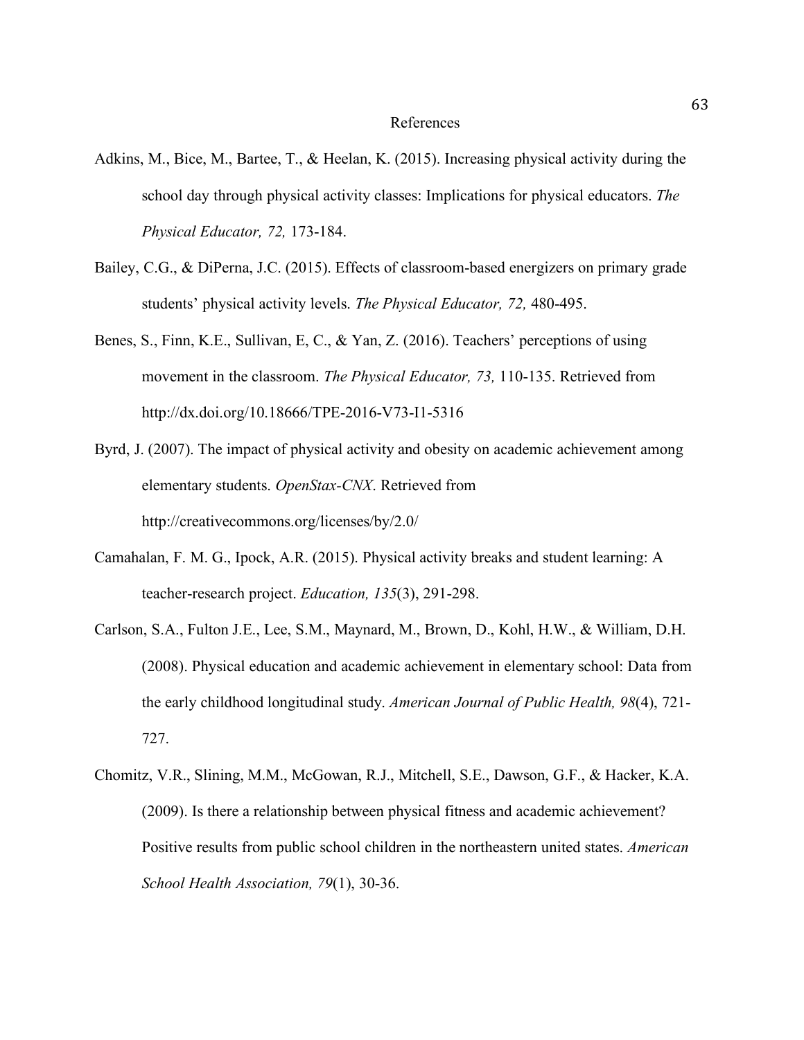# References

Adkins, M., Bice, M., Bartee, T., & Heelan, K. (2015). Increasing physical activity during the school day through physical activity classes: Implications for physical educators. *The Physical Educator, 72,* 173-184.

Bailey, C.G., & DiPerna, J.C. (2015). Effects of classroom-based energizers on primary grade students' physical activity levels. *The Physical Educator, 72,* 480-495.

Benes, S., Finn, K.E., Sullivan, E, C., & Yan, Z. (2016). Teachers' perceptions of using movement in the classroom. *The Physical Educator, 73,* 110-135. Retrieved from http://dx.doi.org/10.18666/TPE-2016-V73-I1-5316

Byrd, J. (2007). The impact of physical activity and obesity on academic achievement among elementary students. *OpenStax-CNX*. Retrieved from http://creativecommons.org/licenses/by/2.0/

Camahalan, F. M. G., Ipock, A.R. (2015). Physical activity breaks and student learning: A teacher-research project. *Education, 135*(3), 291-298.

Carlson, S.A., Fulton J.E., Lee, S.M., Maynard, M., Brown, D., Kohl, H.W., & William, D.H. (2008). Physical education and academic achievement in elementary school: Data from the early childhood longitudinal study. *American Journal of Public Health, 98*(4), 721-727.

Chomitz, V.R., Slining, M.M., McGowan, R.J., Mitchell, S.E., Dawson, G.F., & Hacker, K.A. (2009). Is there a relationship between physical fitness and academic achievement? Positive results from public school children in the northeastern united states. *American School Health Association, 79*(1), 30-36.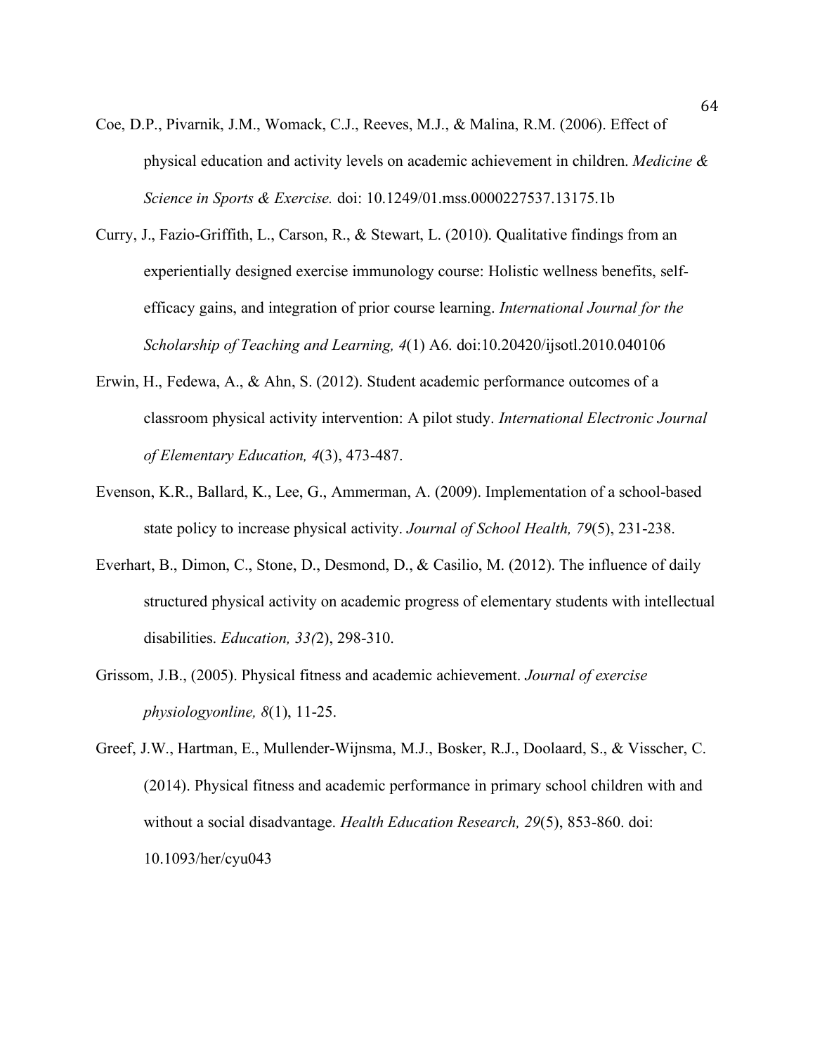Coe, D.P., Pivarnik, J.M., Womack, C.J., Reeves, M.J., & Malina, R.M. (2006). Effect of physical education and activity levels on academic achievement in children. *Medicine & Science in Sports & Exercise.* doi: 10.1249/01.mss.0000227537.13175.1b

Curry, J., Fazio-Griffith, L., Carson, R., & Stewart, L. (2010). Qualitative findings from an experientially designed exercise immunology course: Holistic wellness benefits, self-efficacy gains, and integration of prior course learning. *International Journal for the Scholarship of Teaching and Learning, 4*(1) A6. doi:10.20420/ijsotl.2010.040106

Erwin, H., Fedewa, A., & Ahn, S. (2012). Student academic performance outcomes of a classroom physical activity intervention: A pilot study. *International Electronic Journal of Elementary Education, 4*(3), 473-487.

Evenson, K.R., Ballard, K., Lee, G., Ammerman, A. (2009). Implementation of a school-based state policy to increase physical activity. *Journal of School Health, 79*(5), 231-238.

Everhart, B., Dimon, C., Stone, D., Desmond, D., & Casilio, M. (2012). The influence of daily structured physical activity on academic progress of elementary students with intellectual disabilities. *Education, 33(*2), 298-310.

Grissom, J.B., (2005). Physical fitness and academic achievement. *Journal of exercise physiologyonline, 8*(1), 11-25.

Greef, J.W., Hartman, E., Mullender-Wijnsma, M.J., Bosker, R.J., Doolaard, S., & Visscher, C. (2014). Physical fitness and academic performance in primary school children with and without a social disadvantage. *Health Education Research, 29*(5), 853-860. doi: 10.1093/her/cyu043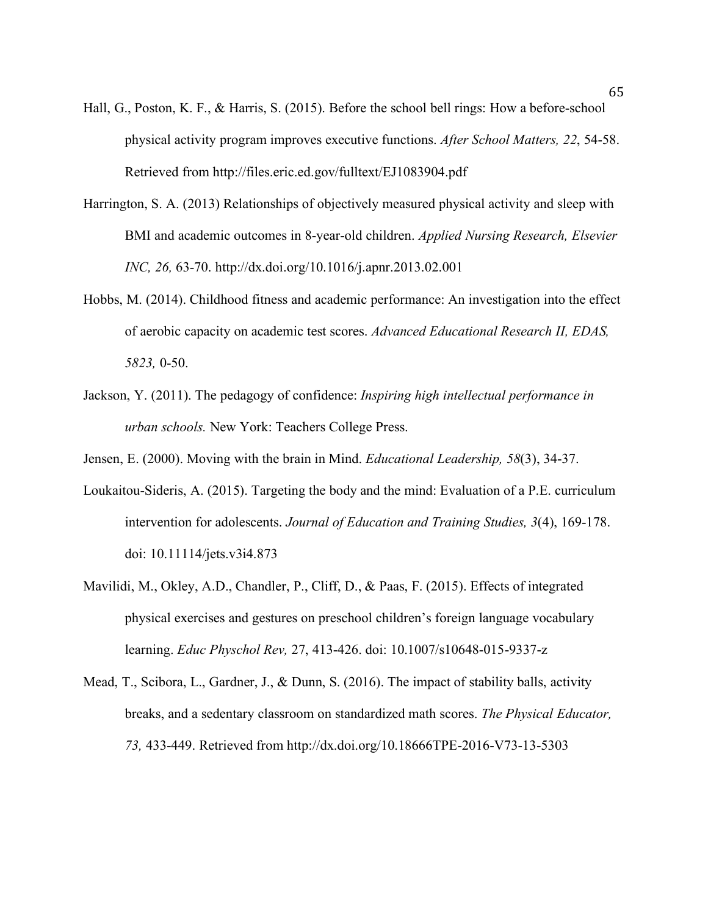Hall, G., Poston, K. F., & Harris, S. (2015). Before the school bell rings: How a before-school physical activity program improves executive functions. *After School Matters, 22*, 54-58. Retrieved from http://files.eric.ed.gov/fulltext/EJ1083904.pdf

Harrington, S. A. (2013) Relationships of objectively measured physical activity and sleep with BMI and academic outcomes in 8-year-old children. *Applied Nursing Research, Elsevier INC, 26,* 63-70. http://dx.doi.org/10.1016/j.apnr.2013.02.001

Hobbs, M. (2014). Childhood fitness and academic performance: An investigation into the effect of aerobic capacity on academic test scores. *Advanced Educational Research II, EDAS, 5823,* 0-50.

Jackson, Y. (2011). The pedagogy of confidence: *Inspiring high intellectual performance in urban schools.* New York: Teachers College Press.

Jensen, E. (2000). Moving with the brain in Mind. *Educational Leadership, 58*(3), 34-37.

Loukaitou-Sideris, A. (2015). Targeting the body and the mind: Evaluation of a P.E. curriculum intervention for adolescents. *Journal of Education and Training Studies, 3*(4), 169-178. doi: 10.11114/jets.v3i4.873

Mavilidi, M., Okley, A.D., Chandler, P., Cliff, D., & Paas, F. (2015). Effects of integrated physical exercises and gestures on preschool children's foreign language vocabulary learning. *Educ Physchol Rev,* 27, 413-426. doi: 10.1007/s10648-015-9337-z

Mead, T., Scibora, L., Gardner, J., & Dunn, S. (2016). The impact of stability balls, activity breaks, and a sedentary classroom on standardized math scores. *The Physical Educator, 73,* 433-449. Retrieved from http://dx.doi.org/10.18666TPE-2016-V73-13-5303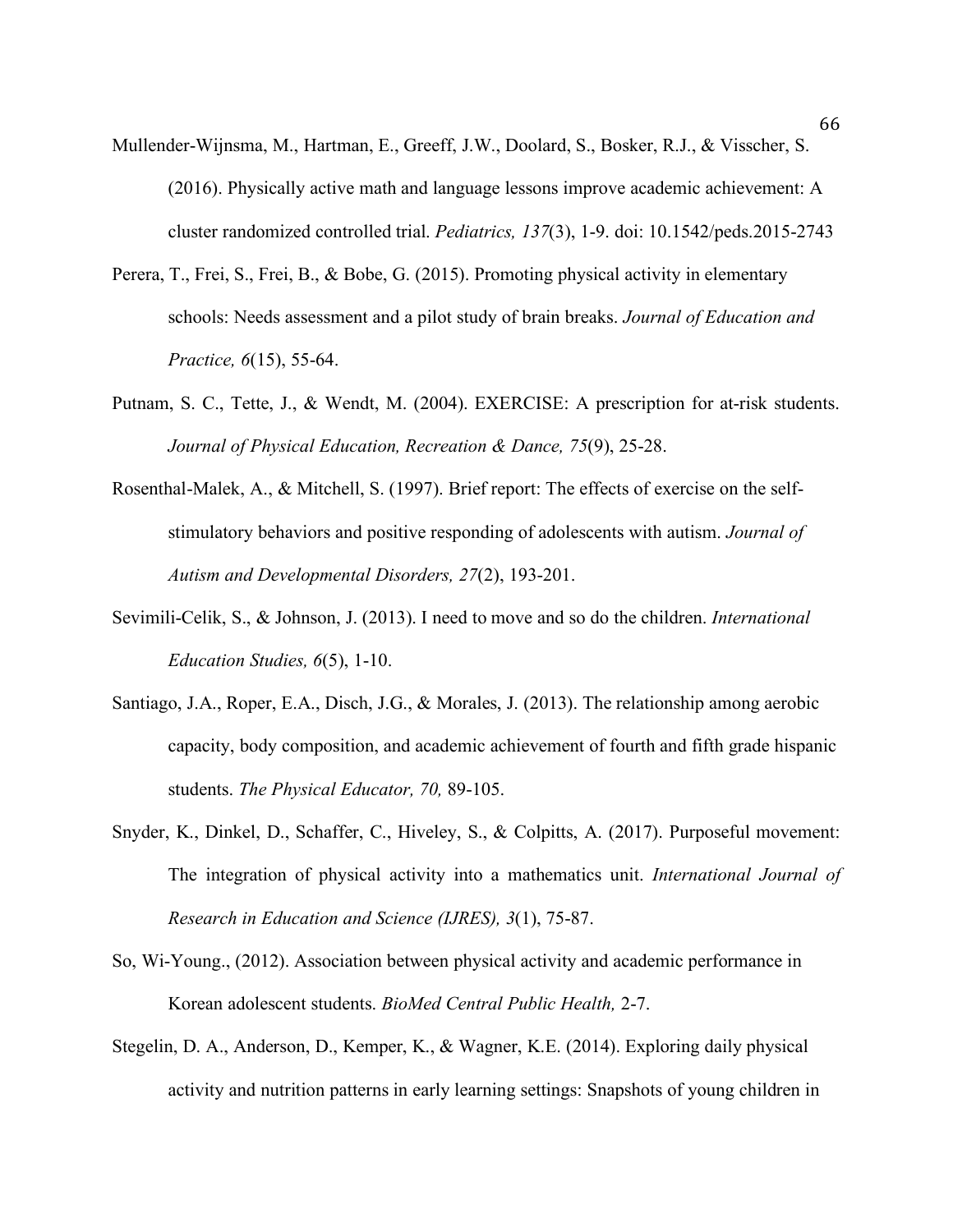Mullender-Wijnsma, M., Hartman, E., Greeff, J.W., Doolard, S., Bosker, R.J., & Visscher, S. (2016). Physically active math and language lessons improve academic achievement: A cluster randomized controlled trial. *Pediatrics, 137*(3), 1-9. doi: 10.1542/peds.2015-2743

Perera, T., Frei, S., Frei, B., & Bobe, G. (2015). Promoting physical activity in elementary schools: Needs assessment and a pilot study of brain breaks. *Journal of Education and Practice, 6*(15), 55-64.

Putnam, S. C., Tette, J., & Wendt, M. (2004). EXERCISE: A prescription for at-risk students. *Journal of Physical Education, Recreation & Dance, 75*(9), 25-28.

Rosenthal-Malek, A., & Mitchell, S. (1997). Brief report: The effects of exercise on the self-stimulatory behaviors and positive responding of adolescents with autism. *Journal of Autism and Developmental Disorders, 27*(2), 193-201.

Sevimili-Celik, S., & Johnson, J. (2013). I need to move and so do the children. *International Education Studies, 6*(5), 1-10.

Santiago, J.A., Roper, E.A., Disch, J.G., & Morales, J. (2013). The relationship among aerobic capacity, body composition, and academic achievement of fourth and fifth grade hispanic students. *The Physical Educator, 70,* 89-105.

Snyder, K., Dinkel, D., Schaffer, C., Hiveley, S., & Colpitts, A. (2017). Purposeful movement: The integration of physical activity into a mathematics unit. *International Journal of Research in Education and Science (IJRES), 3*(1), 75-87.

So, Wi-Young., (2012). Association between physical activity and academic performance in Korean adolescent students. *BioMed Central Public Health,* 2-7.

Stegelin, D. A., Anderson, D., Kemper, K., & Wagner, K.E. (2014). Exploring daily physical activity and nutrition patterns in early learning settings: Snapshots of young children in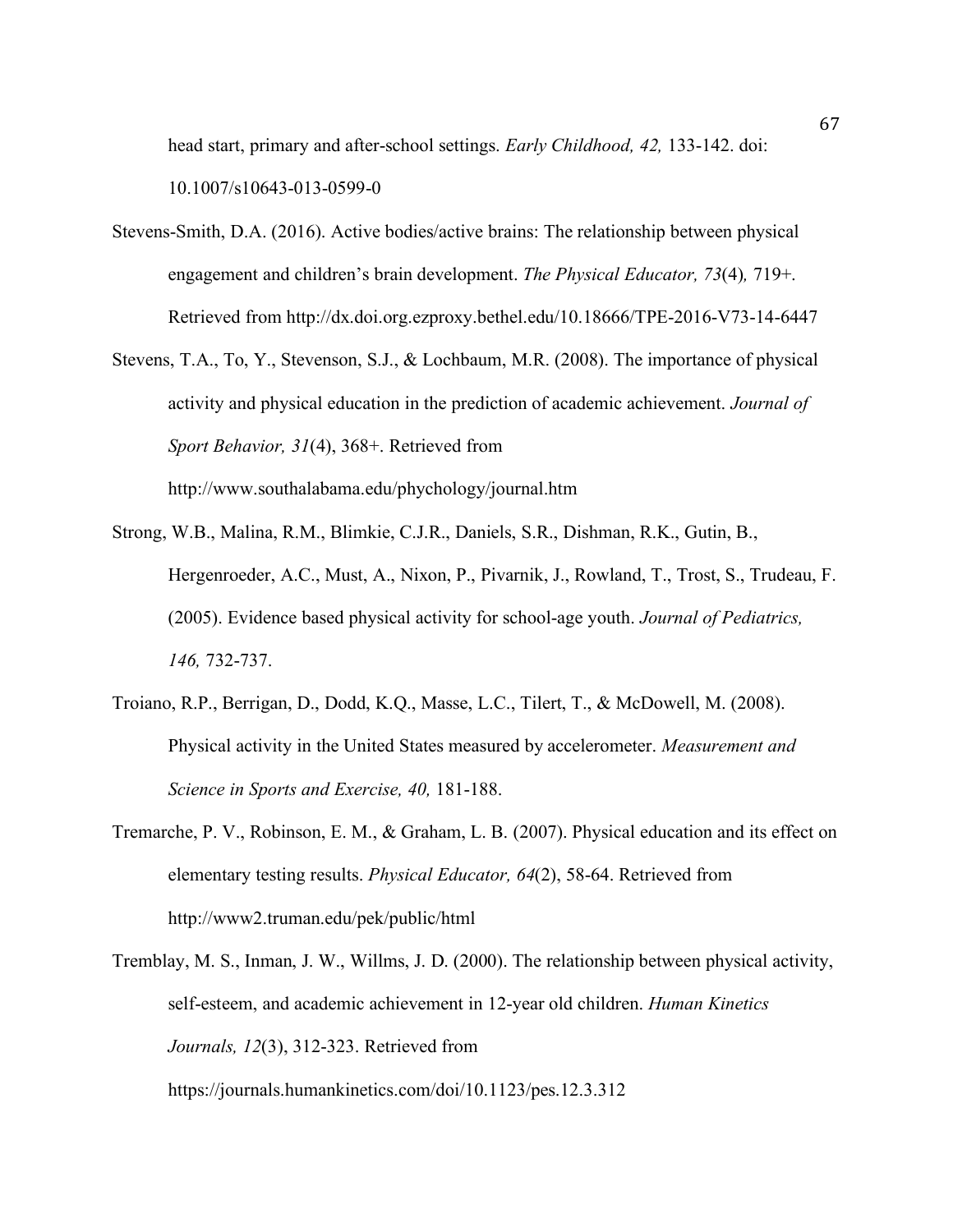head start, primary and after-school settings. *Early Childhood, 42,* 133-142. doi: 10.1007/s10643-013-0599-0

Stevens-Smith, D.A. (2016). Active bodies/active brains: The relationship between physical engagement and children's brain development. *The Physical Educator, 73*(4)*,* 719+. Retrieved from http://dx.doi.org.ezproxy.bethel.edu/10.18666/TPE-2016-V73-14-6447

Stevens, T.A., To, Y., Stevenson, S.J., & Lochbaum, M.R. (2008). The importance of physical activity and physical education in the prediction of academic achievement. *Journal of Sport Behavior, 31*(4), 368+. Retrieved from http://www.southalabama.edu/phychology/journal.htm

Strong, W.B., Malina, R.M., Blimkie, C.J.R., Daniels, S.R., Dishman, R.K., Gutin, B., Hergenroeder, A.C., Must, A., Nixon, P., Pivarnik, J., Rowland, T., Trost, S., Trudeau, F. (2005). Evidence based physical activity for school-age youth. *Journal of Pediatrics, 146,* 732-737.

Troiano, R.P., Berrigan, D., Dodd, K.Q., Masse, L.C., Tilert, T., & McDowell, M. (2008). Physical activity in the United States measured by accelerometer. *Measurement and Science in Sports and Exercise, 40,* 181-188.

Tremarche, P. V., Robinson, E. M., & Graham, L. B. (2007). Physical education and its effect on elementary testing results. *Physical Educator, 64*(2), 58-64. Retrieved from http://www2.truman.edu/pek/public/html

Tremblay, M. S., Inman, J. W., Willms, J. D. (2000). The relationship between physical activity, self-esteem, and academic achievement in 12-year old children. *Human Kinetics Journals, 12*(3), 312-323. Retrieved from https://journals.humankinetics.com/doi/10.1123/pes.12.3.312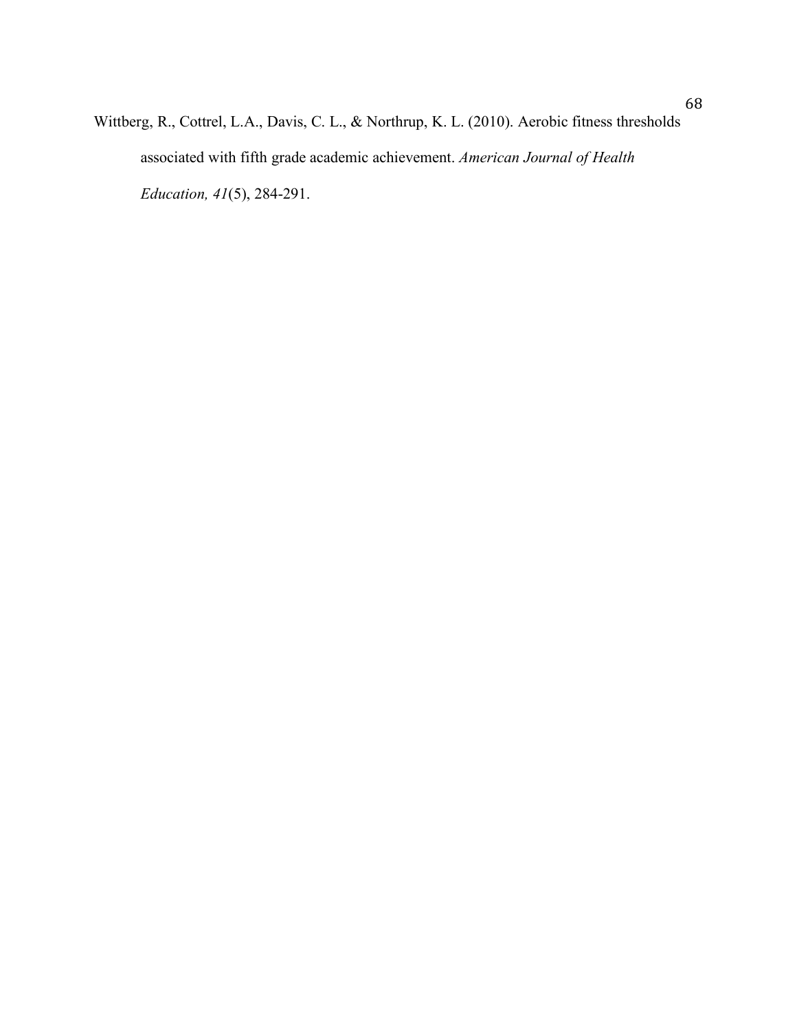Wittberg, R., Cottrel, L.A., Davis, C. L., & Northrup, K. L. (2010). Aerobic fitness thresholds associated with fifth grade academic achievement. *American Journal of Health Education, 41*(5), 284-291.